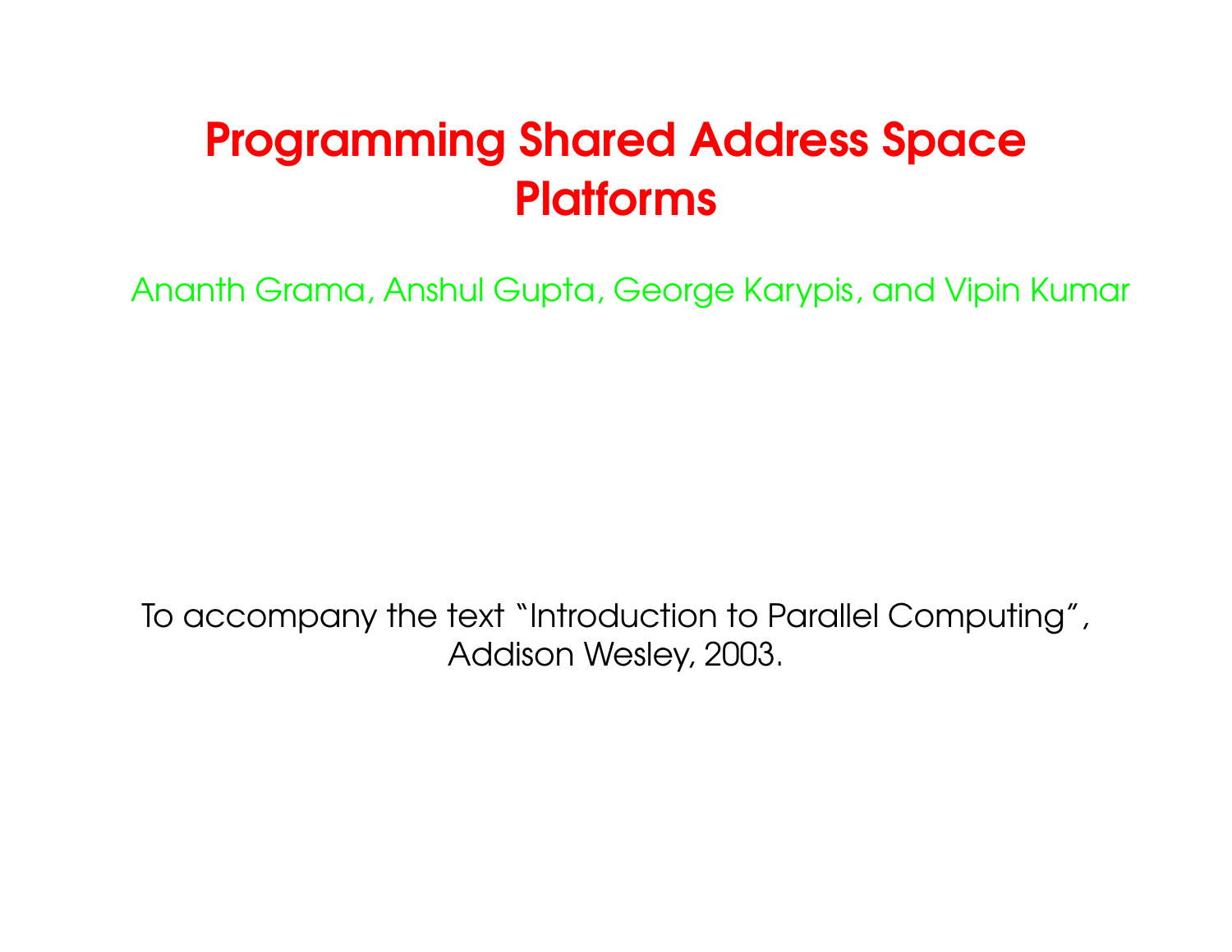# Programming Shared Address Space Platforms

Ananth Grama, Anshul Gupta, George Karypis, and Vipin Kumar

To accompany the text "Introduction to Parallel Computing", Addison Wesley, 2003.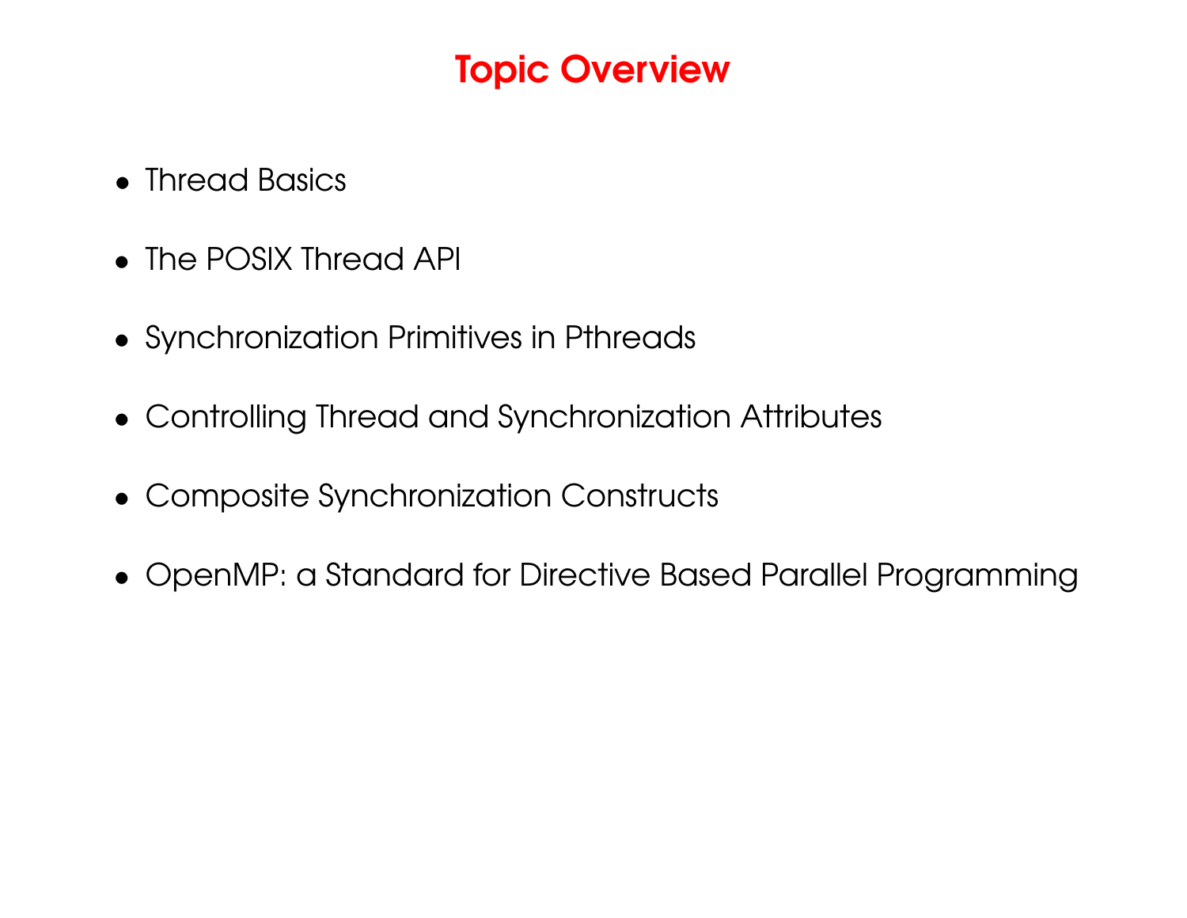# Topic Overview

- Thread Basics
- The POSIX Thread API
- Synchronization Primitives in Pthreads
- Controlling Thread and Synchronization Attributes
- Composite Synchronization Constructs
- OpenMP: a Standard for Directive Based Parallel Programming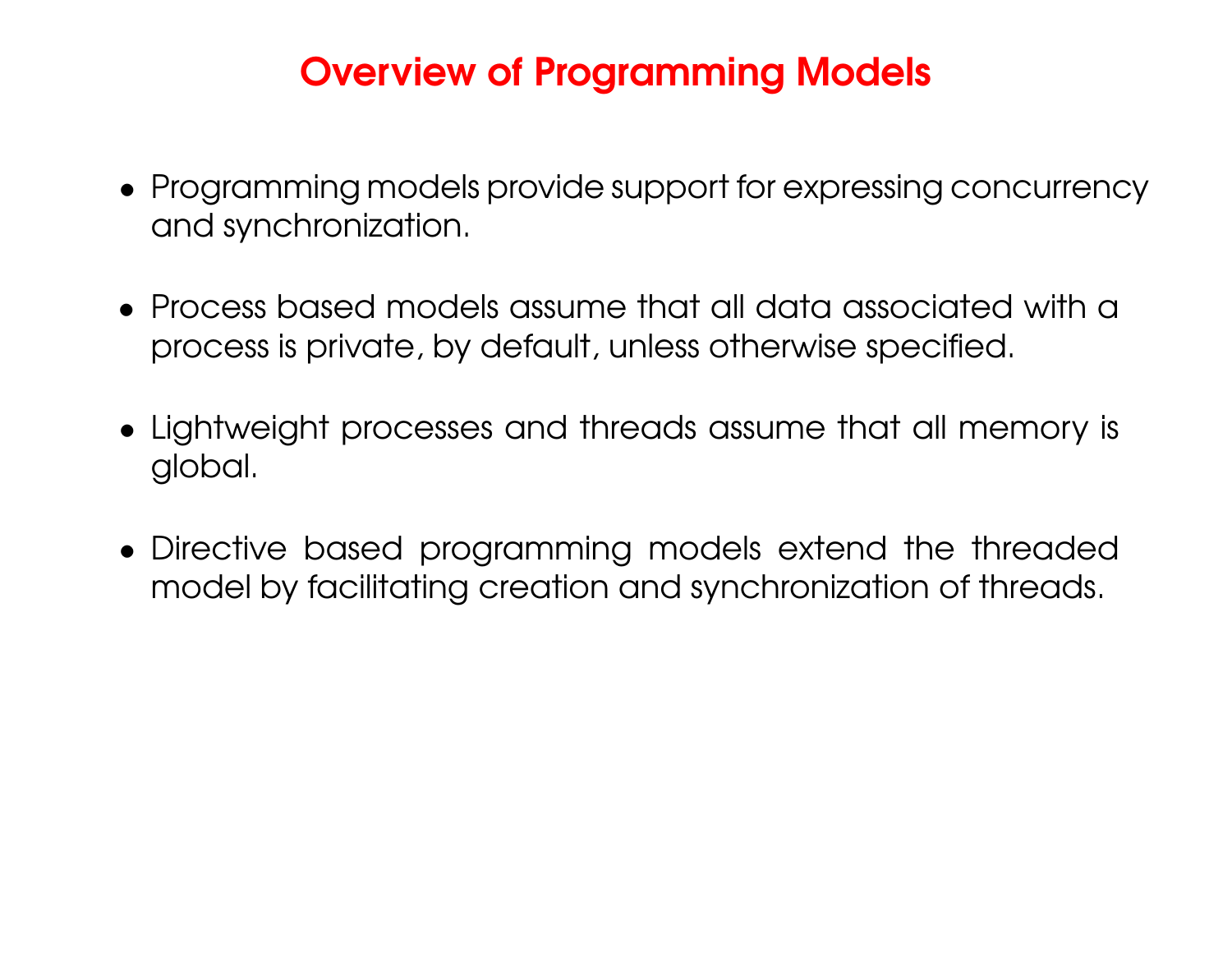# Overview of Programming Models

- Programming models provide support for expressing concurrency and synchronization.
- Process based models assume that all data associated with a process is private, by default, unless otherwise specified.
- Lightweight processes and threads assume that all memory is global.
- Directive based programming models extend the threaded model by facilitating creation and synchronization of threads.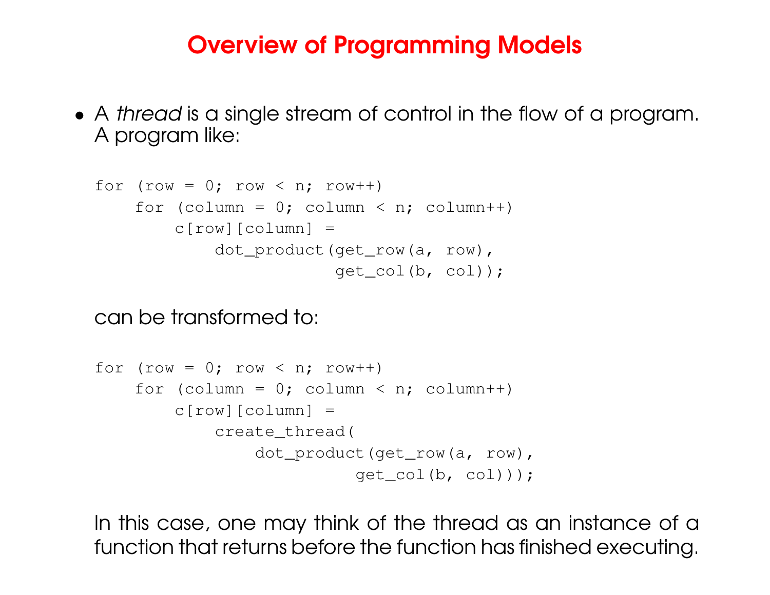# Overview of Programming Models

- A *thread* is a single stream of control in the flow of a program. A program like:

  ```
  for (row = 0; row < n; row++)
      for (column = 0; column < n; column++)
          c[row][column] =
              dot_product(get_row(a, row),
                          get_col(b, col));
  ```

  can be transformed to:

  ```
  for (row = 0; row < n; row++)
      for (column = 0; column < n; column++)
          c[row][column] =
              create_thread(
                  dot_product(get_row(a, row),
                              get_col(b, col)));
  ```

  In this case, one may think of the thread as an instance of a function that returns before the function has finished executing.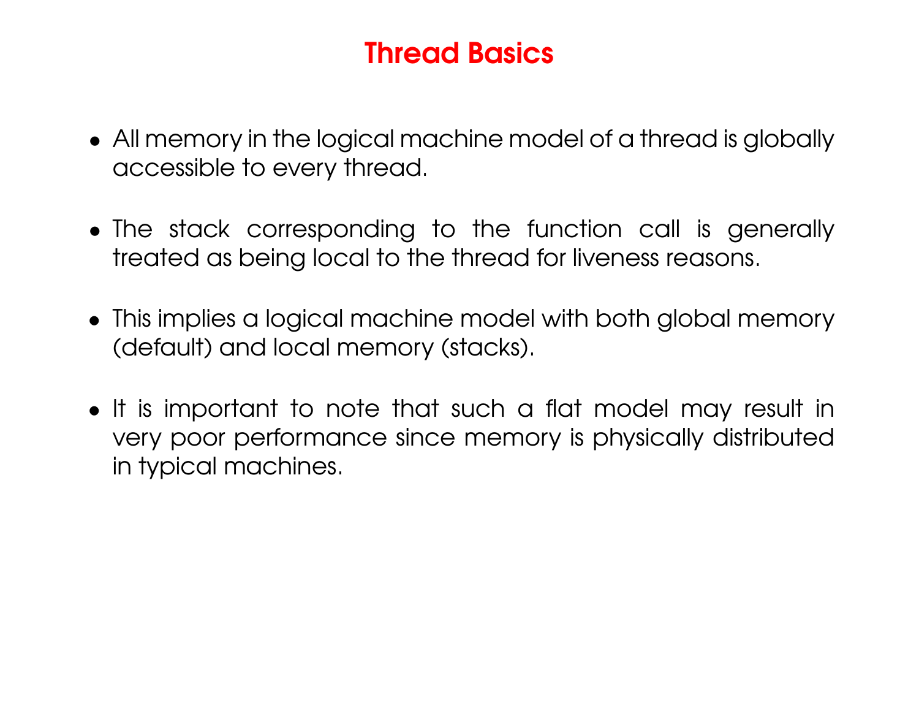# Thread Basics

- All memory in the logical machine model of a thread is globally accessible to every thread.

- The stack corresponding to the function call is generally treated as being local to the thread for liveness reasons.

- This implies a logical machine model with both global memory (default) and local memory (stacks).

- It is important to note that such a flat model may result in very poor performance since memory is physically distributed in typical machines.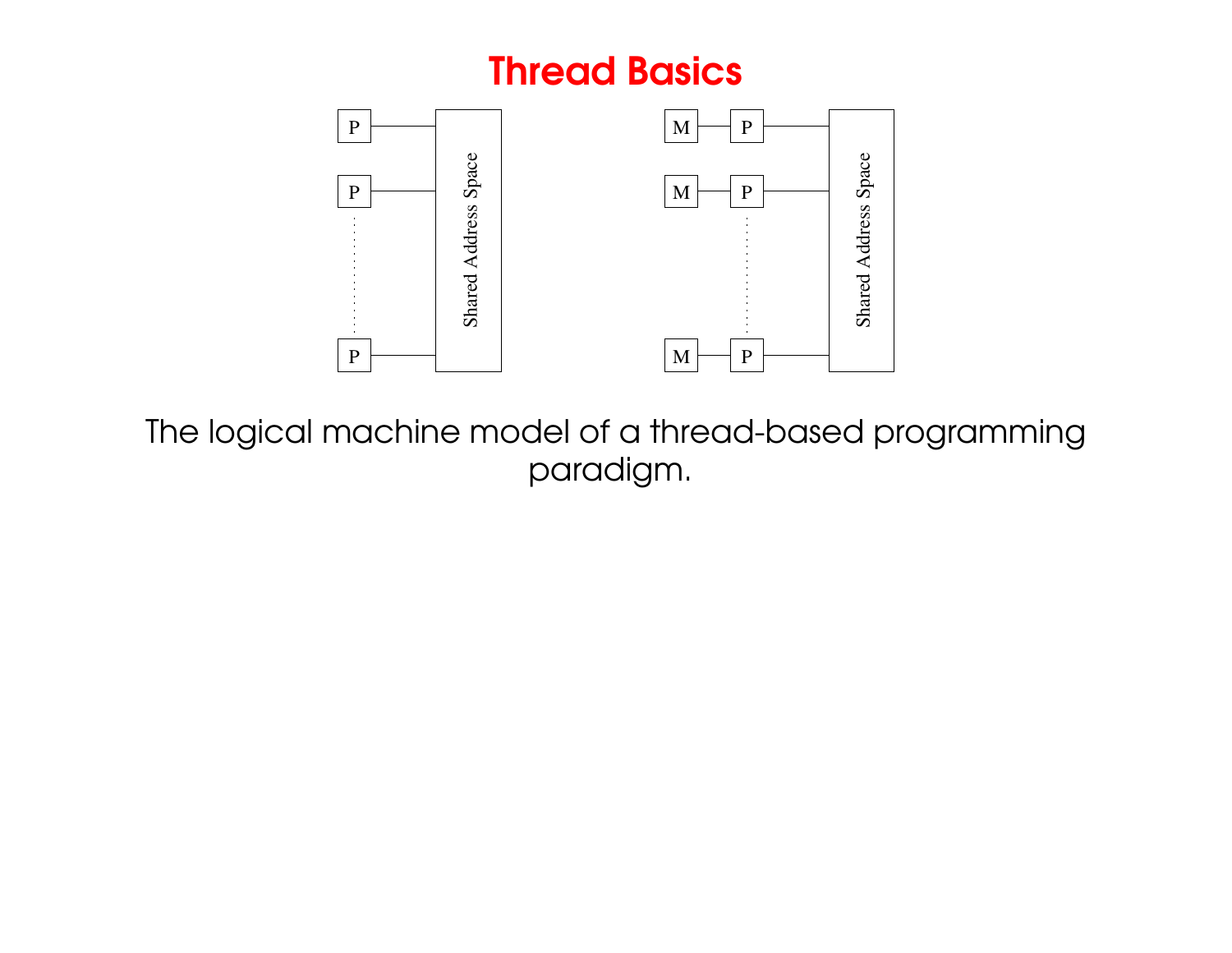# Thread Basics

The logical machine model of a thread-based programming paradigm.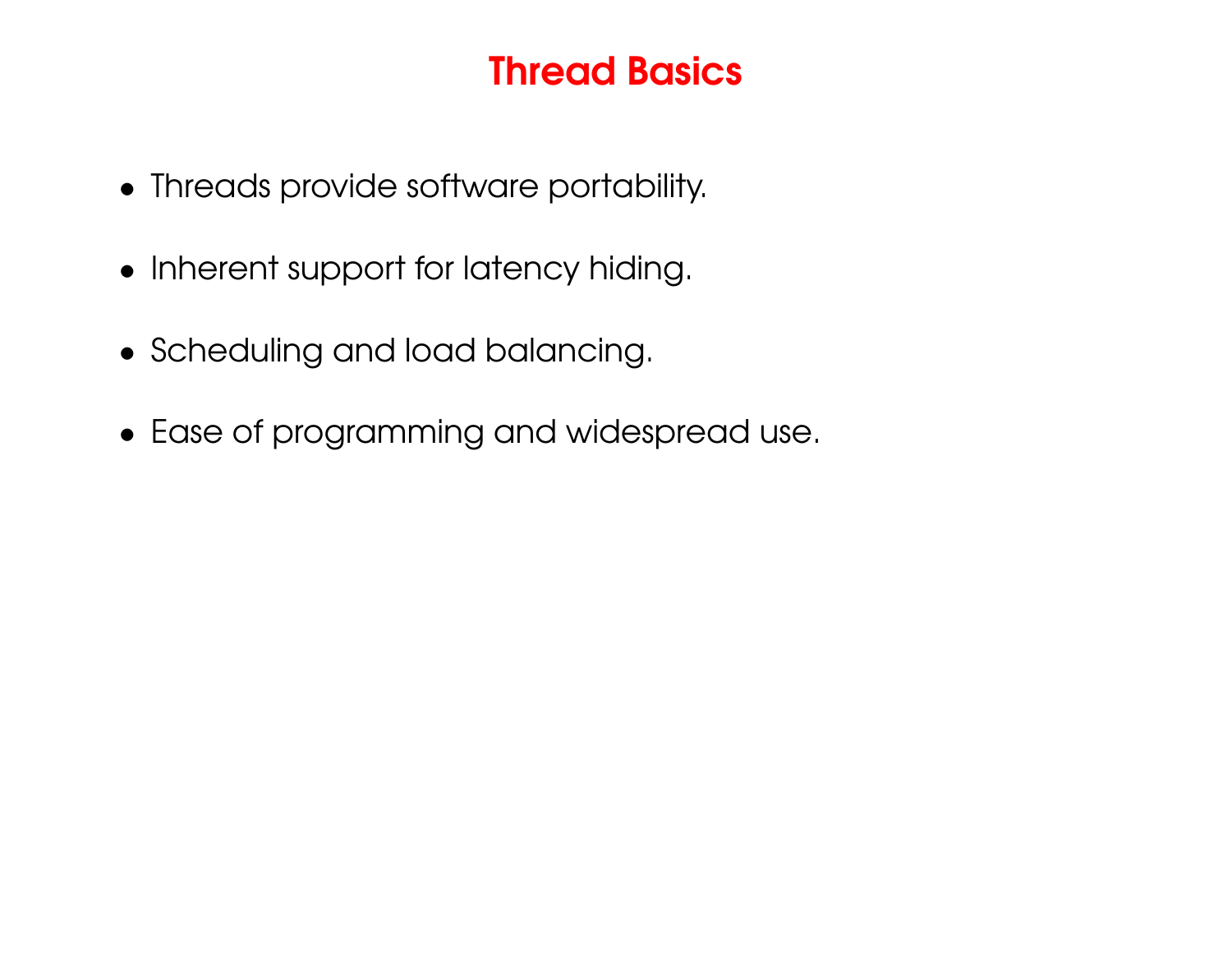# Thread Basics

- Threads provide software portability.
- Inherent support for latency hiding.
- Scheduling and load balancing.
- Ease of programming and widespread use.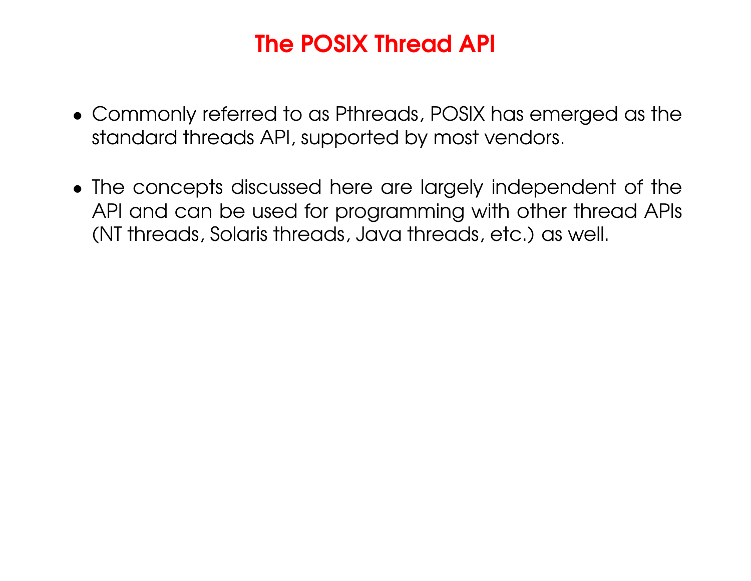# The POSIX Thread API

- Commonly referred to as Pthreads, POSIX has emerged as the standard threads API, supported by most vendors.
- The concepts discussed here are largely independent of the API and can be used for programming with other thread APIs (NT threads, Solaris threads, Java threads, etc.) as well.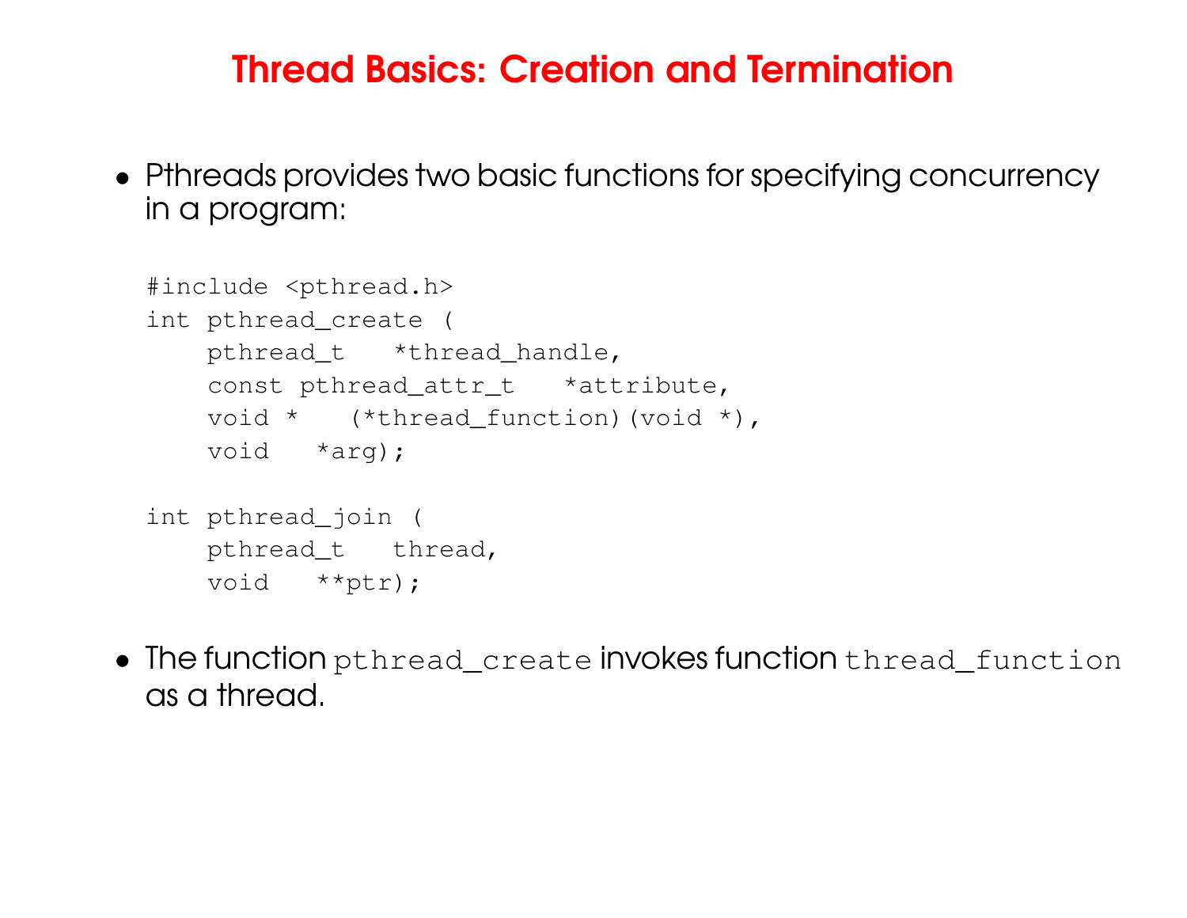# Thread Basics: Creation and Termination

- Pthreads provides two basic functions for specifying concurrency in a program:

```
#include <pthread.h>
int pthread_create (
    pthread_t   *thread_handle,
    const pthread_attr_t   *attribute,
    void *   (*thread_function)(void *),
    void   *arg);

int pthread_join (
    pthread_t   thread,
    void   **ptr);
```

- The function `pthread_create` invokes function `thread_function` as a thread.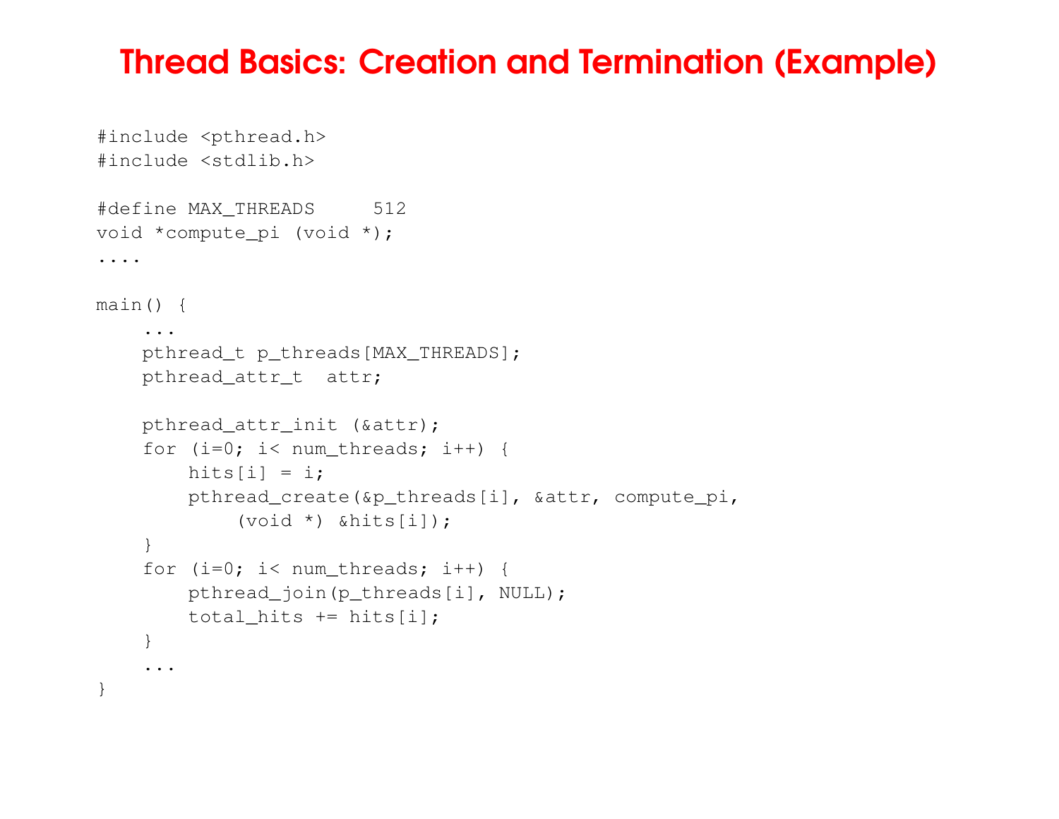# Thread Basics: Creation and Termination (Example)

```
#include <pthread.h>
#include <stdlib.h>

#define MAX_THREADS     512
void *compute_pi (void *);
....

main() {
    ...
    pthread_t p_threads[MAX_THREADS];
    pthread_attr_t  attr;

    pthread_attr_init (&attr);
    for (i=0; i< num_threads; i++) {
        hits[i] = i;
        pthread_create(&p_threads[i], &attr, compute_pi,
            (void *) &hits[i]);
    }
    for (i=0; i< num_threads; i++) {
        pthread_join(p_threads[i], NULL);
        total_hits += hits[i];
    }
    ...
}
```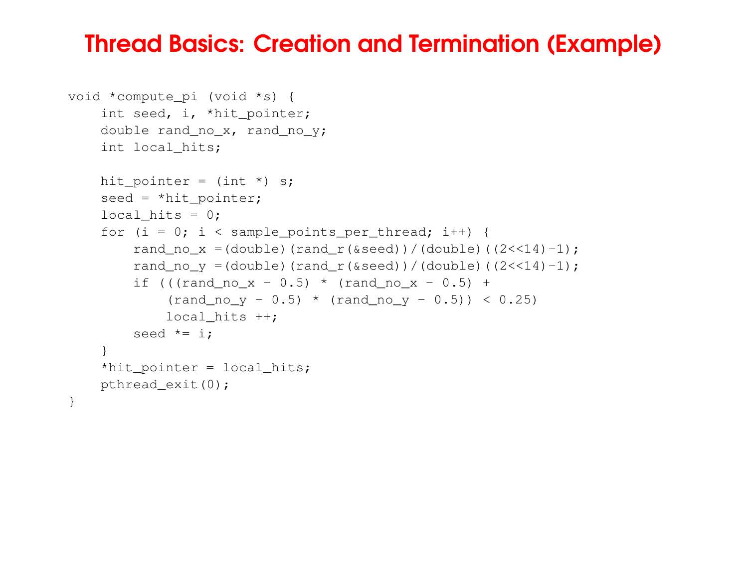# Thread Basics: Creation and Termination (Example)

```
void *compute_pi (void *s) {
    int seed, i, *hit_pointer;
    double rand_no_x, rand_no_y;
    int local_hits;

    hit_pointer = (int *) s;
    seed = *hit_pointer;
    local_hits = 0;
    for (i = 0; i < sample_points_per_thread; i++) {
        rand_no_x =(double)(rand_r(&seed))/(double)((2<<14)-1);
        rand_no_y =(double)(rand_r(&seed))/(double)((2<<14)-1);
        if (((rand_no_x - 0.5) * (rand_no_x - 0.5) +
            (rand_no_y - 0.5) * (rand_no_y - 0.5)) < 0.25)
            local_hits ++;
        seed *= i;
    }
    *hit_pointer = local_hits;
    pthread_exit(0);
}
```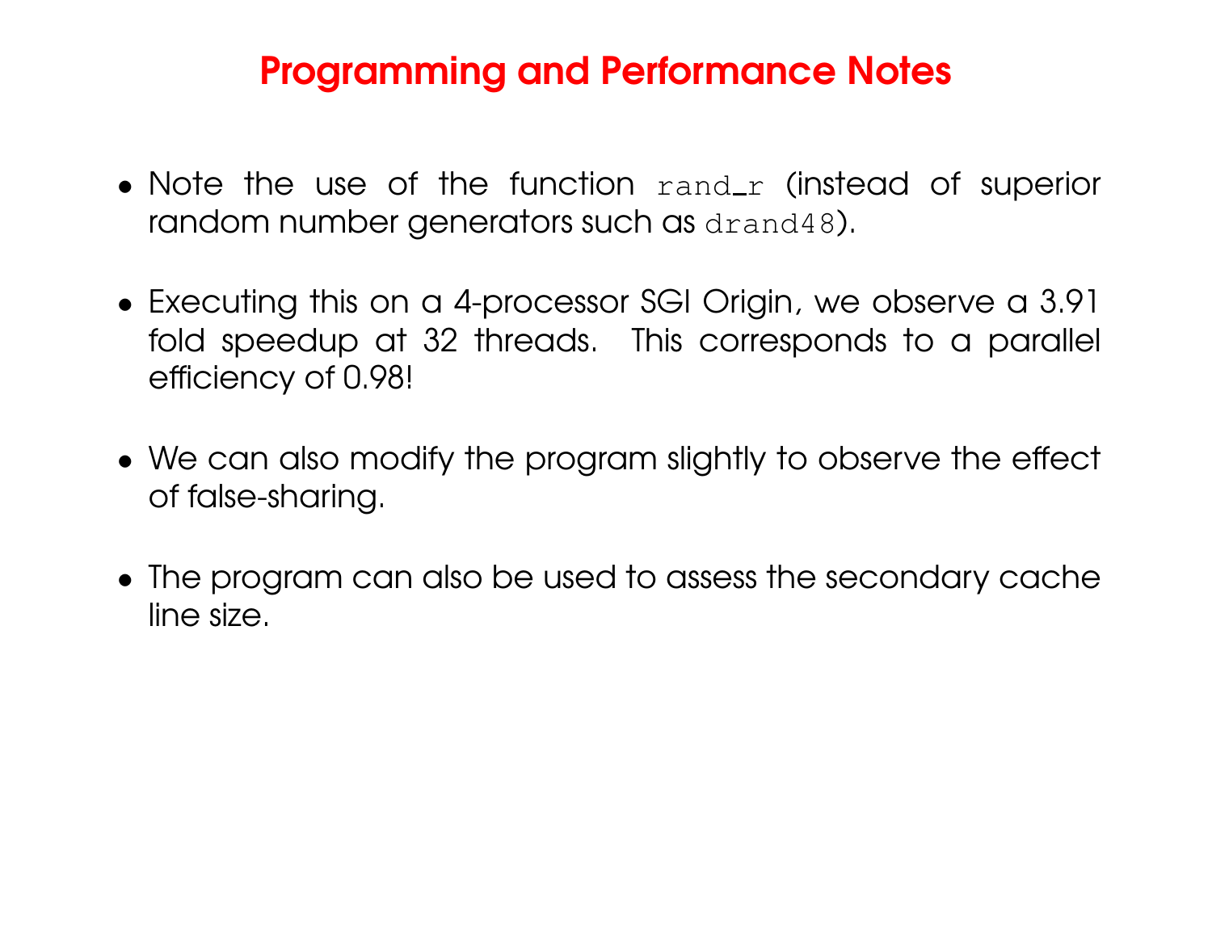# Programming and Performance Notes

- Note the use of the function `rand_r` (instead of superior random number generators such as `drand48`).
- Executing this on a 4-processor SGI Origin, we observe a 3.91 fold speedup at 32 threads. This corresponds to a parallel efficiency of 0.98!
- We can also modify the program slightly to observe the effect of false-sharing.
- The program can also be used to assess the secondary cache line size.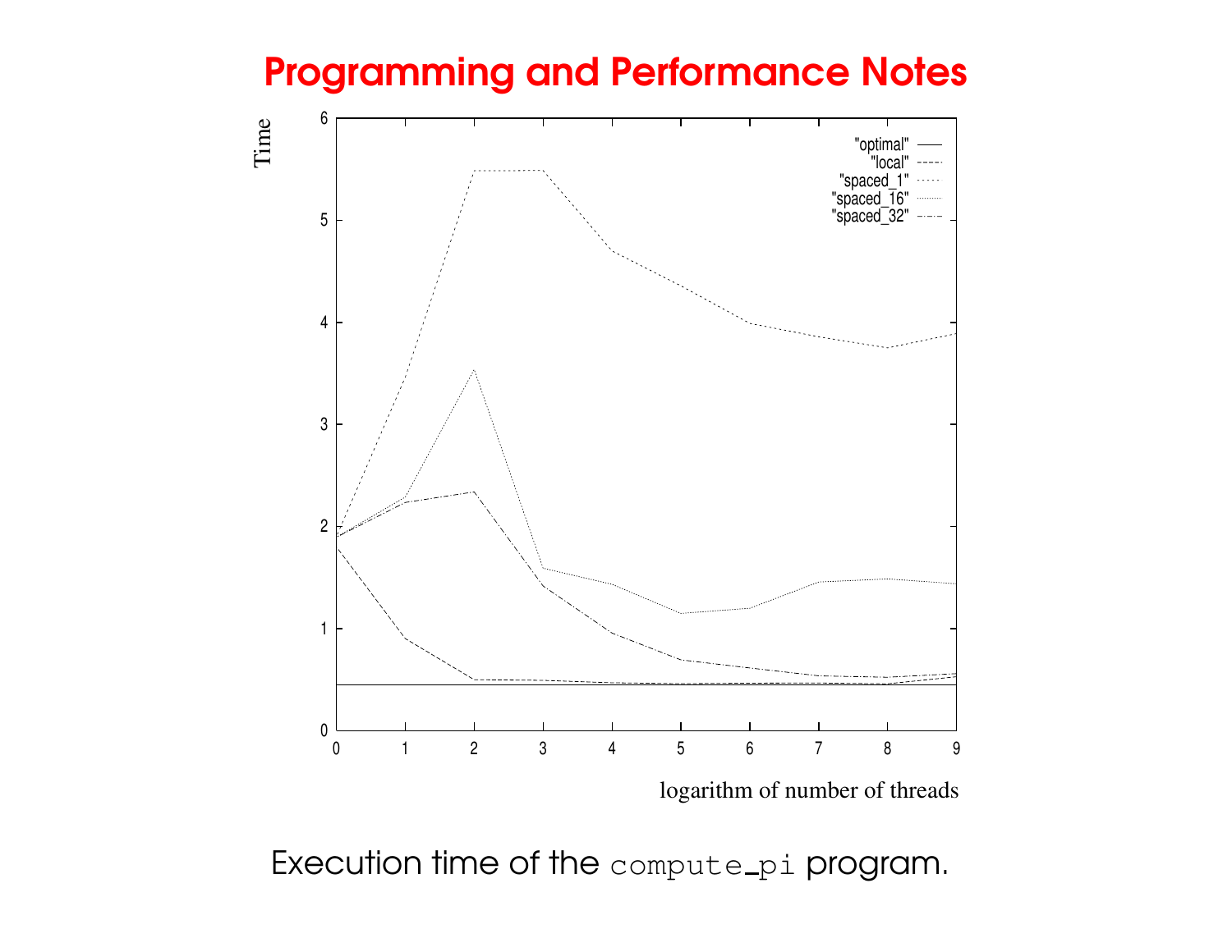# Programming and Performance Notes

Execution time of the `compute_pi` program.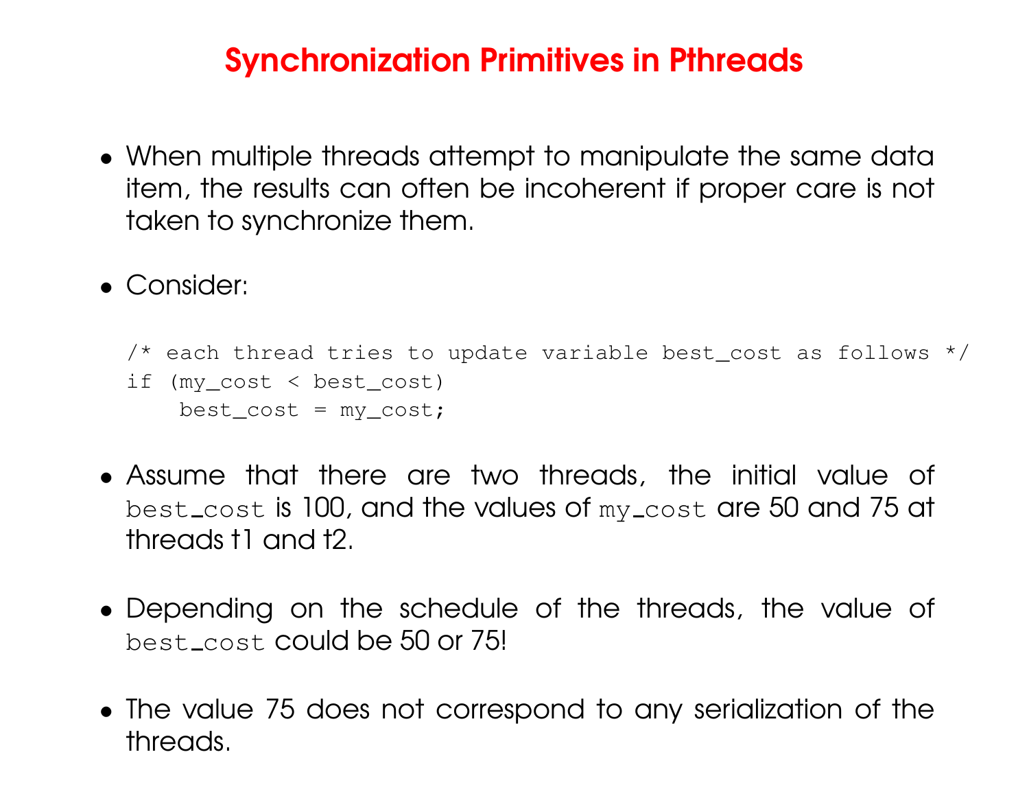# Synchronization Primitives in Pthreads

- When multiple threads attempt to manipulate the same data item, the results can often be incoherent if proper care is not taken to synchronize them.
- Consider:

```
/* each thread tries to update variable best_cost as follows */
if (my_cost < best_cost)
    best_cost = my_cost;
```

- Assume that there are two threads, the initial value of `best_cost` is 100, and the values of `my_cost` are 50 and 75 at threads t1 and t2.
- Depending on the schedule of the threads, the value of `best_cost` could be 50 or 75!
- The value 75 does not correspond to any serialization of the threads.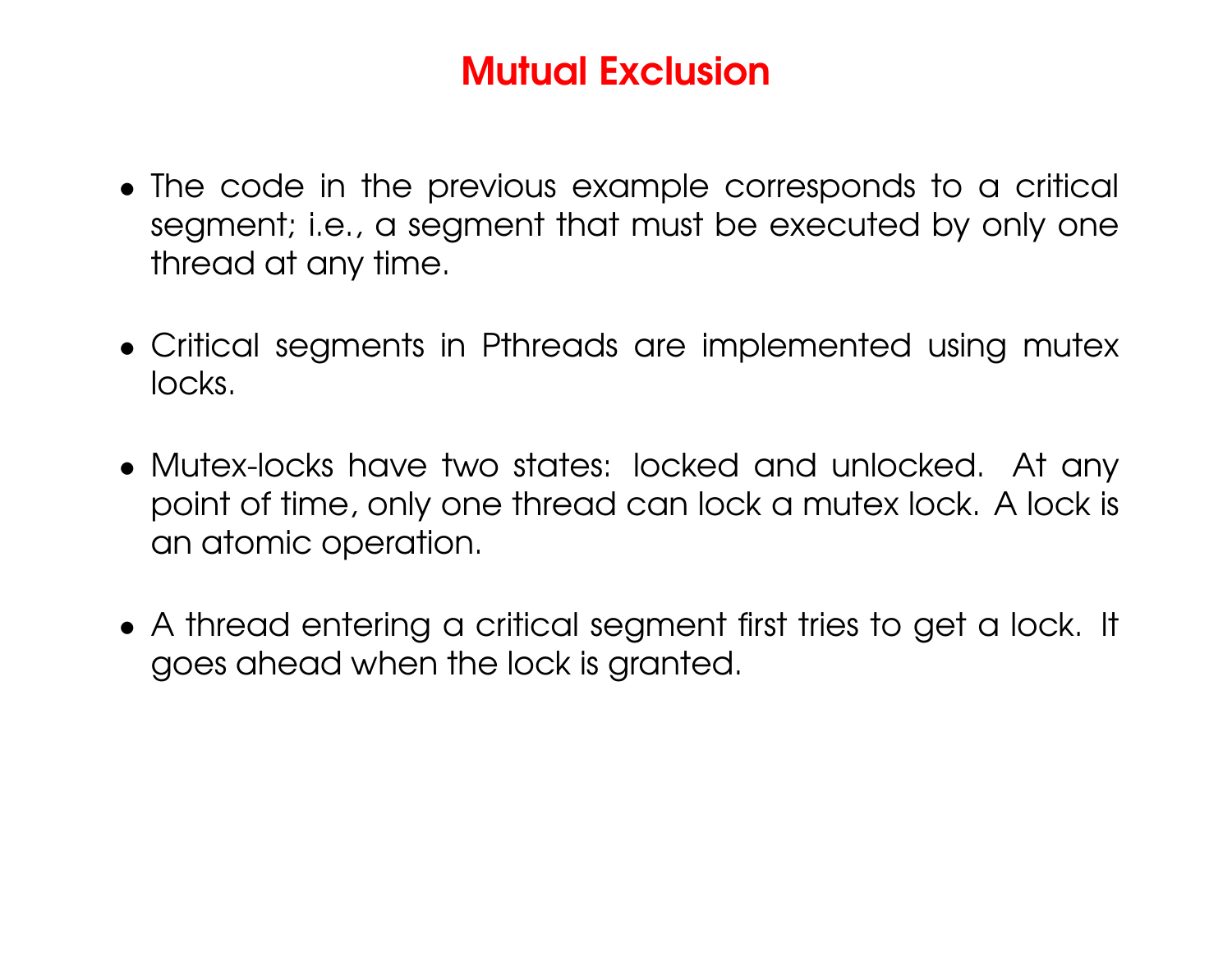# Mutual Exclusion

- The code in the previous example corresponds to a critical segment; i.e., a segment that must be executed by only one thread at any time.

- Critical segments in Pthreads are implemented using mutex locks.

- Mutex-locks have two states: locked and unlocked. At any point of time, only one thread can lock a mutex lock. A lock is an atomic operation.

- A thread entering a critical segment first tries to get a lock. It goes ahead when the lock is granted.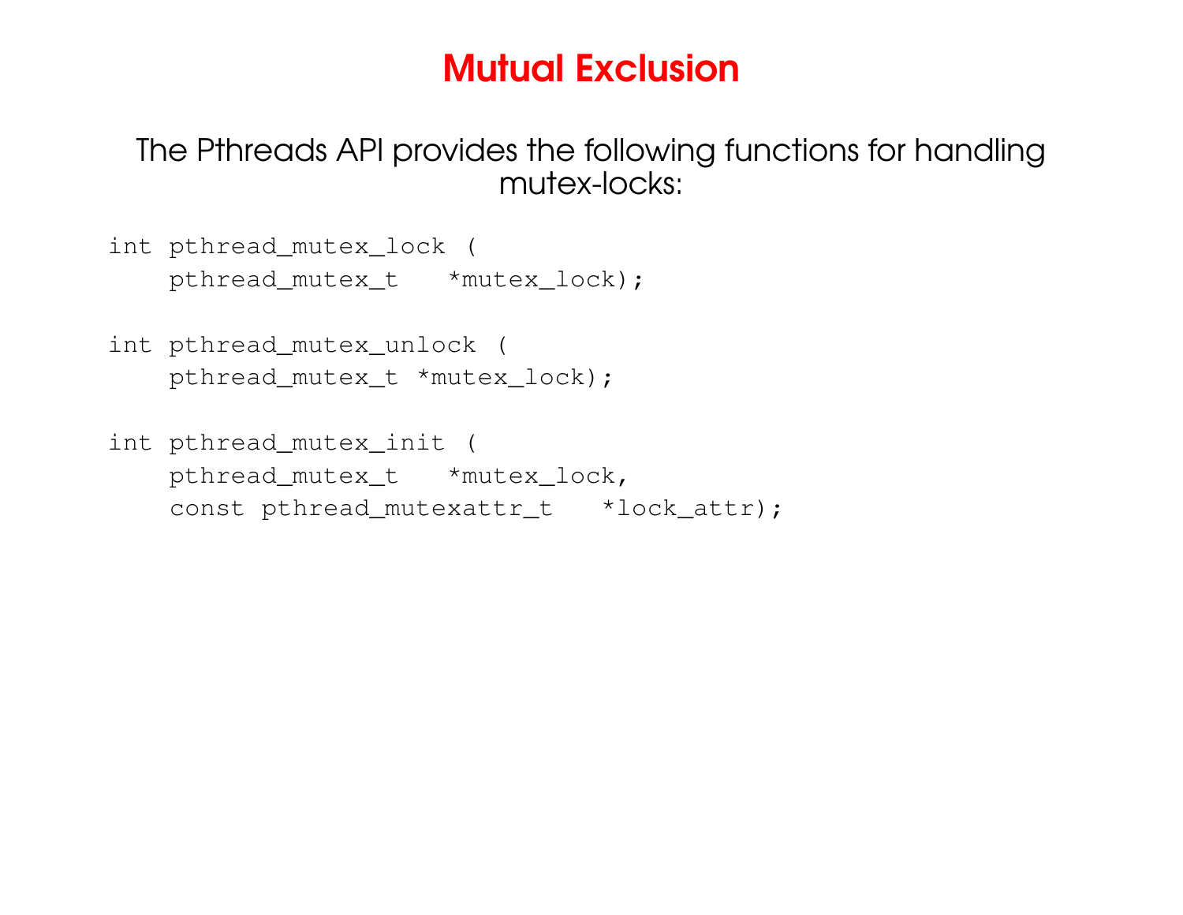# Mutual Exclusion

The Pthreads API provides the following functions for handling mutex-locks:

```
int pthread_mutex_lock (
    pthread_mutex_t   *mutex_lock);

int pthread_mutex_unlock (
    pthread_mutex_t *mutex_lock);

int pthread_mutex_init (
    pthread_mutex_t   *mutex_lock,
    const pthread_mutexattr_t   *lock_attr);
```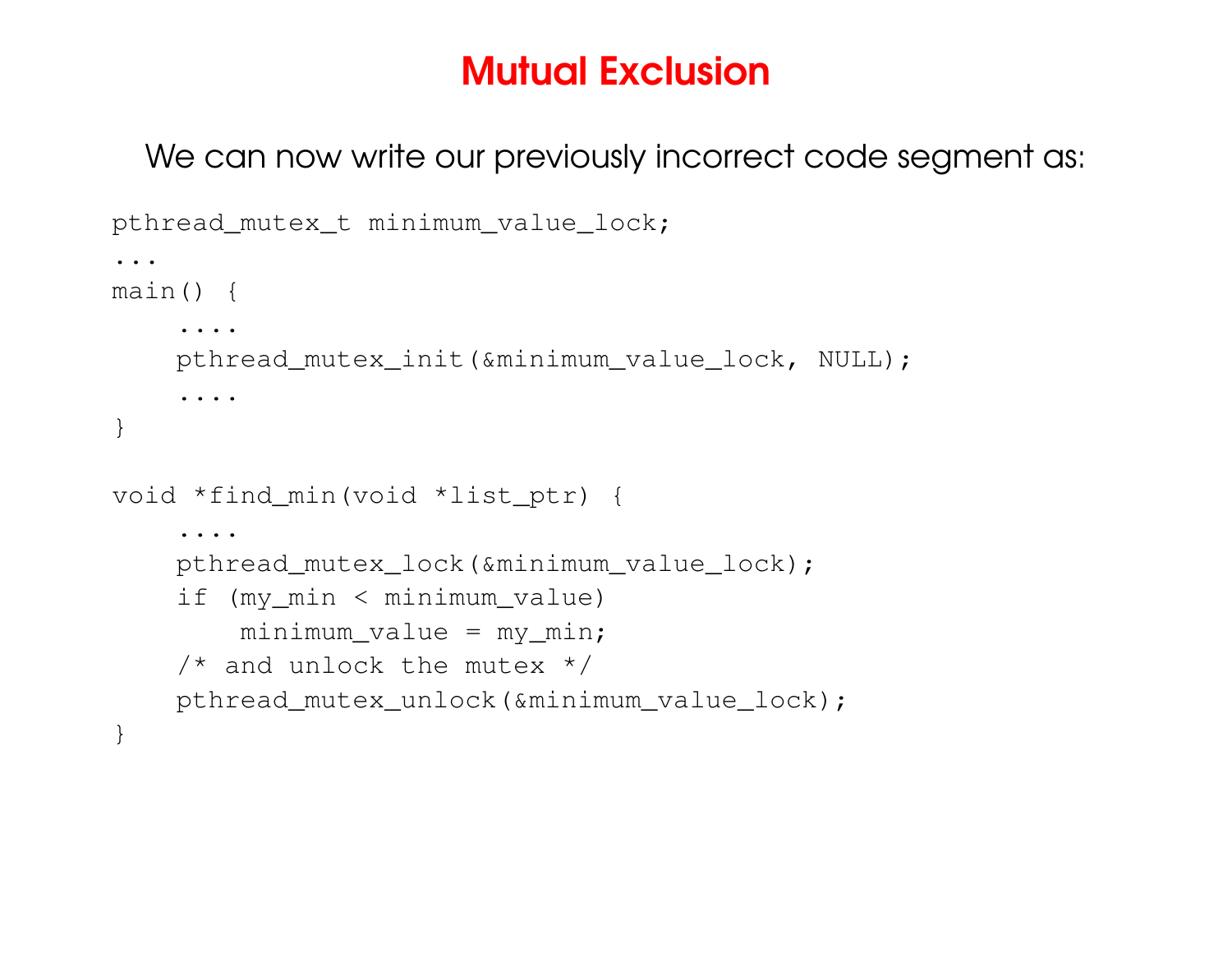# Mutual Exclusion

We can now write our previously incorrect code segment as:

```
pthread_mutex_t minimum_value_lock;
...
main() {
    ....
    pthread_mutex_init(&minimum_value_lock, NULL);
    ....
}

void *find_min(void *list_ptr) {
    ....
    pthread_mutex_lock(&minimum_value_lock);
    if (my_min < minimum_value)
        minimum_value = my_min;
    /* and unlock the mutex */
    pthread_mutex_unlock(&minimum_value_lock);
}
```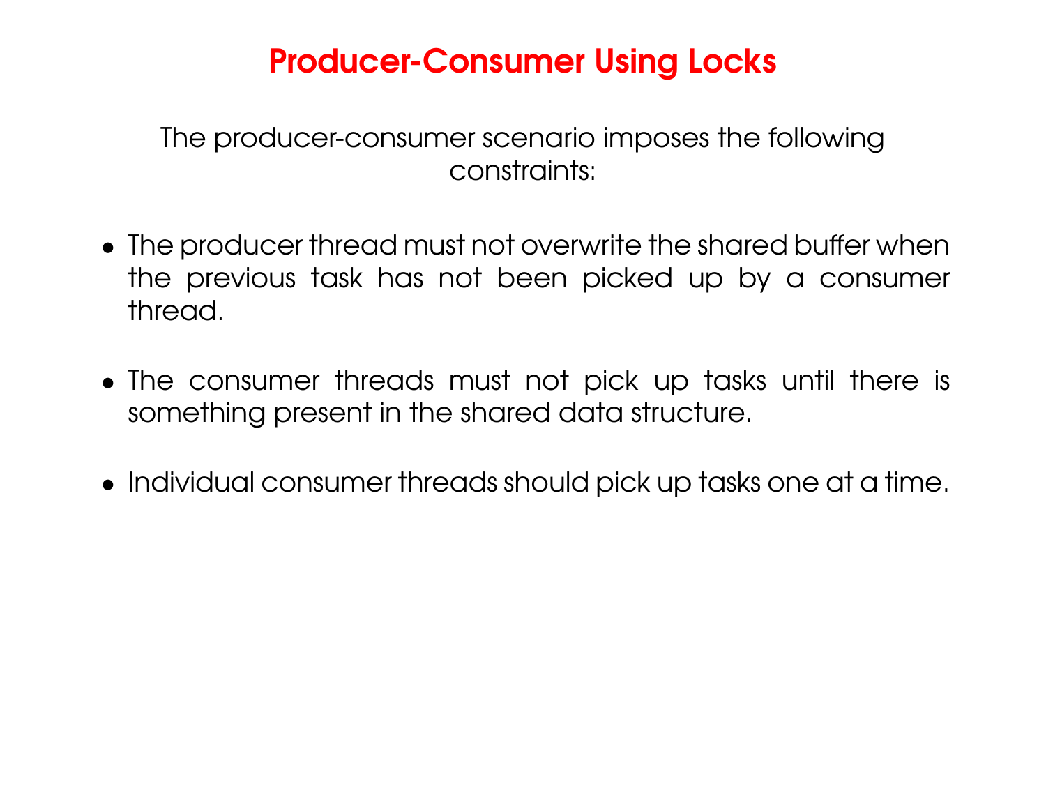# Producer-Consumer Using Locks

The producer-consumer scenario imposes the following constraints:

- The producer thread must not overwrite the shared buffer when the previous task has not been picked up by a consumer thread.
- The consumer threads must not pick up tasks until there is something present in the shared data structure.
- Individual consumer threads should pick up tasks one at a time.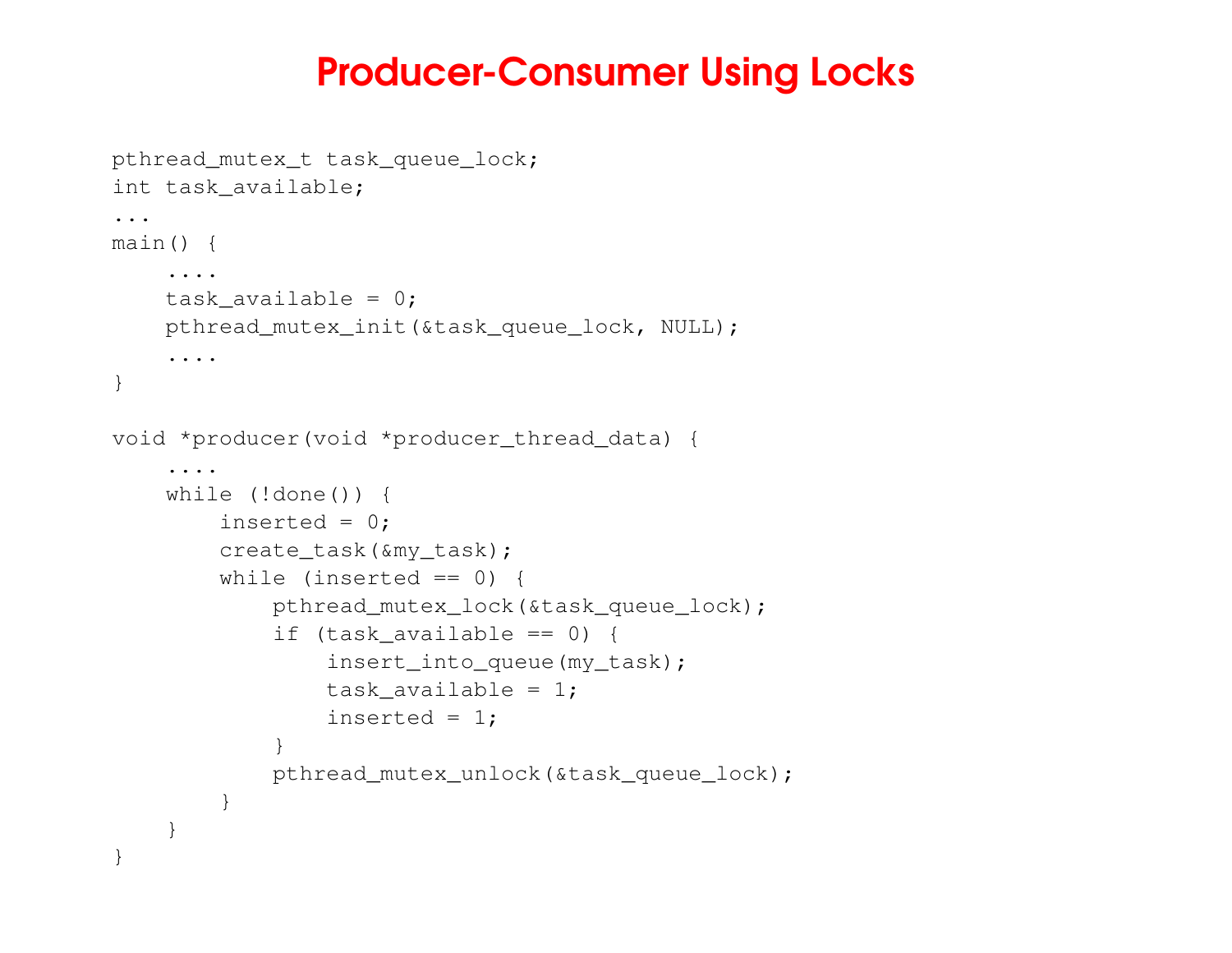# Producer-Consumer Using Locks

```
pthread_mutex_t task_queue_lock;
int task_available;
...
main() {
    ....
    task_available = 0;
    pthread_mutex_init(&task_queue_lock, NULL);
    ....
}

void *producer(void *producer_thread_data) {
    ....
    while (!done()) {
        inserted = 0;
        create_task(&my_task);
        while (inserted == 0) {
            pthread_mutex_lock(&task_queue_lock);
            if (task_available == 0) {
                insert_into_queue(my_task);
                task_available = 1;
                inserted = 1;
            }
            pthread_mutex_unlock(&task_queue_lock);
        }
    }
}
```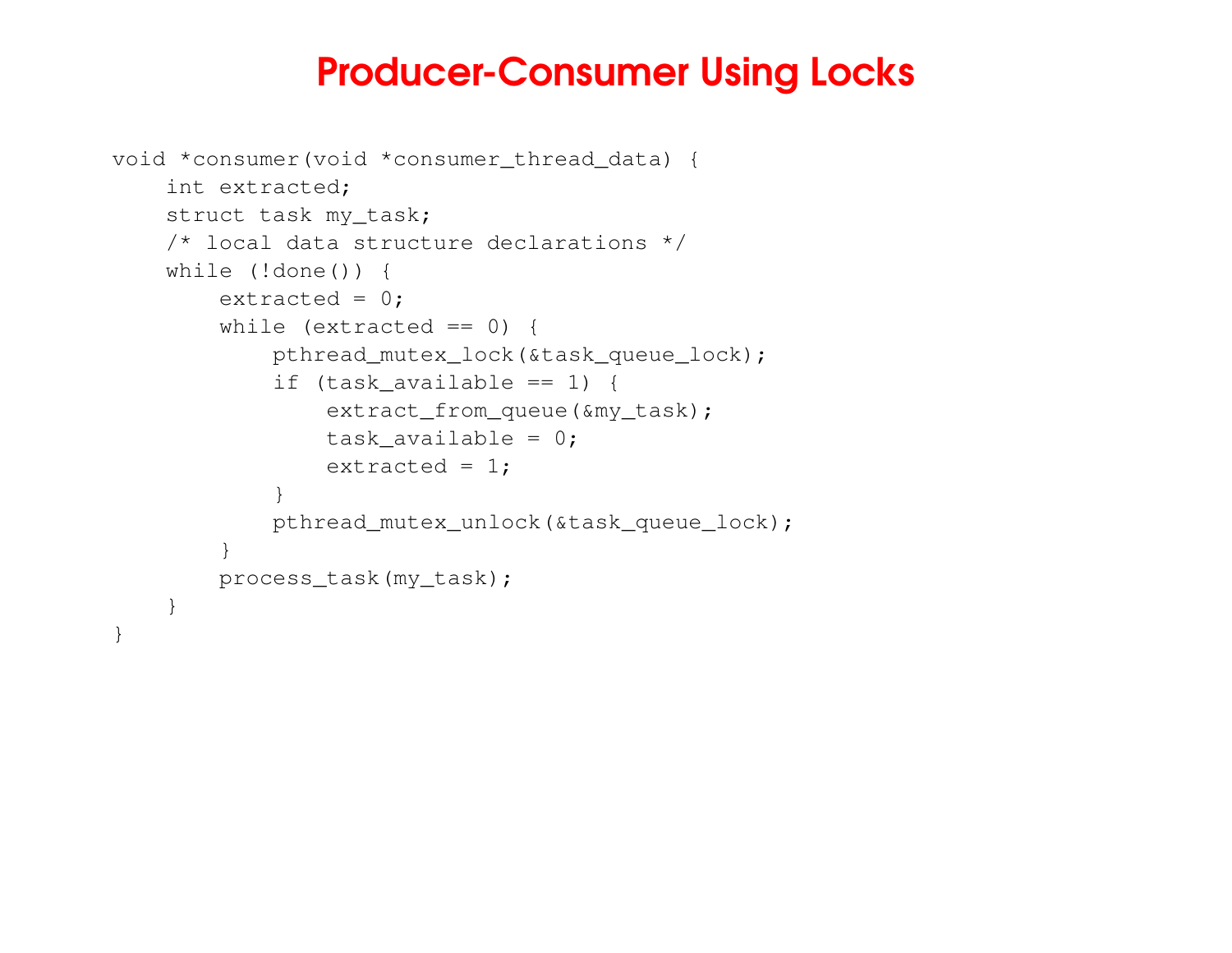# Producer-Consumer Using Locks

```
void *consumer(void *consumer_thread_data) {
    int extracted;
    struct task my_task;
    /* local data structure declarations */
    while (!done()) {
        extracted = 0;
        while (extracted == 0) {
            pthread_mutex_lock(&task_queue_lock);
            if (task_available == 1) {
                extract_from_queue(&my_task);
                task_available = 0;
                extracted = 1;
            }
            pthread_mutex_unlock(&task_queue_lock);
        }
        process_task(my_task);
    }
}
```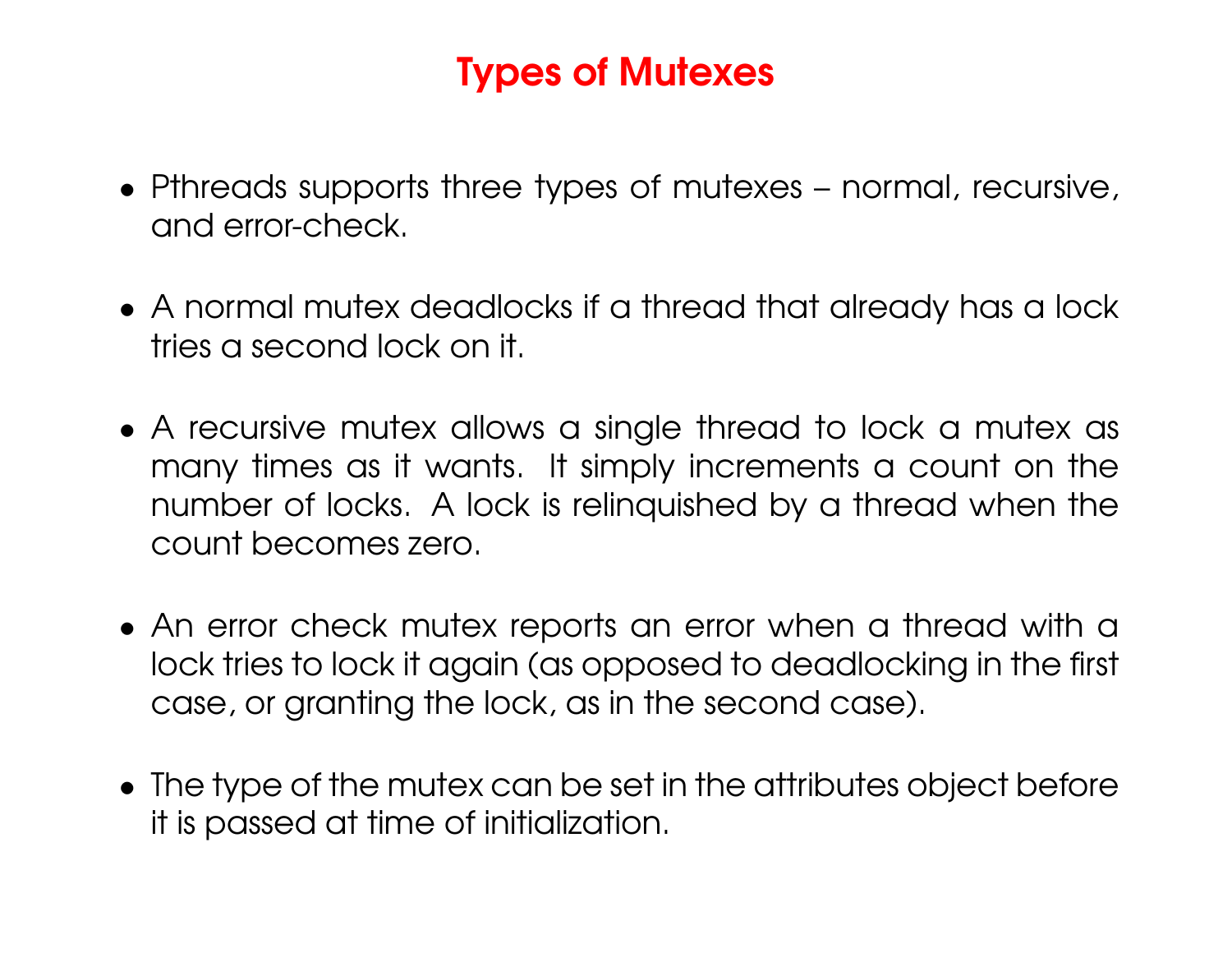# Types of Mutexes

- Pthreads supports three types of mutexes – normal, recursive, and error-check.
- A normal mutex deadlocks if a thread that already has a lock tries a second lock on it.
- A recursive mutex allows a single thread to lock a mutex as many times as it wants. It simply increments a count on the number of locks. A lock is relinquished by a thread when the count becomes zero.
- An error check mutex reports an error when a thread with a lock tries to lock it again (as opposed to deadlocking in the first case, or granting the lock, as in the second case).
- The type of the mutex can be set in the attributes object before it is passed at time of initialization.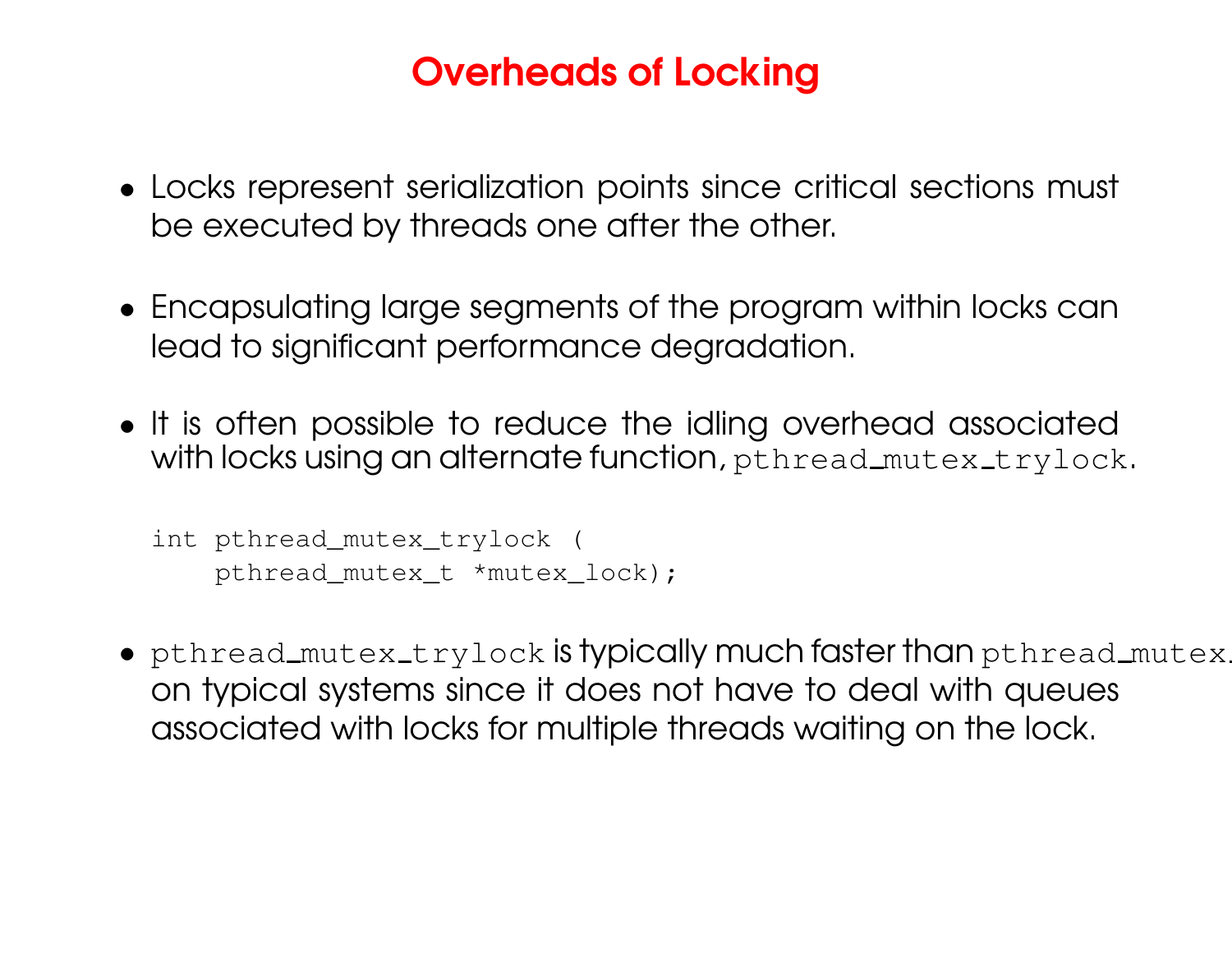# Overheads of Locking

- Locks represent serialization points since critical sections must be executed by threads one after the other.
- Encapsulating large segments of the program within locks can lead to significant performance degradation.
- It is often possible to reduce the idling overhead associated with locks using an alternate function, `pthread_mutex_trylock`.

```
int pthread_mutex_trylock (
    pthread_mutex_t *mutex_lock);
```

- `pthread_mutex_trylock` is typically much faster than `pthread_mutex.` on typical systems since it does not have to deal with queues associated with locks for multiple threads waiting on the lock.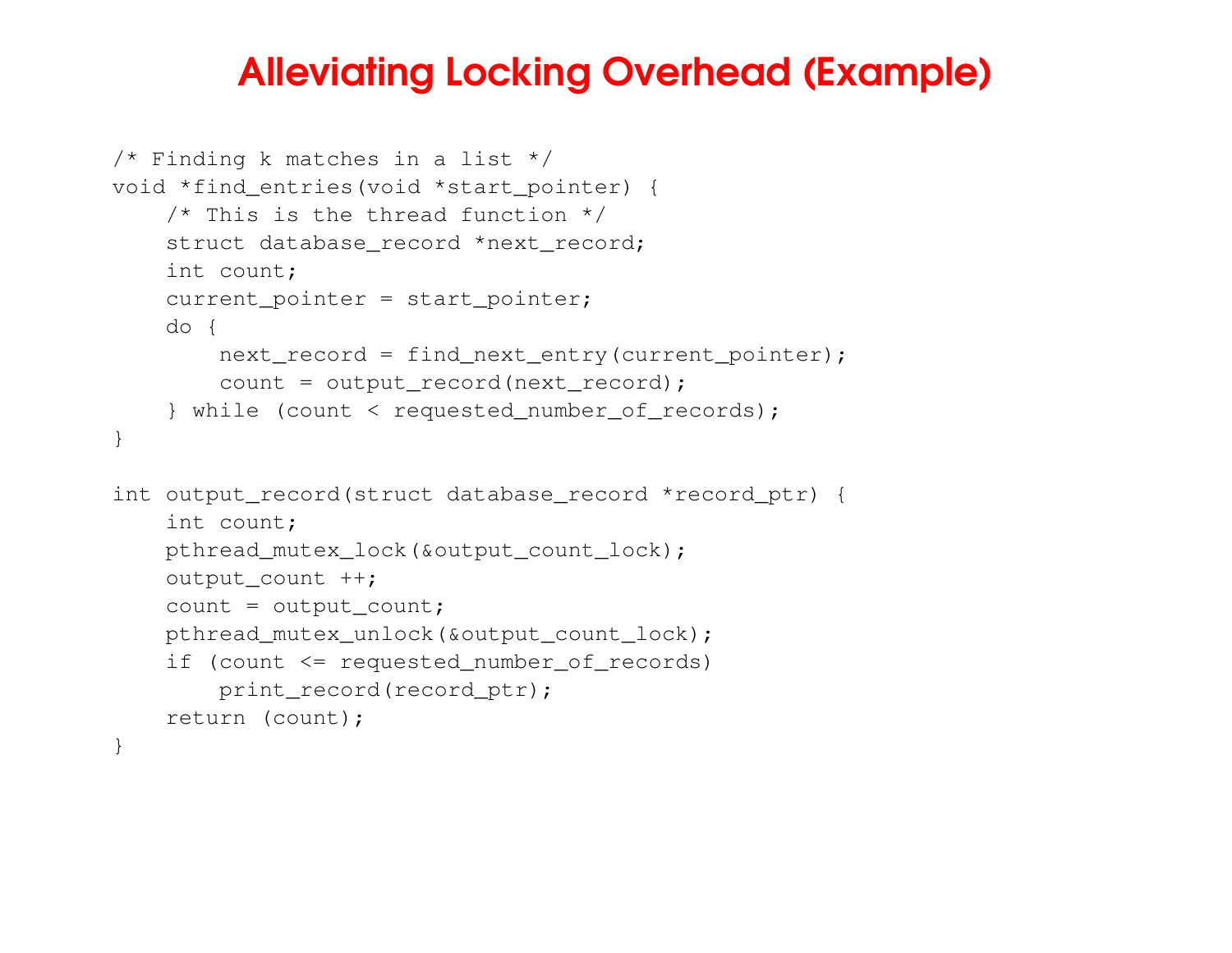# Alleviating Locking Overhead (Example)

```
/* Finding k matches in a list */
void *find_entries(void *start_pointer) {
    /* This is the thread function */
    struct database_record *next_record;
    int count;
    current_pointer = start_pointer;
    do {
        next_record = find_next_entry(current_pointer);
        count = output_record(next_record);
    } while (count < requested_number_of_records);
}

int output_record(struct database_record *record_ptr) {
    int count;
    pthread_mutex_lock(&output_count_lock);
    output_count ++;
    count = output_count;
    pthread_mutex_unlock(&output_count_lock);
    if (count <= requested_number_of_records)
        print_record(record_ptr);
    return (count);
}
```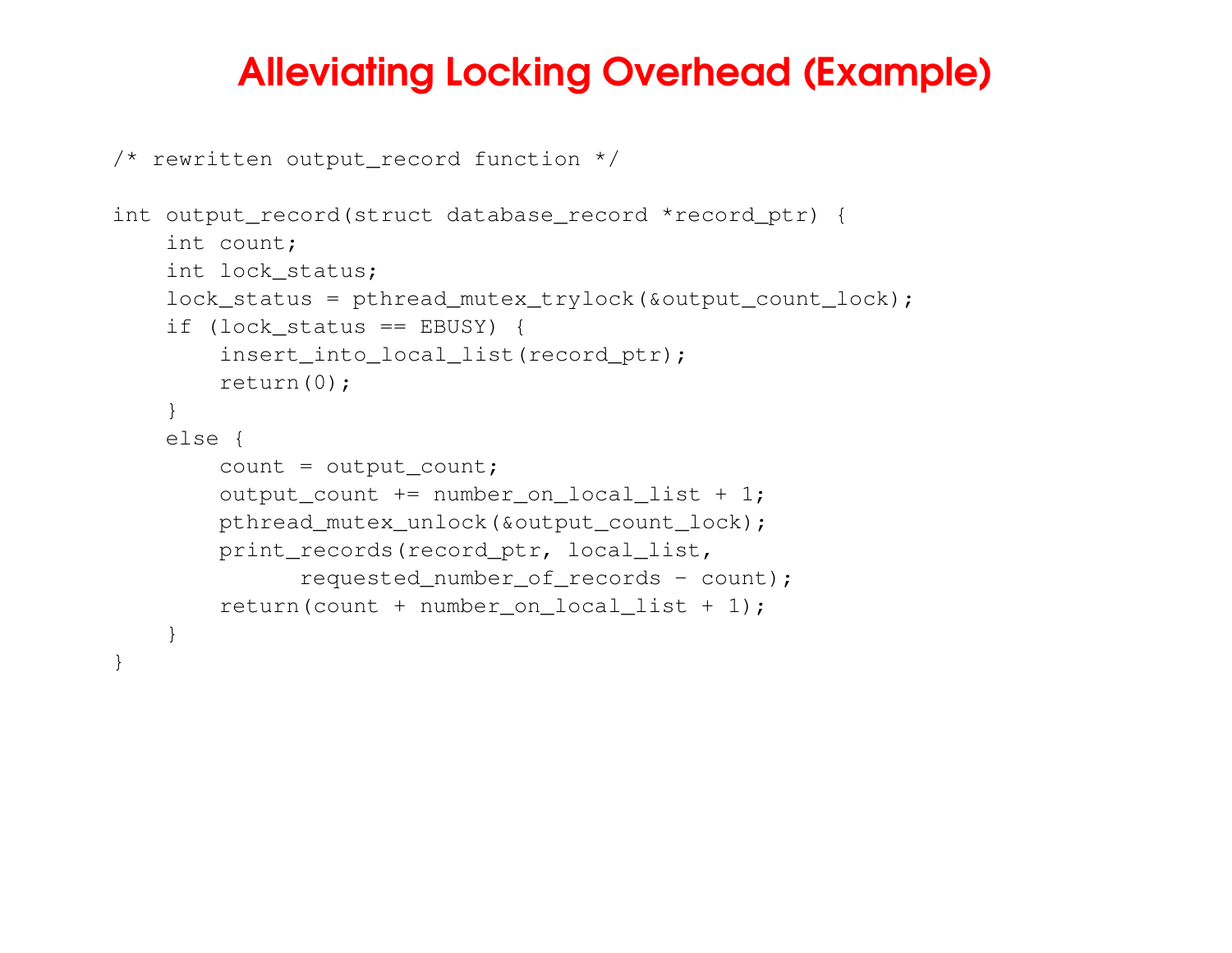# Alleviating Locking Overhead (Example)

```
/* rewritten output_record function */

int output_record(struct database_record *record_ptr) {
    int count;
    int lock_status;
    lock_status = pthread_mutex_trylock(&output_count_lock);
    if (lock_status == EBUSY) {
        insert_into_local_list(record_ptr);
        return(0);
    }
    else {
        count = output_count;
        output_count += number_on_local_list + 1;
        pthread_mutex_unlock(&output_count_lock);
        print_records(record_ptr, local_list,
              requested_number_of_records - count);
        return(count + number_on_local_list + 1);
    }
}
```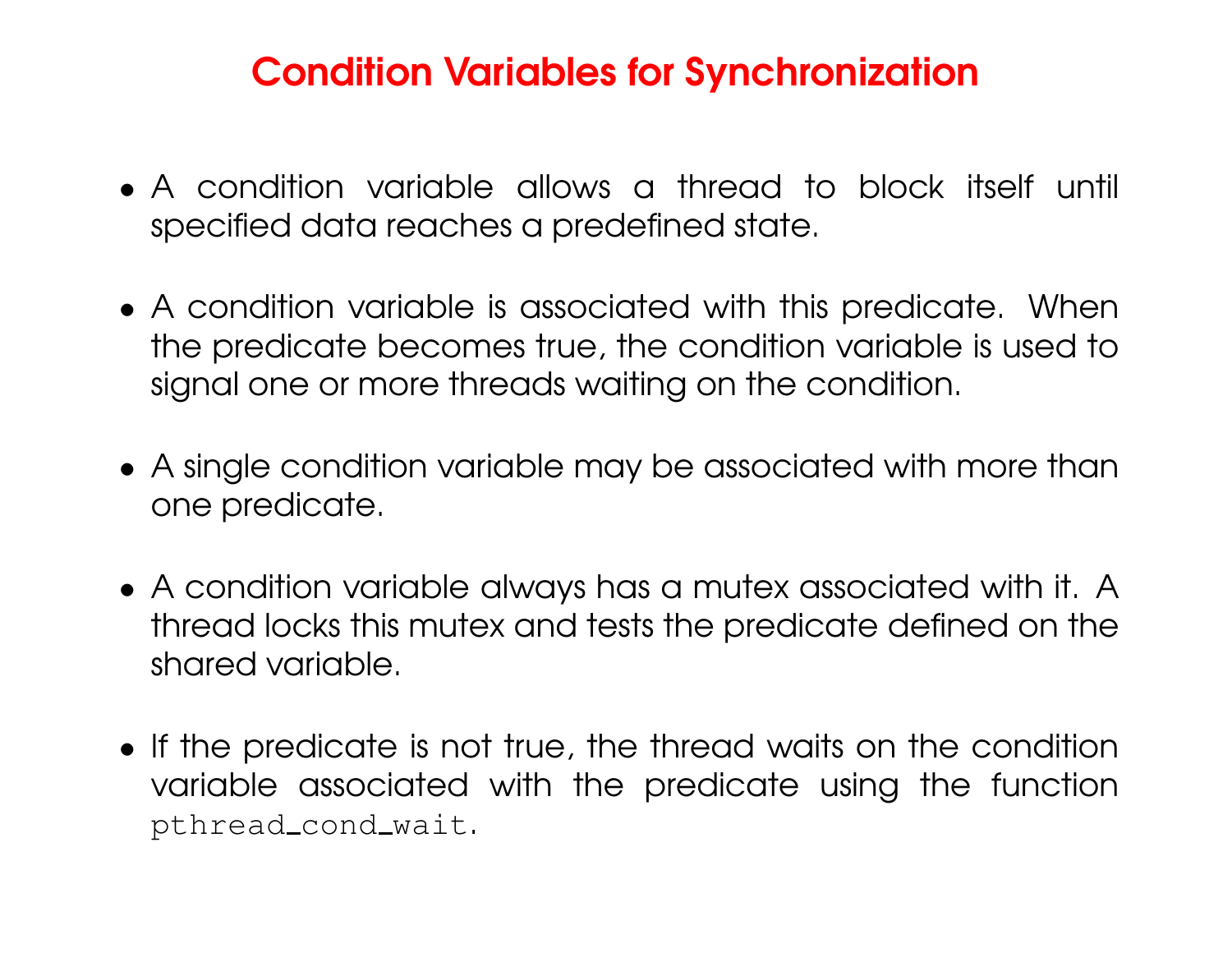# Condition Variables for Synchronization

- A condition variable allows a thread to block itself until specified data reaches a predefined state.
- A condition variable is associated with this predicate. When the predicate becomes true, the condition variable is used to signal one or more threads waiting on the condition.
- A single condition variable may be associated with more than one predicate.
- A condition variable always has a mutex associated with it. A thread locks this mutex and tests the predicate defined on the shared variable.
- If the predicate is not true, the thread waits on the condition variable associated with the predicate using the function `pthread_cond_wait`.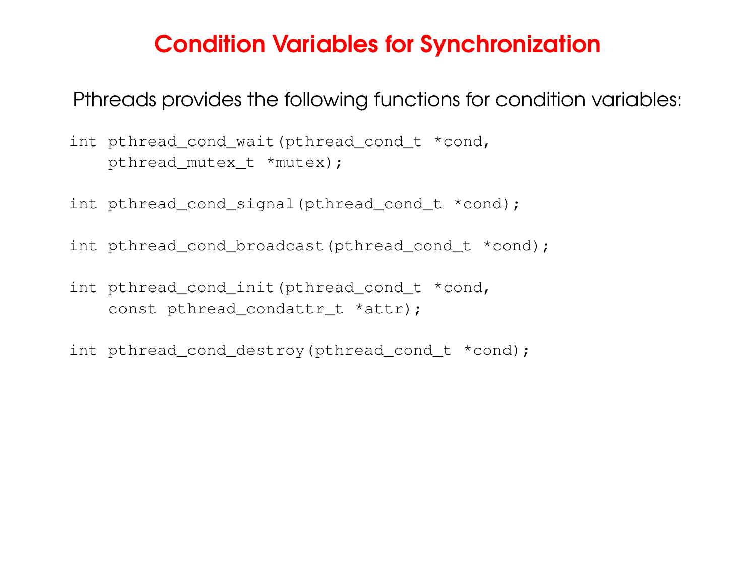# Condition Variables for Synchronization

Pthreads provides the following functions for condition variables:

```
int pthread_cond_wait(pthread_cond_t *cond,
    pthread_mutex_t *mutex);

int pthread_cond_signal(pthread_cond_t *cond);

int pthread_cond_broadcast(pthread_cond_t *cond);

int pthread_cond_init(pthread_cond_t *cond,
    const pthread_condattr_t *attr);

int pthread_cond_destroy(pthread_cond_t *cond);
```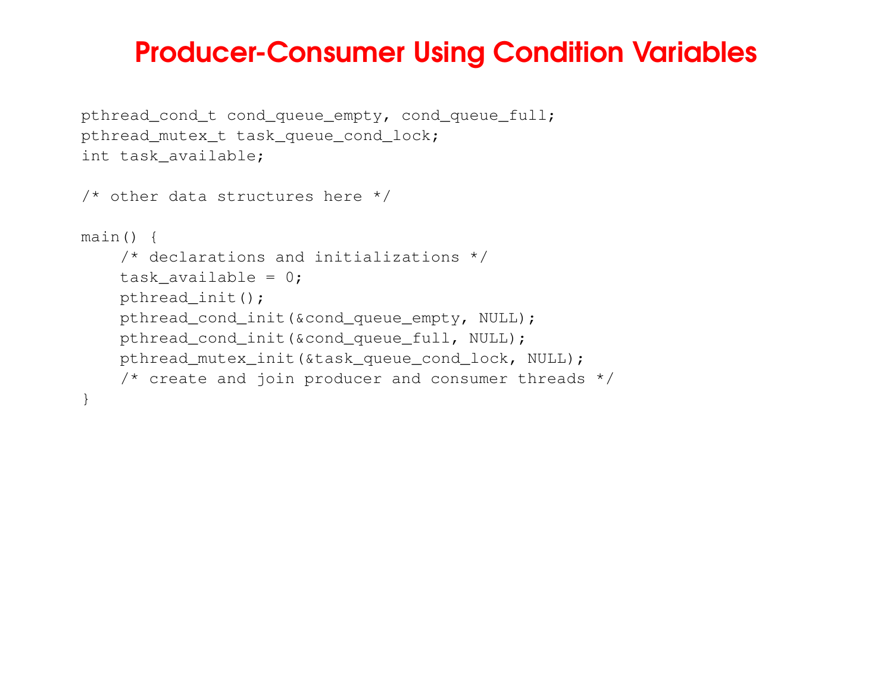# Producer-Consumer Using Condition Variables

```
pthread_cond_t cond_queue_empty, cond_queue_full;
pthread_mutex_t task_queue_cond_lock;
int task_available;

/* other data structures here */

main() {
    /* declarations and initializations */
    task_available = 0;
    pthread_init();
    pthread_cond_init(&cond_queue_empty, NULL);
    pthread_cond_init(&cond_queue_full, NULL);
    pthread_mutex_init(&task_queue_cond_lock, NULL);
    /* create and join producer and consumer threads */
}
```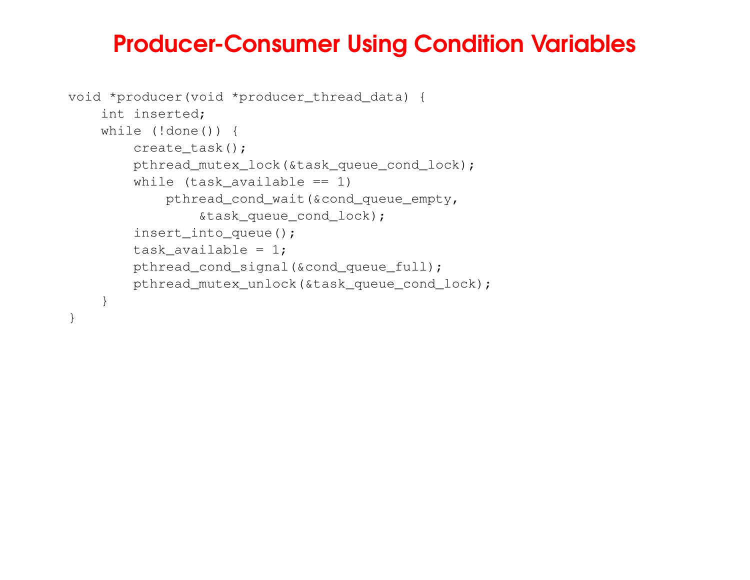# Producer-Consumer Using Condition Variables

```
void *producer(void *producer_thread_data) {
    int inserted;
    while (!done()) {
        create_task();
        pthread_mutex_lock(&task_queue_cond_lock);
        while (task_available == 1)
            pthread_cond_wait(&cond_queue_empty,
                &task_queue_cond_lock);
        insert_into_queue();
        task_available = 1;
        pthread_cond_signal(&cond_queue_full);
        pthread_mutex_unlock(&task_queue_cond_lock);
    }
}
```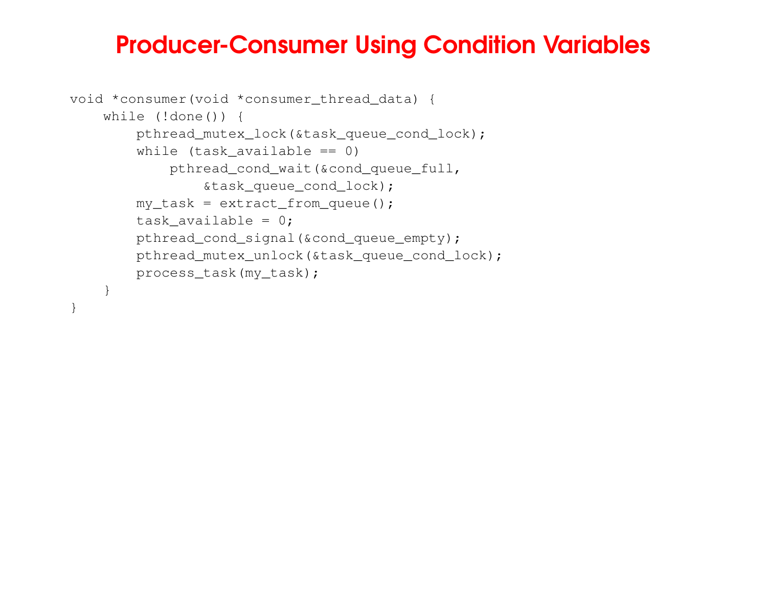# Producer-Consumer Using Condition Variables

```
void *consumer(void *consumer_thread_data) {
    while (!done()) {
        pthread_mutex_lock(&task_queue_cond_lock);
        while (task_available == 0)
            pthread_cond_wait(&cond_queue_full,
                &task_queue_cond_lock);
        my_task = extract_from_queue();
        task_available = 0;
        pthread_cond_signal(&cond_queue_empty);
        pthread_mutex_unlock(&task_queue_cond_lock);
        process_task(my_task);
    }
}
```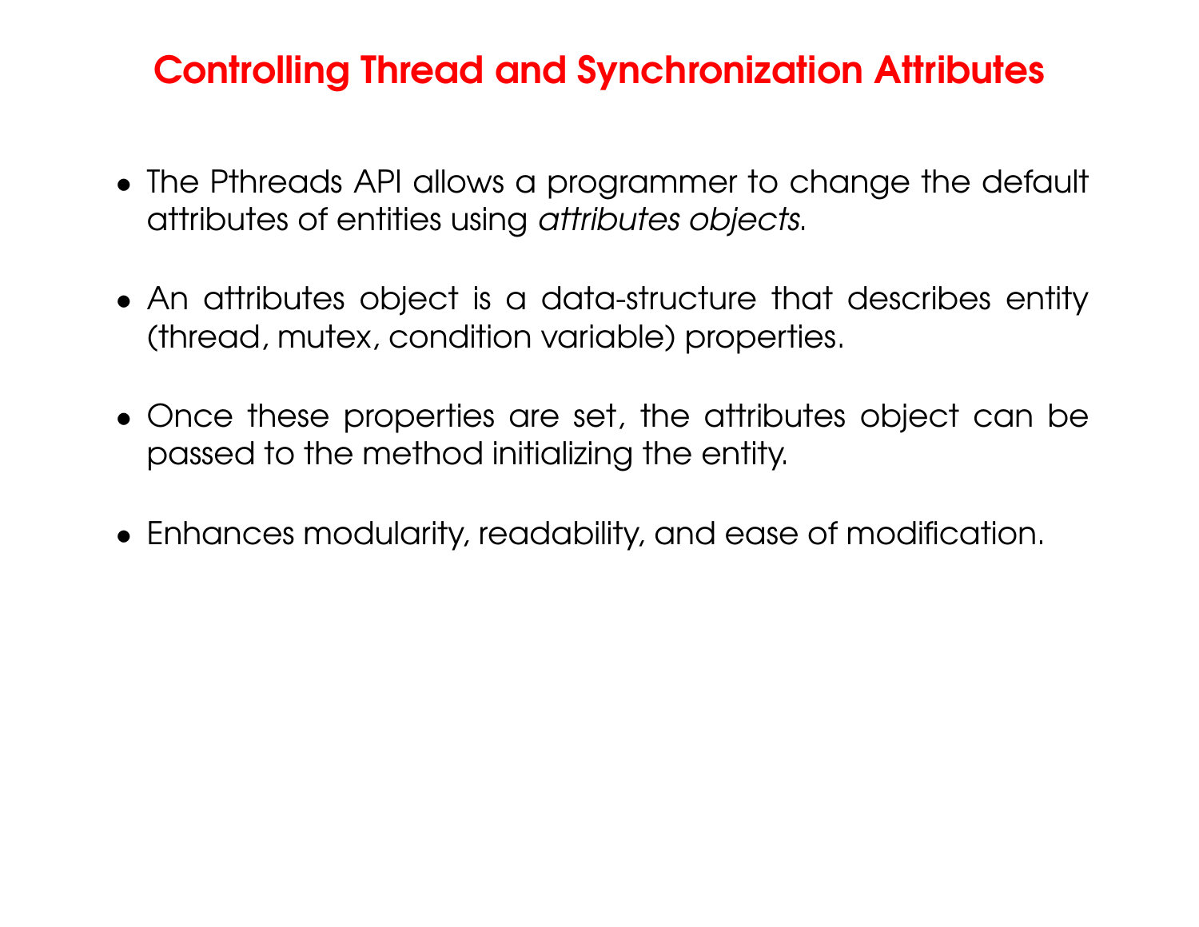# Controlling Thread and Synchronization Attributes

- The Pthreads API allows a programmer to change the default attributes of entities using *attributes objects*.
- An attributes object is a data-structure that describes entity (thread, mutex, condition variable) properties.
- Once these properties are set, the attributes object can be passed to the method initializing the entity.
- Enhances modularity, readability, and ease of modification.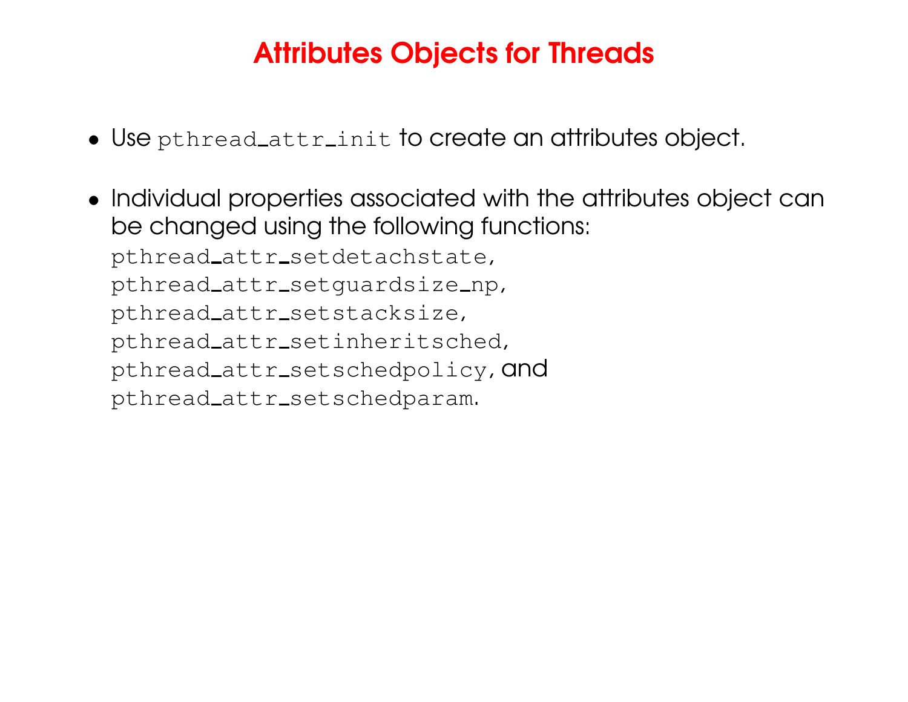# Attributes Objects for Threads

- Use `pthread_attr_init` to create an attributes object.

- Individual properties associated with the attributes object can be changed using the following functions:
  `pthread_attr_setdetachstate`,
  `pthread_attr_setguardsize_np`,
  `pthread_attr_setstacksize`,
  `pthread_attr_setinheritsched`,
  `pthread_attr_setschedpolicy`, and
  `pthread_attr_setschedparam`.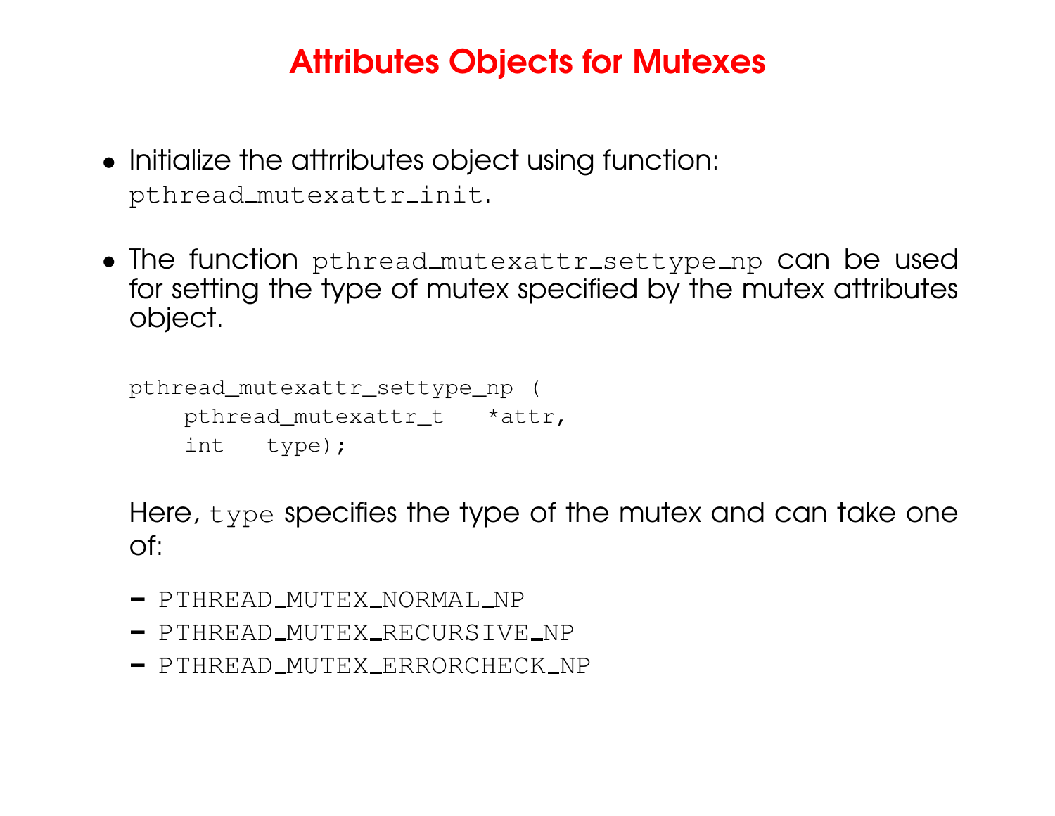# Attributes Objects for Mutexes

- Initialize the attrributes object using function: `pthread_mutexattr_init`.
- The function `pthread_mutexattr_settype_np` can be used for setting the type of mutex specified by the mutex attributes object.

```
pthread_mutexattr_settype_np (
    pthread_mutexattr_t   *attr,
    int   type);
```

  Here, `type` specifies the type of the mutex and can take one of:

  - `PTHREAD_MUTEX_NORMAL_NP`
  - `PTHREAD_MUTEX_RECURSIVE_NP`
  - `PTHREAD_MUTEX_ERRORCHECK_NP`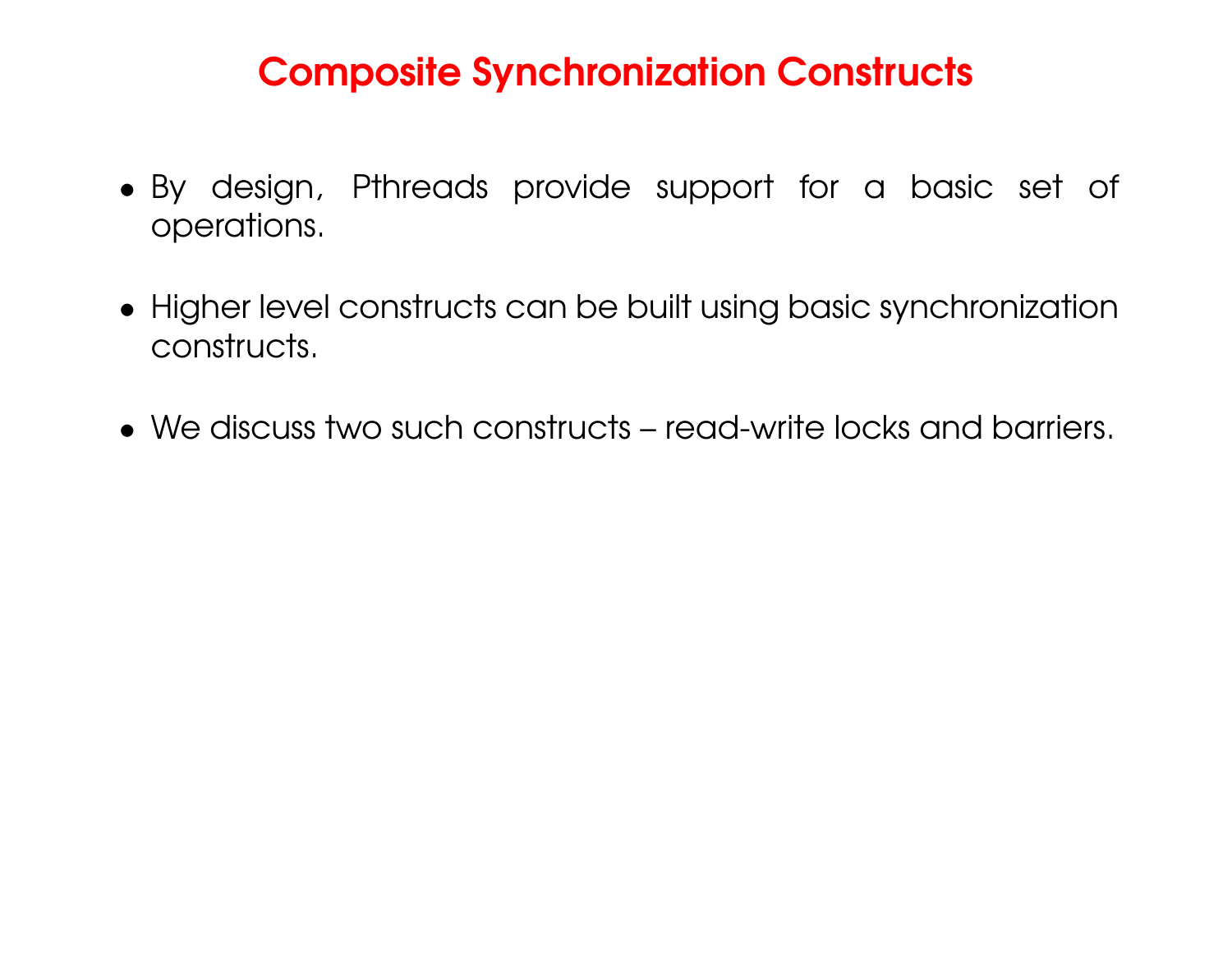# Composite Synchronization Constructs

- By design, Pthreads provide support for a basic set of operations.
- Higher level constructs can be built using basic synchronization constructs.
- We discuss two such constructs – read-write locks and barriers.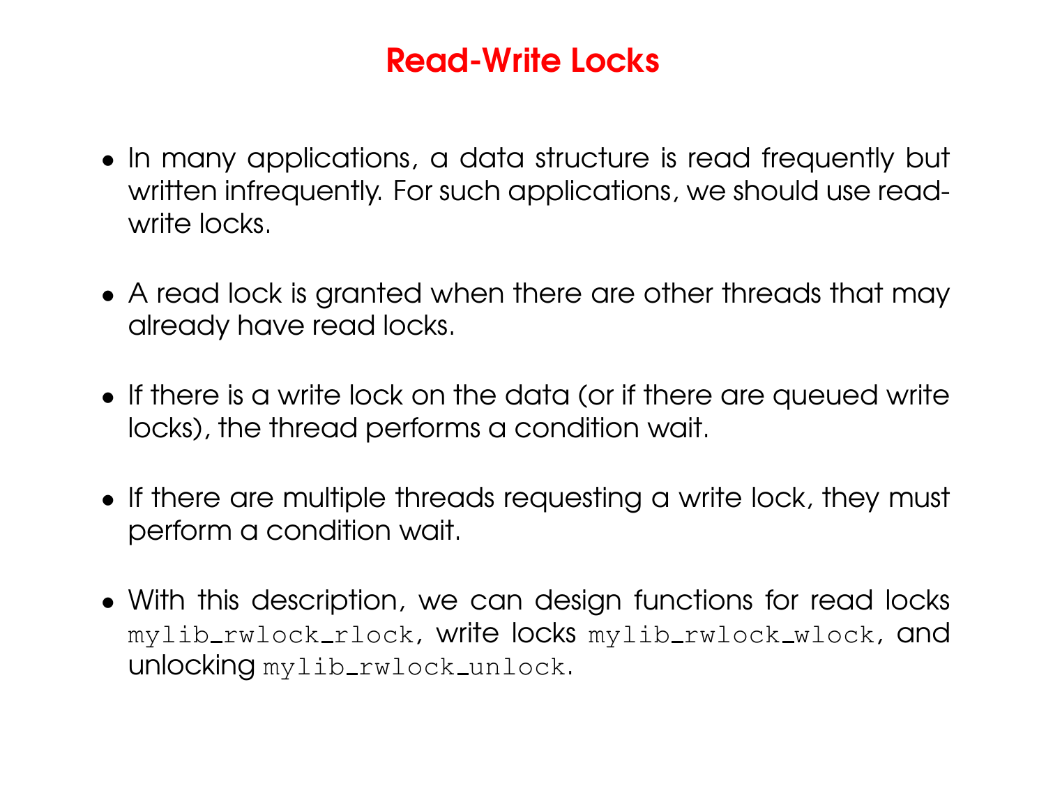# Read-Write Locks

- In many applications, a data structure is read frequently but written infrequently. For such applications, we should use read-write locks.

- A read lock is granted when there are other threads that may already have read locks.

- If there is a write lock on the data (or if there are queued write locks), the thread performs a condition wait.

- If there are multiple threads requesting a write lock, they must perform a condition wait.

- With this description, we can design functions for read locks `mylib_rwlock_rlock`, write locks `mylib_rwlock_wlock`, and unlocking `mylib_rwlock_unlock`.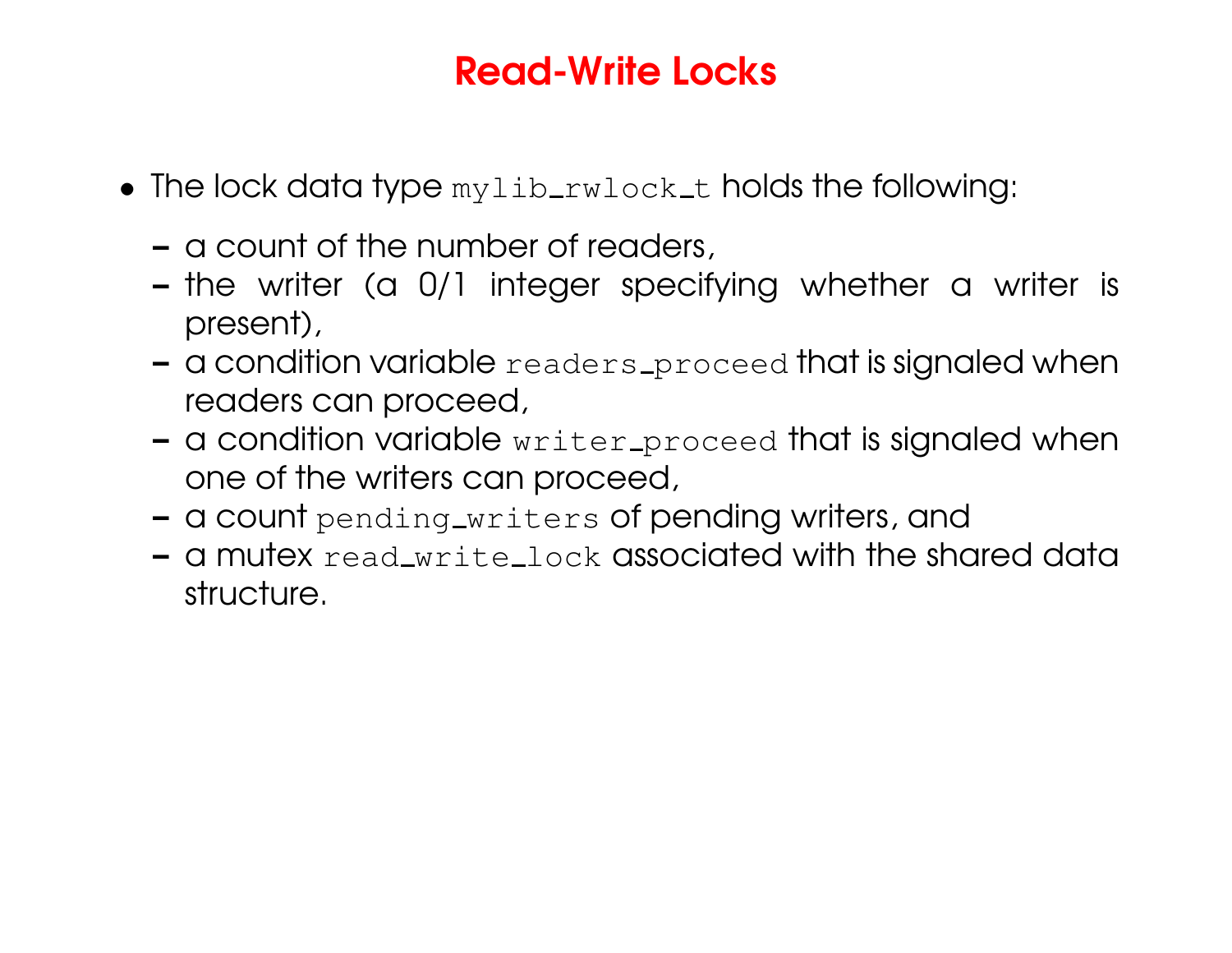# Read-Write Locks

- The lock data type `mylib_rwlock_t` holds the following:
  - a count of the number of readers,
  - the writer (a 0/1 integer specifying whether a writer is present),
  - a condition variable `readers_proceed` that is signaled when readers can proceed,
  - a condition variable `writer_proceed` that is signaled when one of the writers can proceed,
  - a count `pending_writers` of pending writers, and
  - a mutex `read_write_lock` associated with the shared data structure.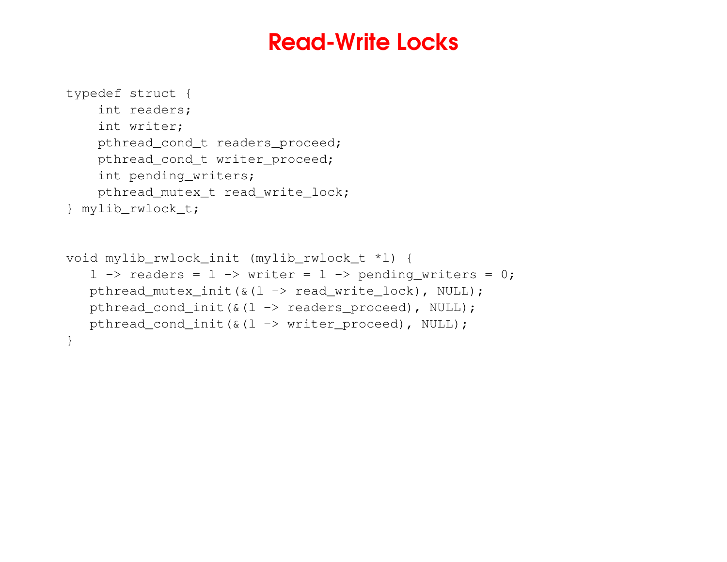# Read-Write Locks

```
typedef struct {
    int readers;
    int writer;
    pthread_cond_t readers_proceed;
    pthread_cond_t writer_proceed;
    int pending_writers;
    pthread_mutex_t read_write_lock;
} mylib_rwlock_t;


void mylib_rwlock_init (mylib_rwlock_t *l) {
   l -> readers = l -> writer = l -> pending_writers = 0;
   pthread_mutex_init(&(l -> read_write_lock), NULL);
   pthread_cond_init(&(l -> readers_proceed), NULL);
   pthread_cond_init(&(l -> writer_proceed), NULL);
}
```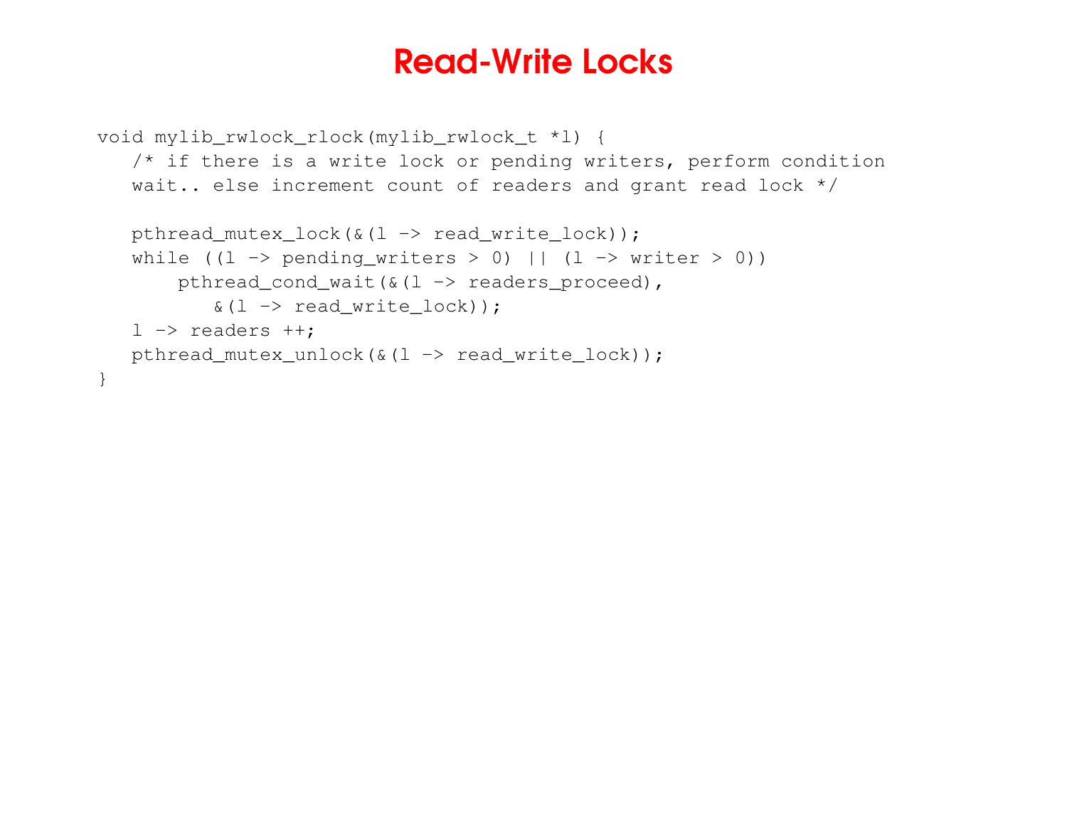# Read-Write Locks

```
void mylib_rwlock_rlock(mylib_rwlock_t *l) {
   /* if there is a write lock or pending writers, perform condition
   wait.. else increment count of readers and grant read lock */

   pthread_mutex_lock(&(l -> read_write_lock));
   while ((l -> pending_writers > 0) || (l -> writer > 0))
       pthread_cond_wait(&(l -> readers_proceed),
          &(l -> read_write_lock));
   l -> readers ++;
   pthread_mutex_unlock(&(l -> read_write_lock));
}
```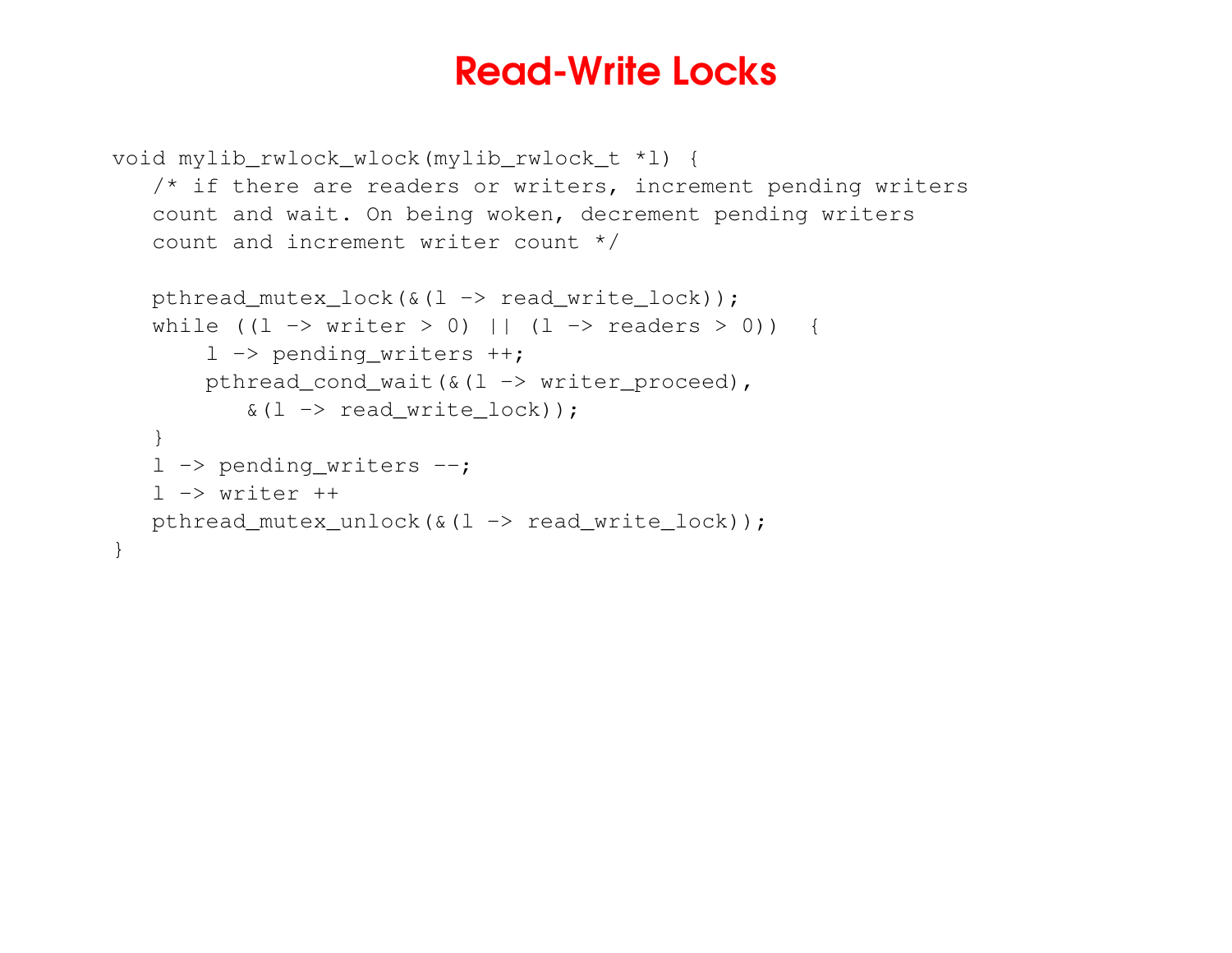# Read-Write Locks

```
void mylib_rwlock_wlock(mylib_rwlock_t *l) {
   /* if there are readers or writers, increment pending writers
   count and wait. On being woken, decrement pending writers
   count and increment writer count */

   pthread_mutex_lock(&(l -> read_write_lock));
   while ((l -> writer > 0) || (l -> readers > 0))  {
       l -> pending_writers ++;
       pthread_cond_wait(&(l -> writer_proceed),
          &(l -> read_write_lock));
   }
   l -> pending_writers --;
   l -> writer ++
   pthread_mutex_unlock(&(l -> read_write_lock));
}
```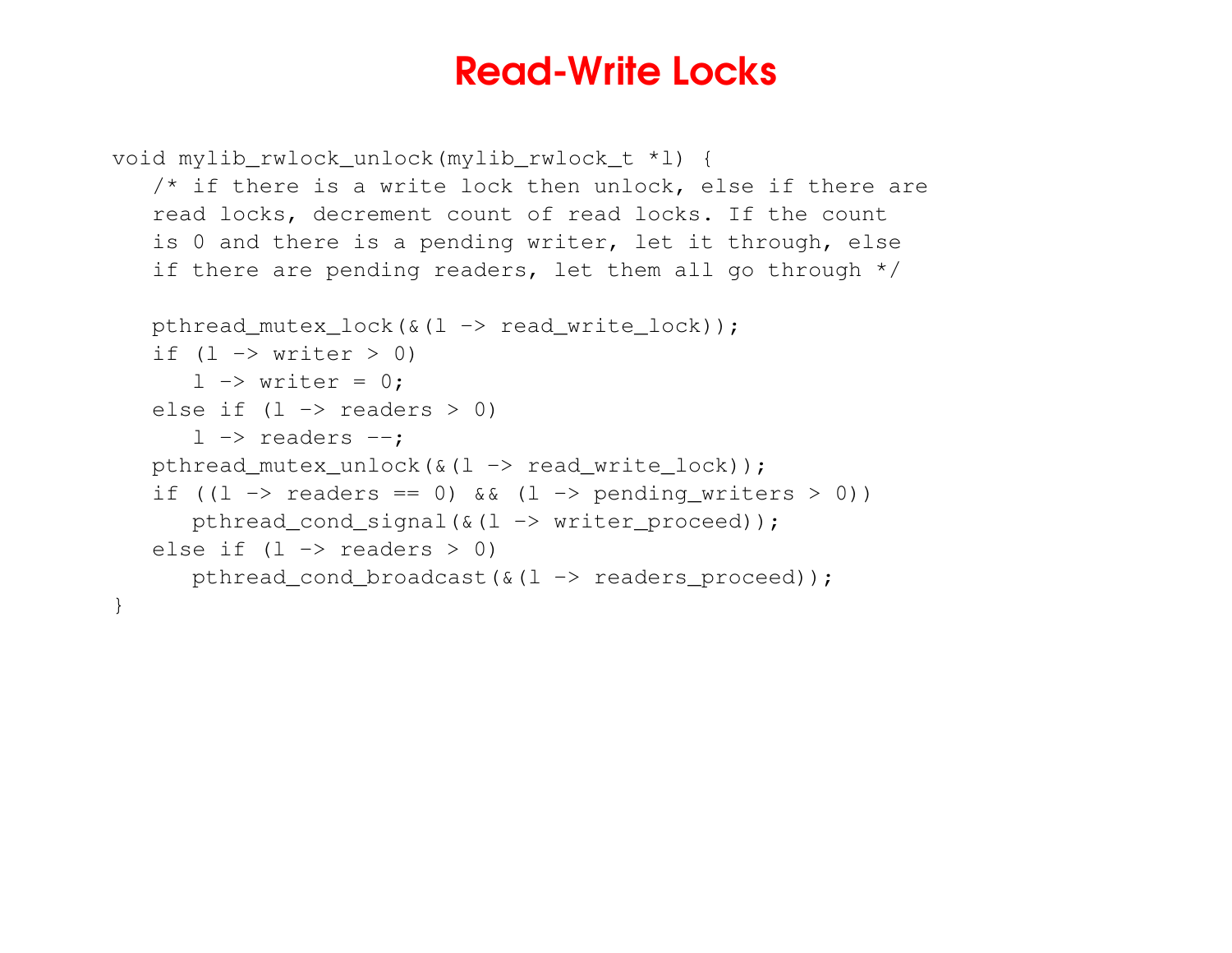# Read-Write Locks

```
void mylib_rwlock_unlock(mylib_rwlock_t *l) {
   /* if there is a write lock then unlock, else if there are
   read locks, decrement count of read locks. If the count
   is 0 and there is a pending writer, let it through, else
   if there are pending readers, let them all go through */

   pthread_mutex_lock(&(l -> read_write_lock));
   if (l -> writer > 0)
      l -> writer = 0;
   else if (l -> readers > 0)
      l -> readers --;
   pthread_mutex_unlock(&(l -> read_write_lock));
   if ((l -> readers == 0) && (l -> pending_writers > 0))
      pthread_cond_signal(&(l -> writer_proceed));
   else if (l -> readers > 0)
      pthread_cond_broadcast(&(l -> readers_proceed));
}
```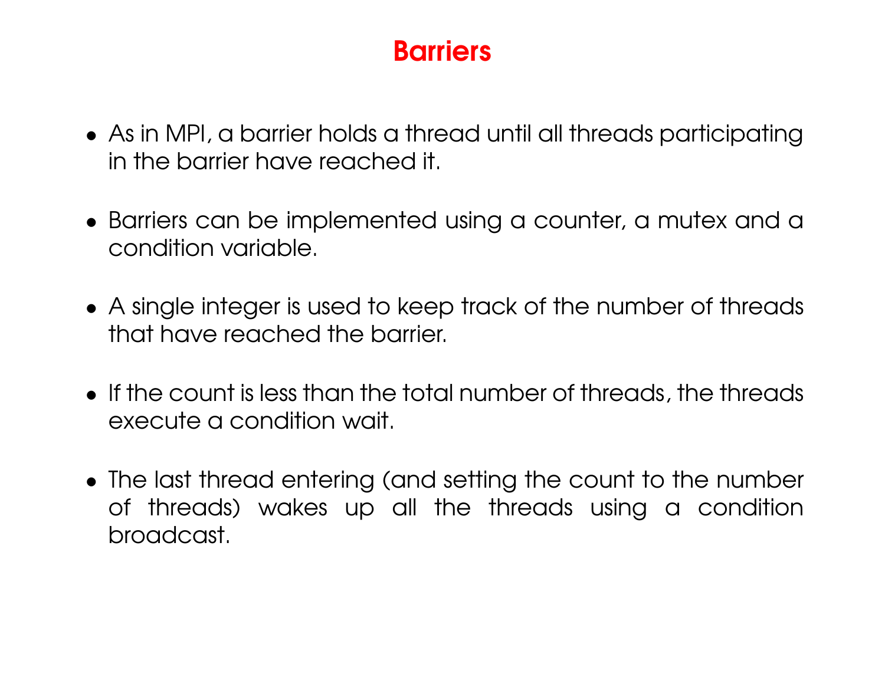# Barriers

- As in MPI, a barrier holds a thread until all threads participating in the barrier have reached it.
- Barriers can be implemented using a counter, a mutex and a condition variable.
- A single integer is used to keep track of the number of threads that have reached the barrier.
- If the count is less than the total number of threads, the threads execute a condition wait.
- The last thread entering (and setting the count to the number of threads) wakes up all the threads using a condition broadcast.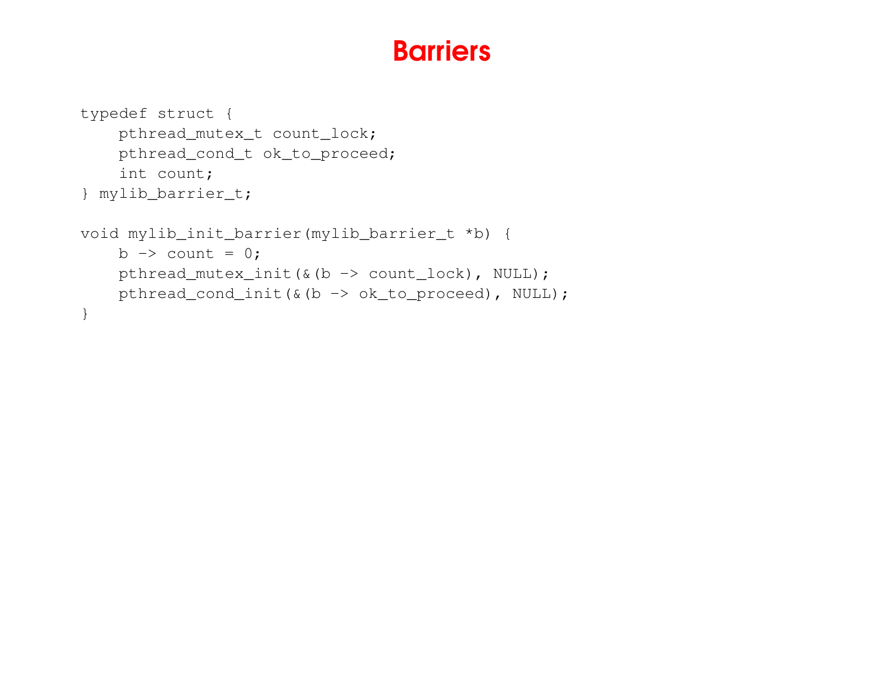# Barriers

```
typedef struct {
    pthread_mutex_t count_lock;
    pthread_cond_t ok_to_proceed;
    int count;
} mylib_barrier_t;

void mylib_init_barrier(mylib_barrier_t *b) {
    b -> count = 0;
    pthread_mutex_init(&(b -> count_lock), NULL);
    pthread_cond_init(&(b -> ok_to_proceed), NULL);
}
```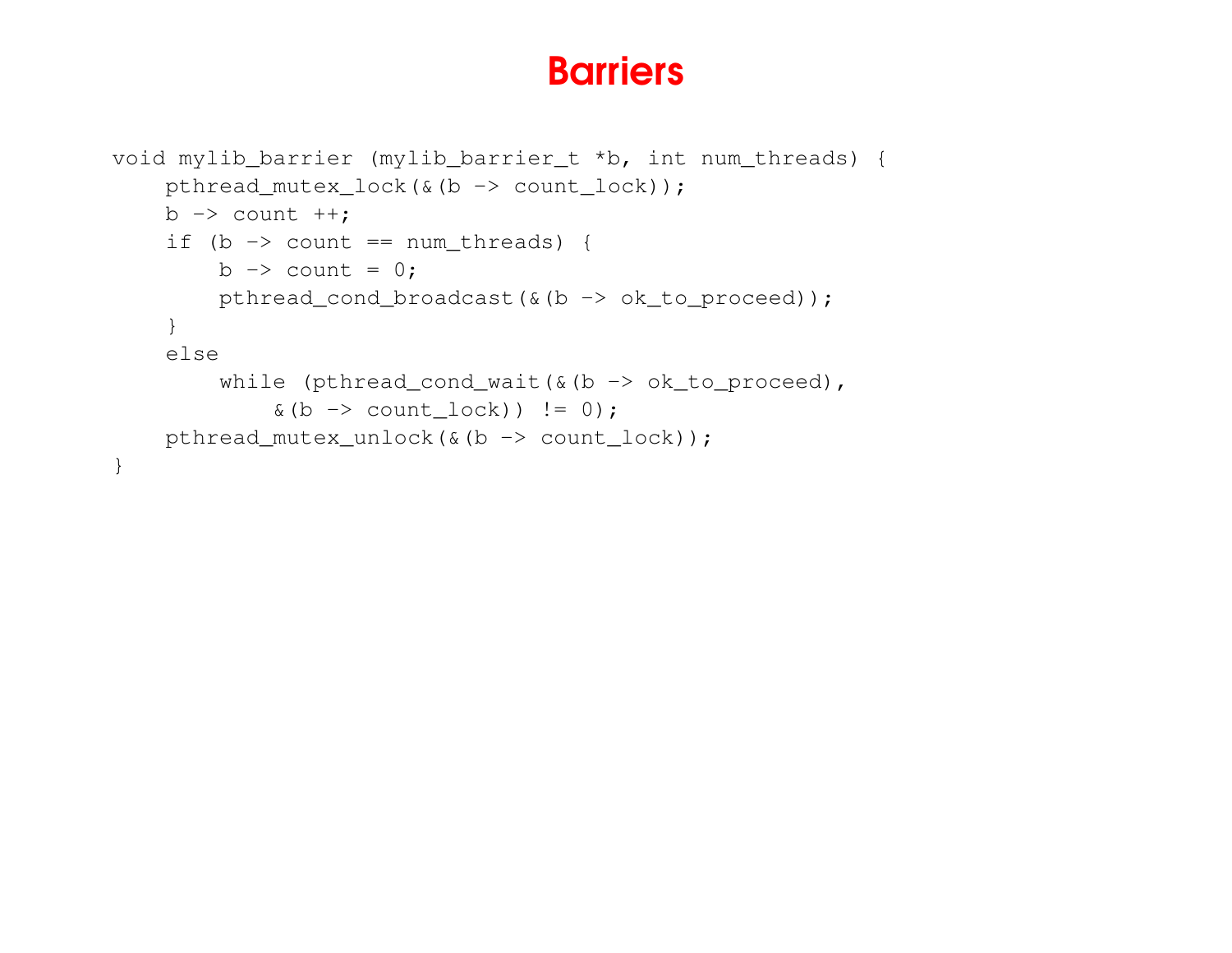# Barriers

```
void mylib_barrier (mylib_barrier_t *b, int num_threads) {
    pthread_mutex_lock(&(b -> count_lock));
    b -> count ++;
    if (b -> count == num_threads) {
        b -> count = 0;
        pthread_cond_broadcast(&(b -> ok_to_proceed));
    }
    else
        while (pthread_cond_wait(&(b -> ok_to_proceed),
            &(b -> count_lock)) != 0);
    pthread_mutex_unlock(&(b -> count_lock));
}
```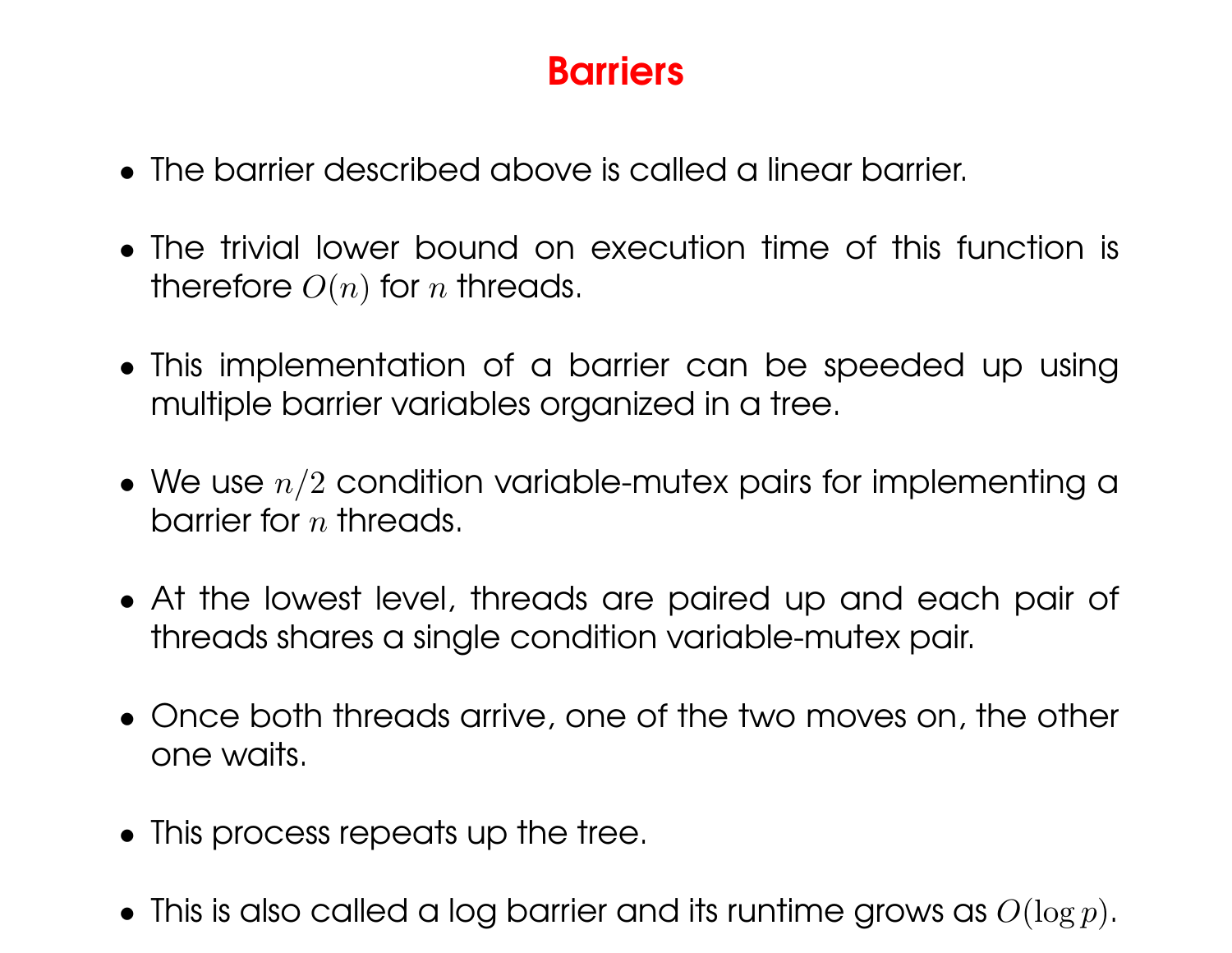# Barriers

- The barrier described above is called a linear barrier.
- The trivial lower bound on execution time of this function is therefore $O(n)$ for $n$ threads.
- This implementation of a barrier can be speeded up using multiple barrier variables organized in a tree.
- We use $n/2$ condition variable-mutex pairs for implementing a barrier for $n$ threads.
- At the lowest level, threads are paired up and each pair of threads shares a single condition variable-mutex pair.
- Once both threads arrive, one of the two moves on, the other one waits.
- This process repeats up the tree.
- This is also called a log barrier and its runtime grows as $O(\log p)$.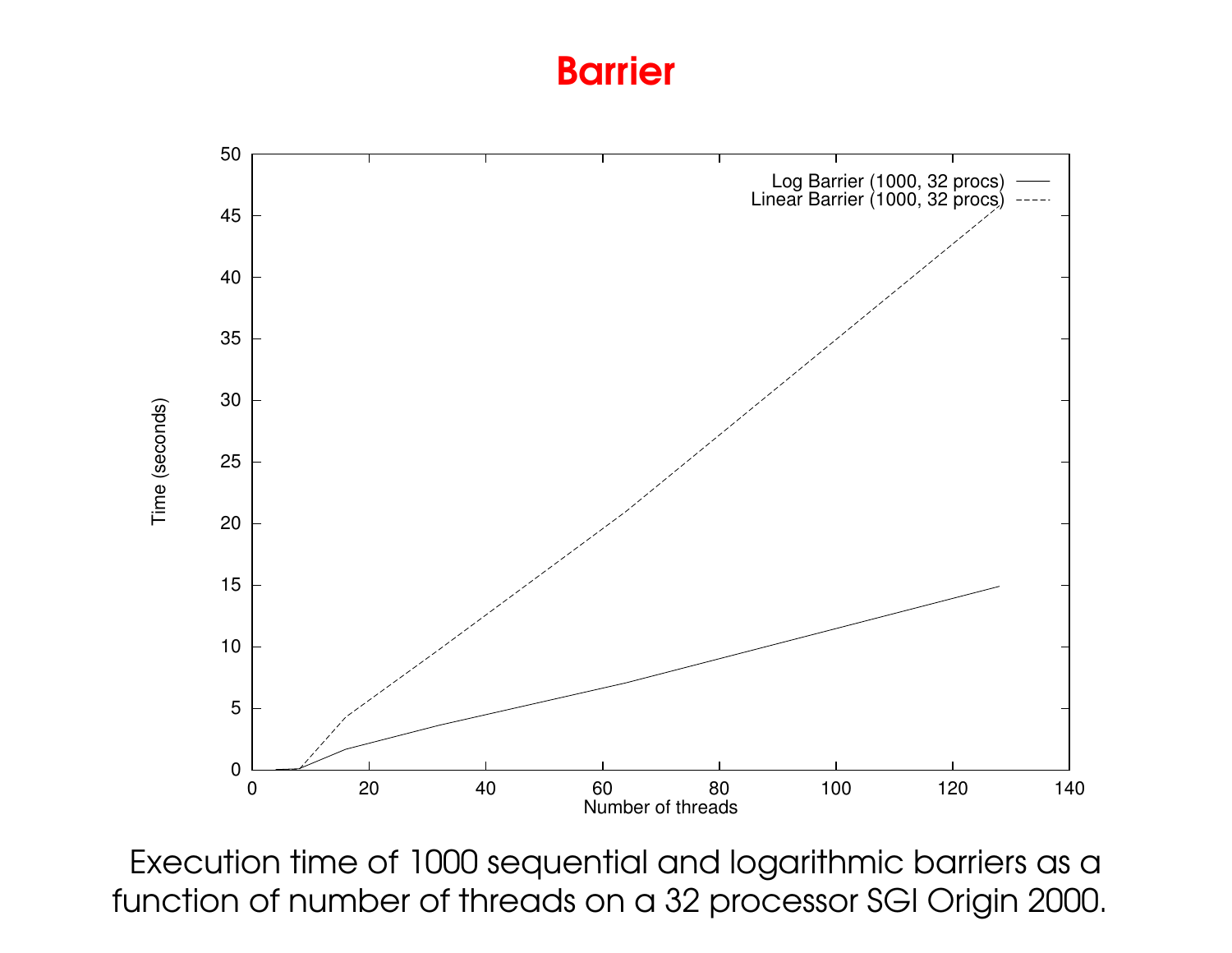# Barrier

Execution time of 1000 sequential and logarithmic barriers as a function of number of threads on a 32 processor SGI Origin 2000.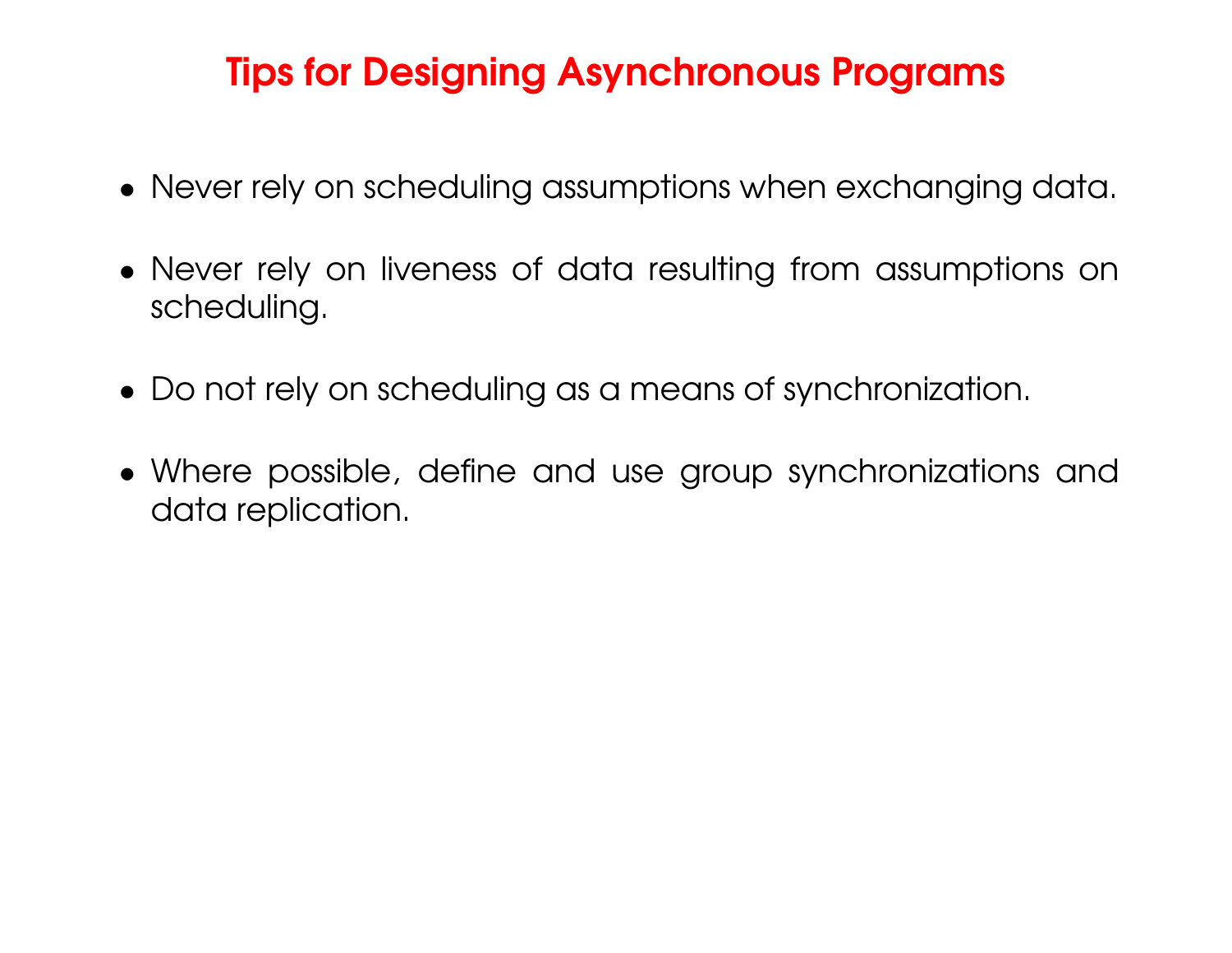# Tips for Designing Asynchronous Programs

- Never rely on scheduling assumptions when exchanging data.
- Never rely on liveness of data resulting from assumptions on scheduling.
- Do not rely on scheduling as a means of synchronization.
- Where possible, define and use group synchronizations and data replication.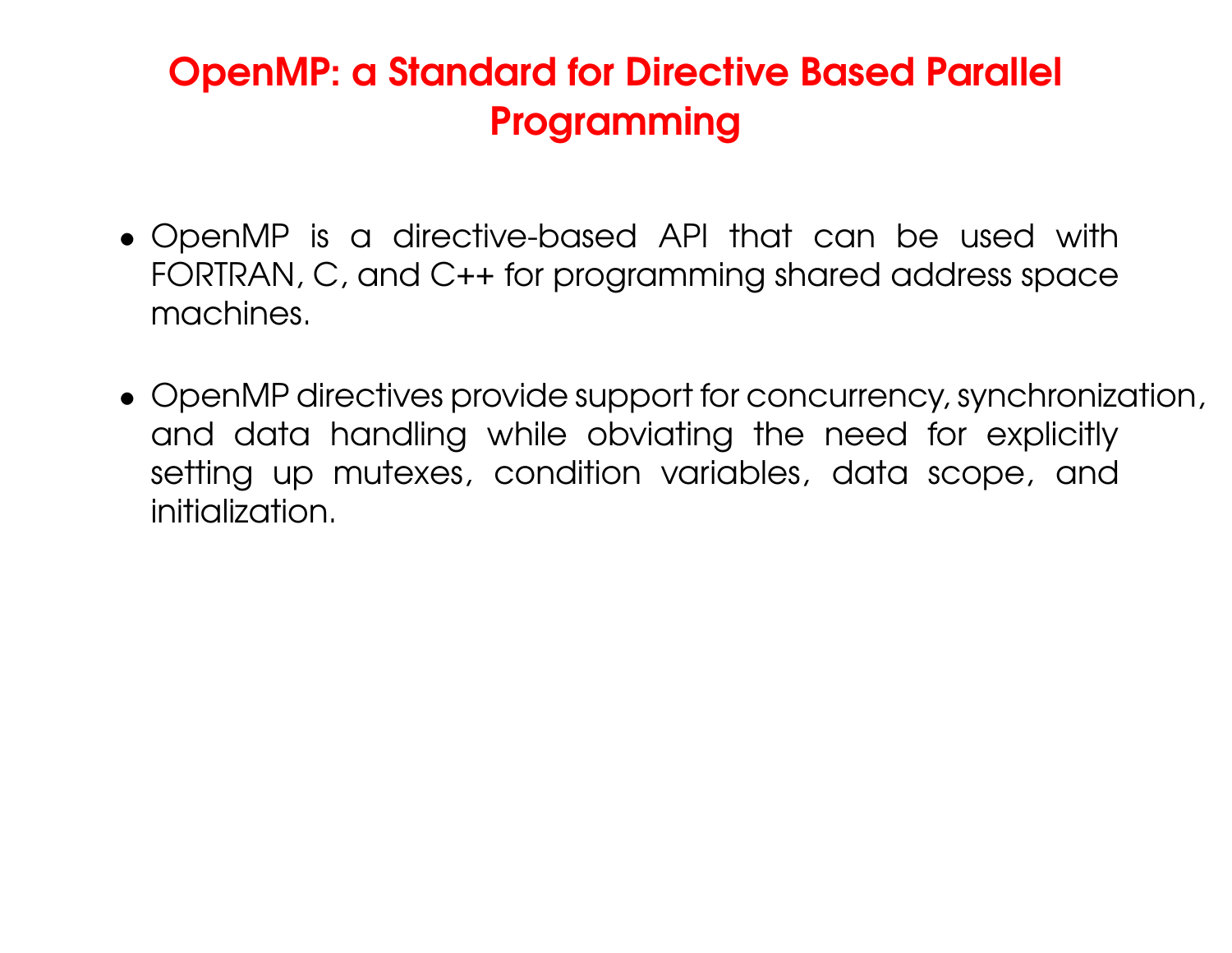# OpenMP: a Standard for Directive Based Parallel Programming

- OpenMP is a directive-based API that can be used with FORTRAN, C, and C++ for programming shared address space machines.

- OpenMP directives provide support for concurrency, synchronization, and data handling while obviating the need for explicitly setting up mutexes, condition variables, data scope, and initialization.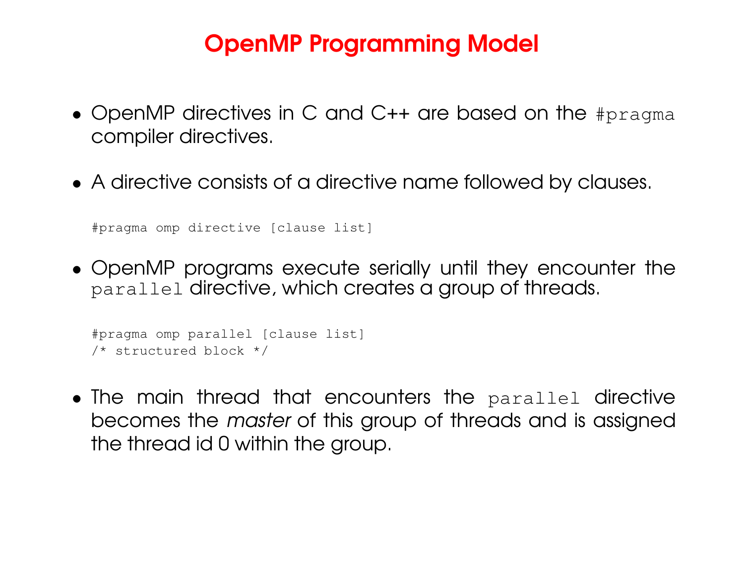# OpenMP Programming Model

- OpenMP directives in C and C++ are based on the `#pragma` compiler directives.

- A directive consists of a directive name followed by clauses.

```
#pragma omp directive [clause list]
```

- OpenMP programs execute serially until they encounter the `parallel` directive, which creates a group of threads.

```
#pragma omp parallel [clause list]
/* structured block */
```

- The main thread that encounters the `parallel` directive becomes the *master* of this group of threads and is assigned the thread id 0 within the group.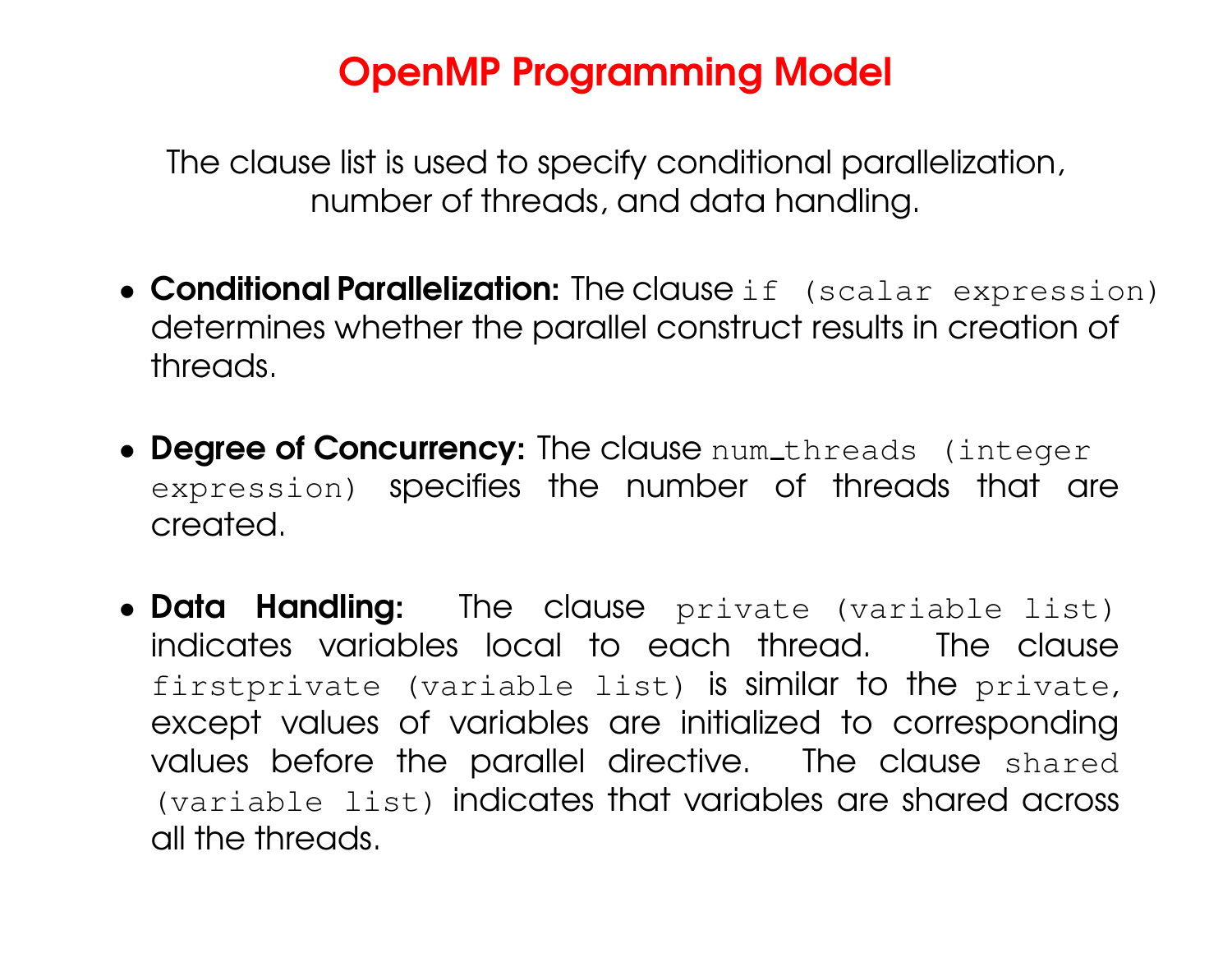# OpenMP Programming Model

The clause list is used to specify conditional parallelization, number of threads, and data handling.

- **Conditional Parallelization:** The clause `if (scalar expression)` determines whether the parallel construct results in creation of threads.

- **Degree of Concurrency:** The clause `num_threads (integer expression)` specifies the number of threads that are created.

- **Data Handling:** The clause `private (variable list)` indicates variables local to each thread. The clause `firstprivate (variable list)` is similar to the `private`, except values of variables are initialized to corresponding values before the parallel directive. The clause `shared (variable list)` indicates that variables are shared across all the threads.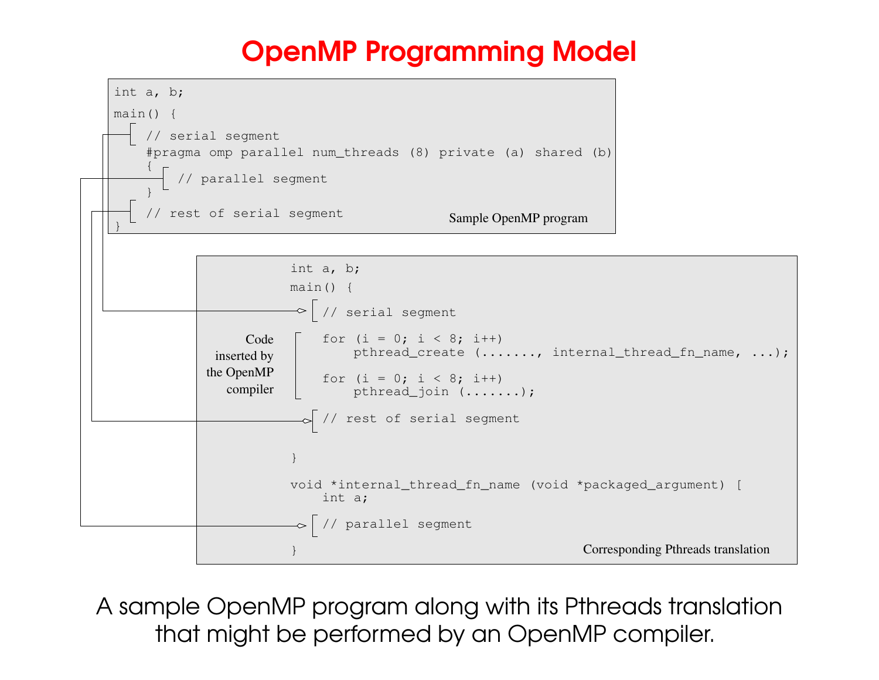# OpenMP Programming Model

```
int a, b;
main() {
    // serial segment
    #pragma omp parallel num_threads (8) private (a) shared (b)
    {
        // parallel segment
    }
    // rest of serial segment
}
```

Sample OpenMP program

```
int a, b;
main() {
    // serial segment

    for (i = 0; i < 8; i++)
        pthread_create (......., internal_thread_fn_name, ...);

    for (i = 0; i < 8; i++)
        pthread_join (.......);

    // rest of serial segment

}

void *internal_thread_fn_name (void *packaged_argument) [
    int a;

    // parallel segment

}
```

Code inserted by the OpenMP compiler

Corresponding Pthreads translation

A sample OpenMP program along with its Pthreads translation that might be performed by an OpenMP compiler.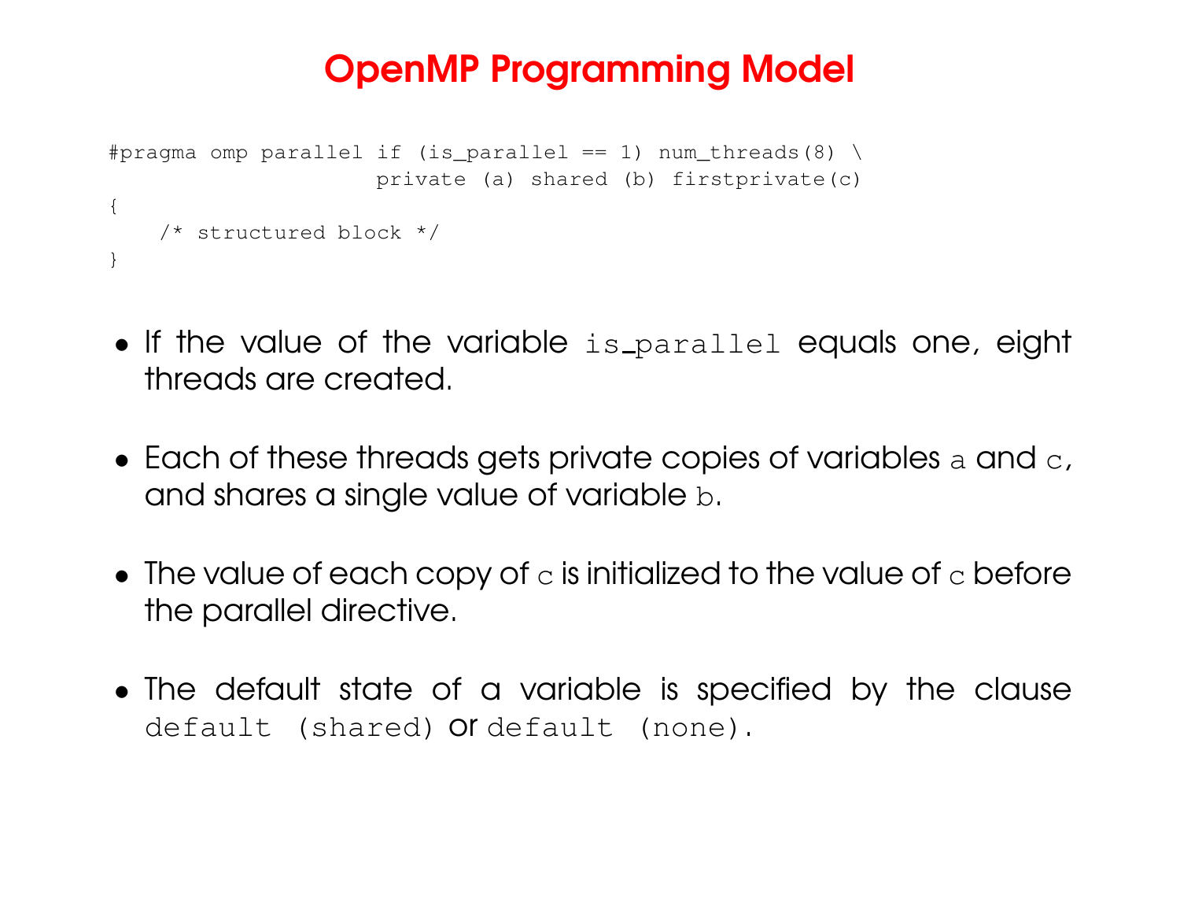# OpenMP Programming Model

```
#pragma omp parallel if (is_parallel == 1) num_threads(8) \
                     private (a) shared (b) firstprivate(c)
{
    /* structured block */
}
```

- If the value of the variable `is_parallel` equals one, eight threads are created.
- Each of these threads gets private copies of variables `a` and `c`, and shares a single value of variable `b`.
- The value of each copy of `c` is initialized to the value of `c` before the parallel directive.
- The default state of a variable is specified by the clause `default (shared)` or `default (none)`.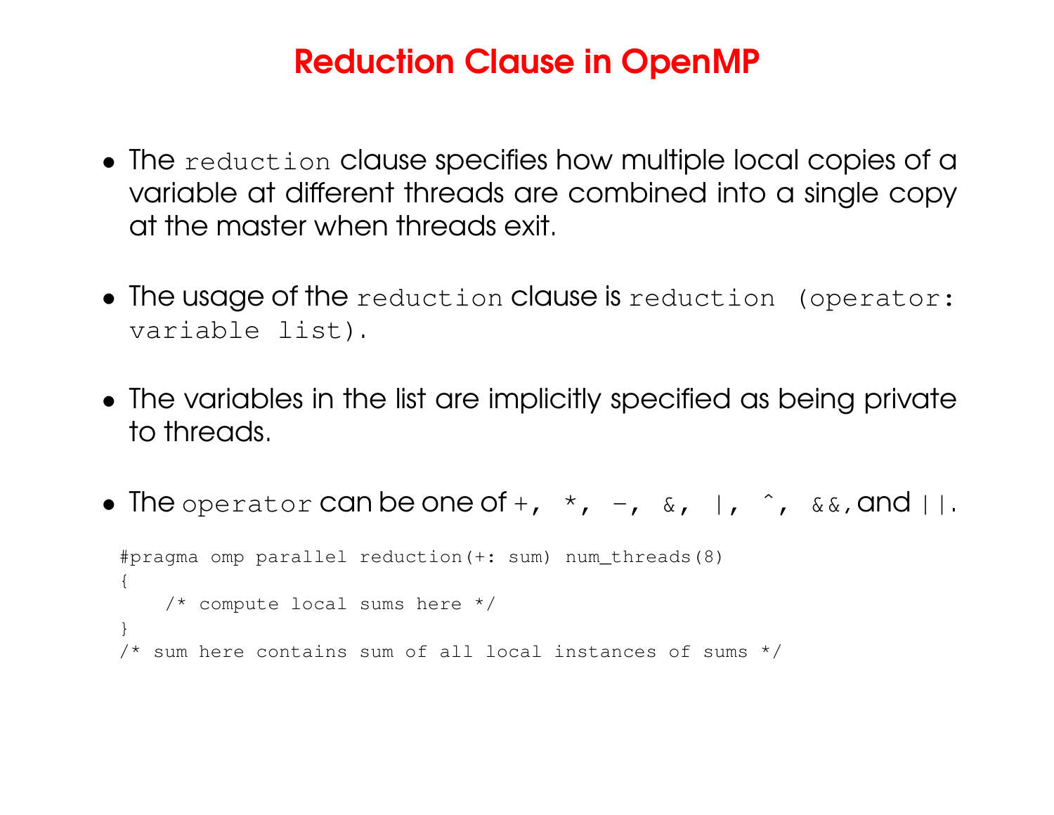# Reduction Clause in OpenMP

- The `reduction` clause specifies how multiple local copies of a variable at different threads are combined into a single copy at the master when threads exit.
- The usage of the `reduction` clause is `reduction (operator: variable list)`.
- The variables in the list are implicitly specified as being private to threads.
- The `operator` can be one of `+, *, -, &, |, ^, &&,` and `||`.

```
#pragma omp parallel reduction(+: sum) num_threads(8)
{
    /* compute local sums here */
}
/* sum here contains sum of all local instances of sums */
```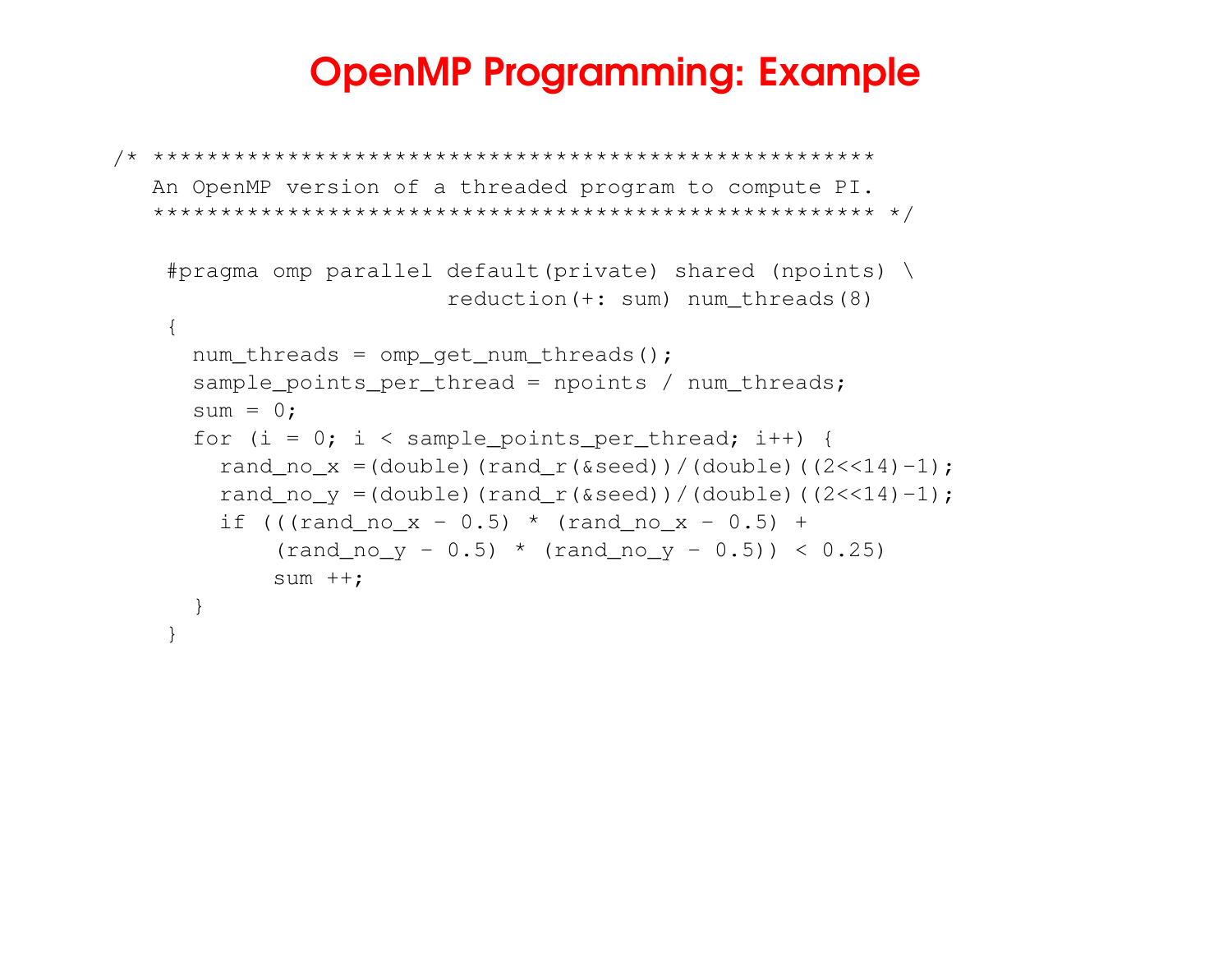# OpenMP Programming: Example

```
/* ******************************************************
   An OpenMP version of a threaded program to compute PI.
   ****************************************************** */

    #pragma omp parallel default(private) shared (npoints) \
                         reduction(+: sum) num_threads(8)
    {
      num_threads = omp_get_num_threads();
      sample_points_per_thread = npoints / num_threads;
      sum = 0;
      for (i = 0; i < sample_points_per_thread; i++) {
        rand_no_x =(double)(rand_r(&seed))/(double)((2<<14)-1);
        rand_no_y =(double)(rand_r(&seed))/(double)((2<<14)-1);
        if (((rand_no_x - 0.5) * (rand_no_x - 0.5) +
            (rand_no_y - 0.5) * (rand_no_y - 0.5)) < 0.25)
            sum ++;
      }
    }
```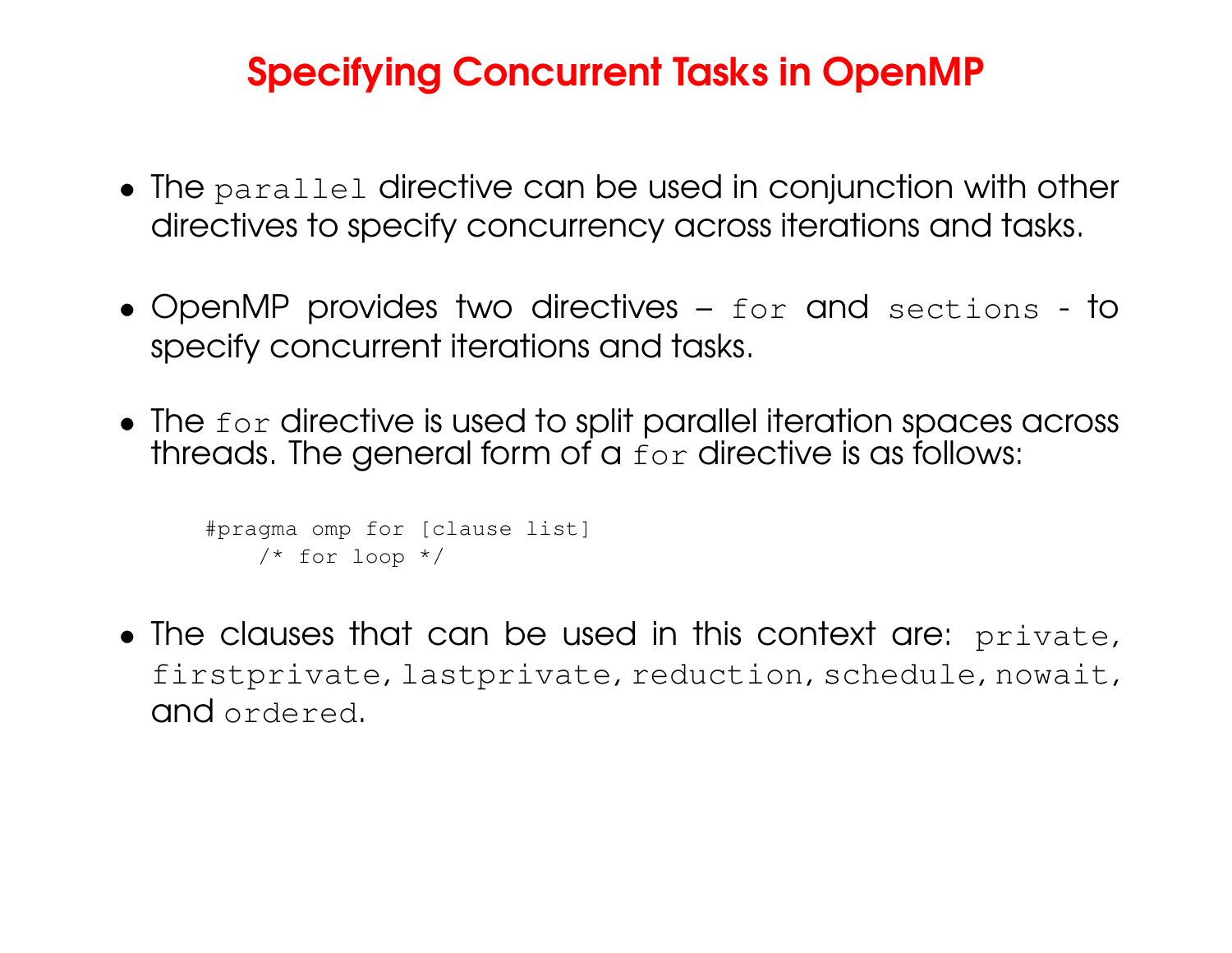# Specifying Concurrent Tasks in OpenMP

- The `parallel` directive can be used in conjunction with other directives to specify concurrency across iterations and tasks.
- OpenMP provides two directives – `for` and `sections` - to specify concurrent iterations and tasks.
- The `for` directive is used to split parallel iteration spaces across threads. The general form of a `for` directive is as follows:

```
#pragma omp for [clause list]
    /* for loop */
```

- The clauses that can be used in this context are: `private`, `firstprivate`, `lastprivate`, `reduction`, `schedule`, `nowait`, and `ordered`.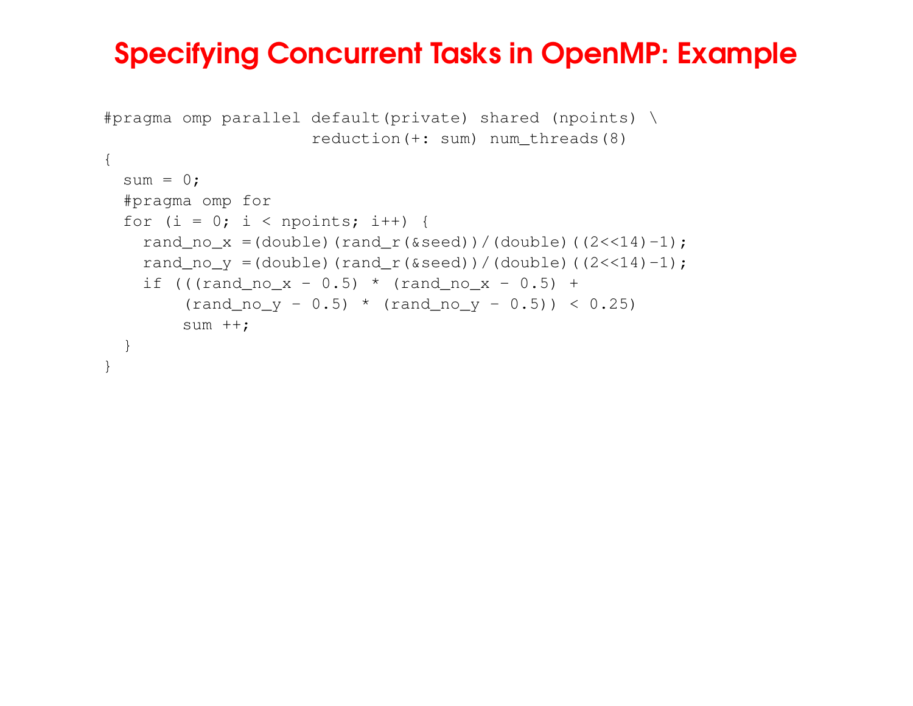# Specifying Concurrent Tasks in OpenMP: Example

```
#pragma omp parallel default(private) shared (npoints) \
                     reduction(+: sum) num_threads(8)
{
  sum = 0;
  #pragma omp for
  for (i = 0; i < npoints; i++) {
    rand_no_x =(double)(rand_r(&seed))/(double)((2<<14)-1);
    rand_no_y =(double)(rand_r(&seed))/(double)((2<<14)-1);
    if (((rand_no_x - 0.5) * (rand_no_x - 0.5) +
        (rand_no_y - 0.5) * (rand_no_y - 0.5)) < 0.25)
        sum ++;
  }
}
```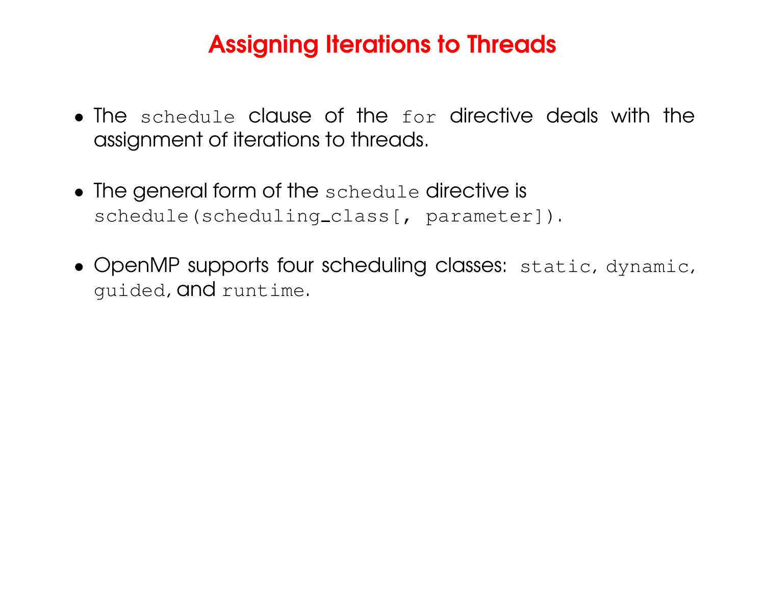# Assigning Iterations to Threads

- The `schedule` clause of the `for` directive deals with the assignment of iterations to threads.
- The general form of the `schedule` directive is `schedule(scheduling_class[, parameter])`.
- OpenMP supports four scheduling classes: `static`, `dynamic`, `guided`, and `runtime`.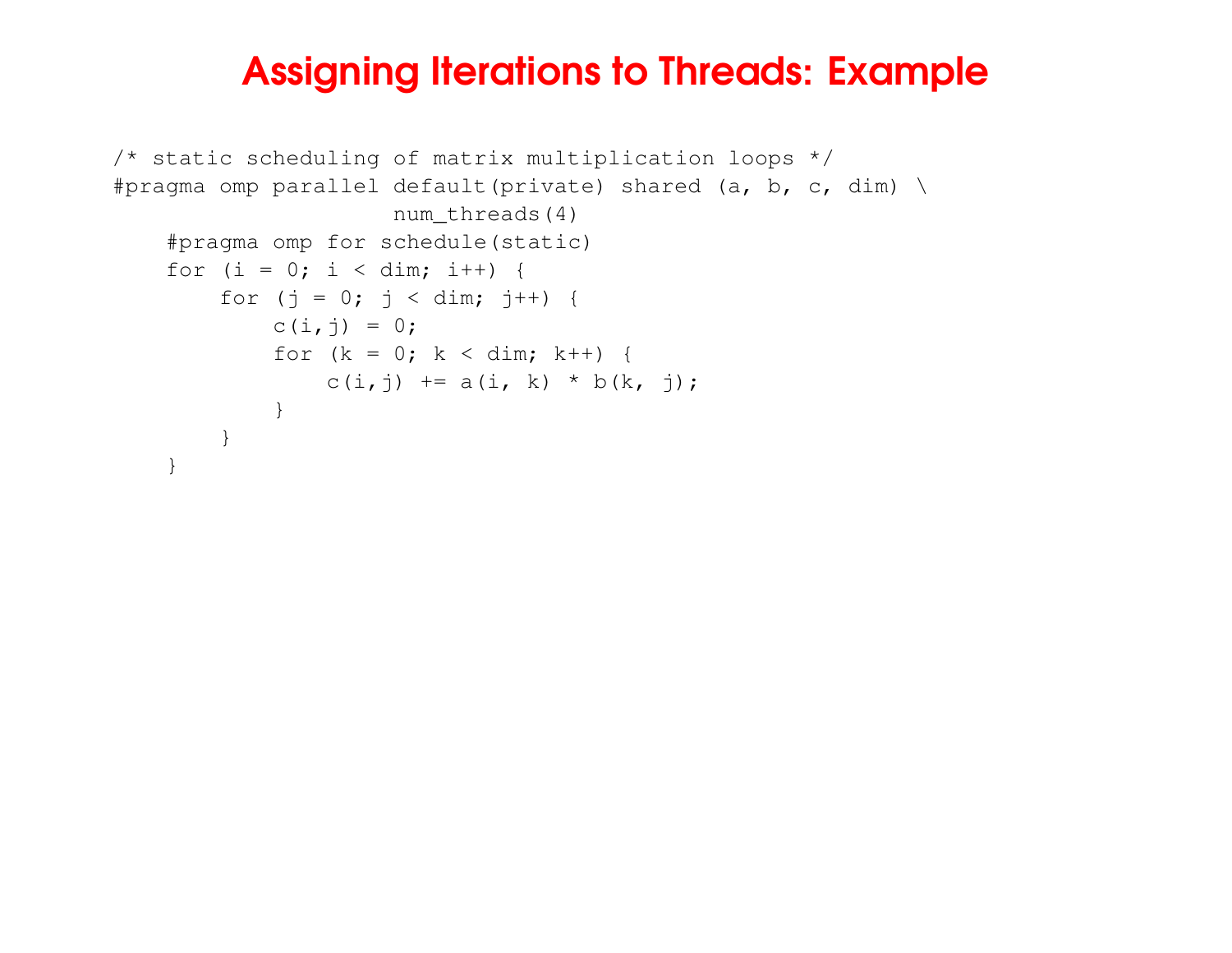# Assigning Iterations to Threads: Example

```
/* static scheduling of matrix multiplication loops */
#pragma omp parallel default(private) shared (a, b, c, dim) \
                     num_threads(4)
    #pragma omp for schedule(static)
    for (i = 0; i < dim; i++) {
        for (j = 0; j < dim; j++) {
            c(i,j) = 0;
            for (k = 0; k < dim; k++) {
                c(i,j) += a(i, k) * b(k, j);
            }
        }
    }
```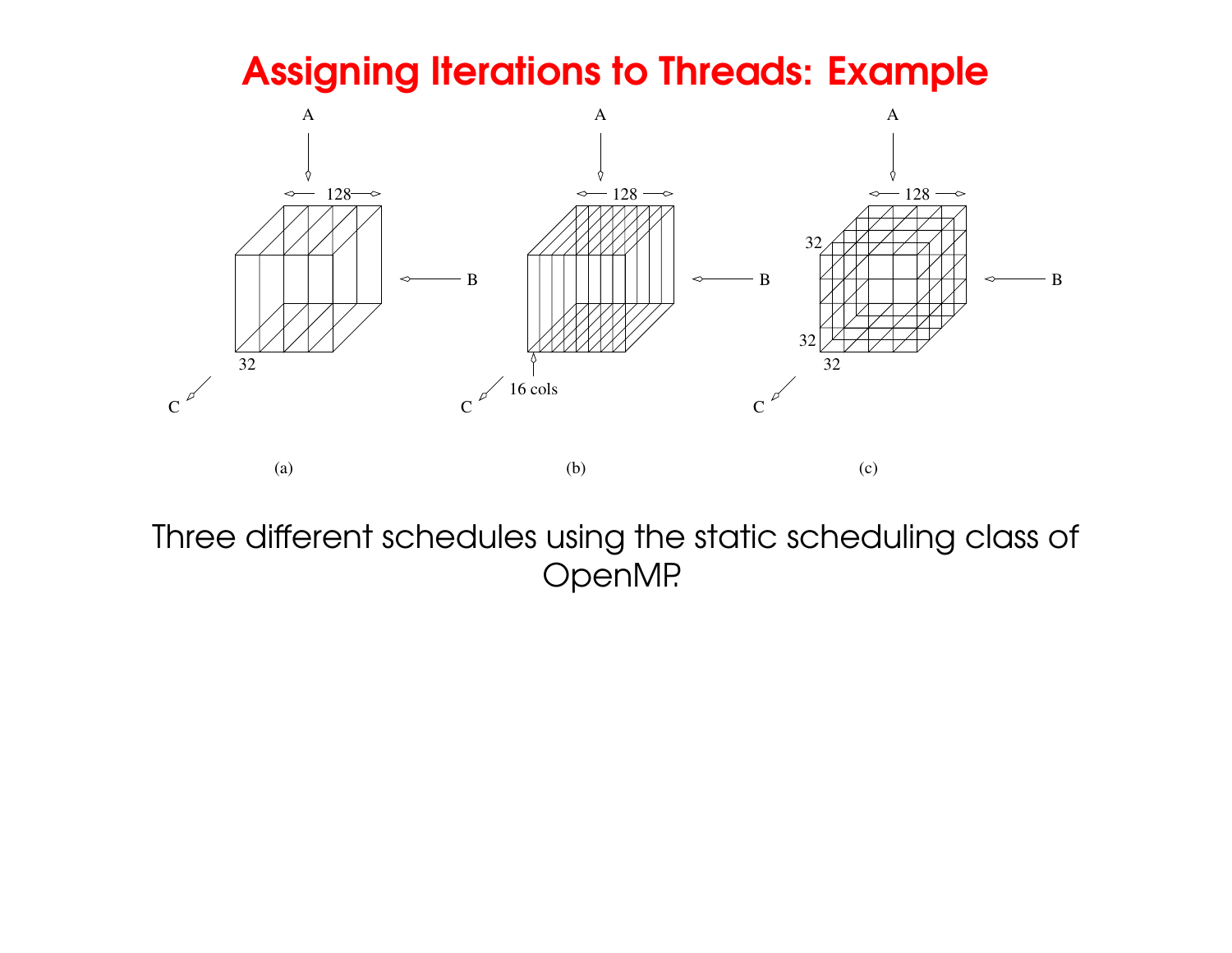# Assigning Iterations to Threads: Example

A

128

32

B

C

(a)

A

128

16 cols

B

C

(b)

A

128

32

32

32

B

C

(c)

Three different schedules using the static scheduling class of OpenMP.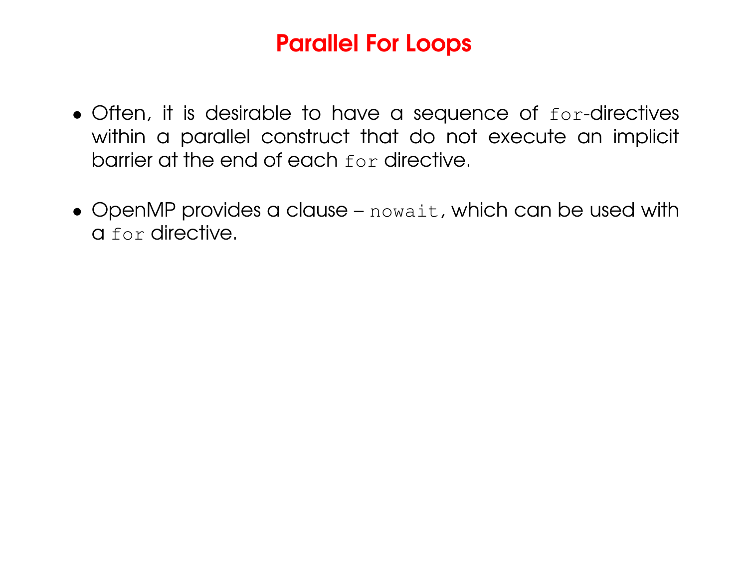# Parallel For Loops

- Often, it is desirable to have a sequence of `for`-directives within a parallel construct that do not execute an implicit barrier at the end of each `for` directive.
- OpenMP provides a clause – `nowait`, which can be used with a `for` directive.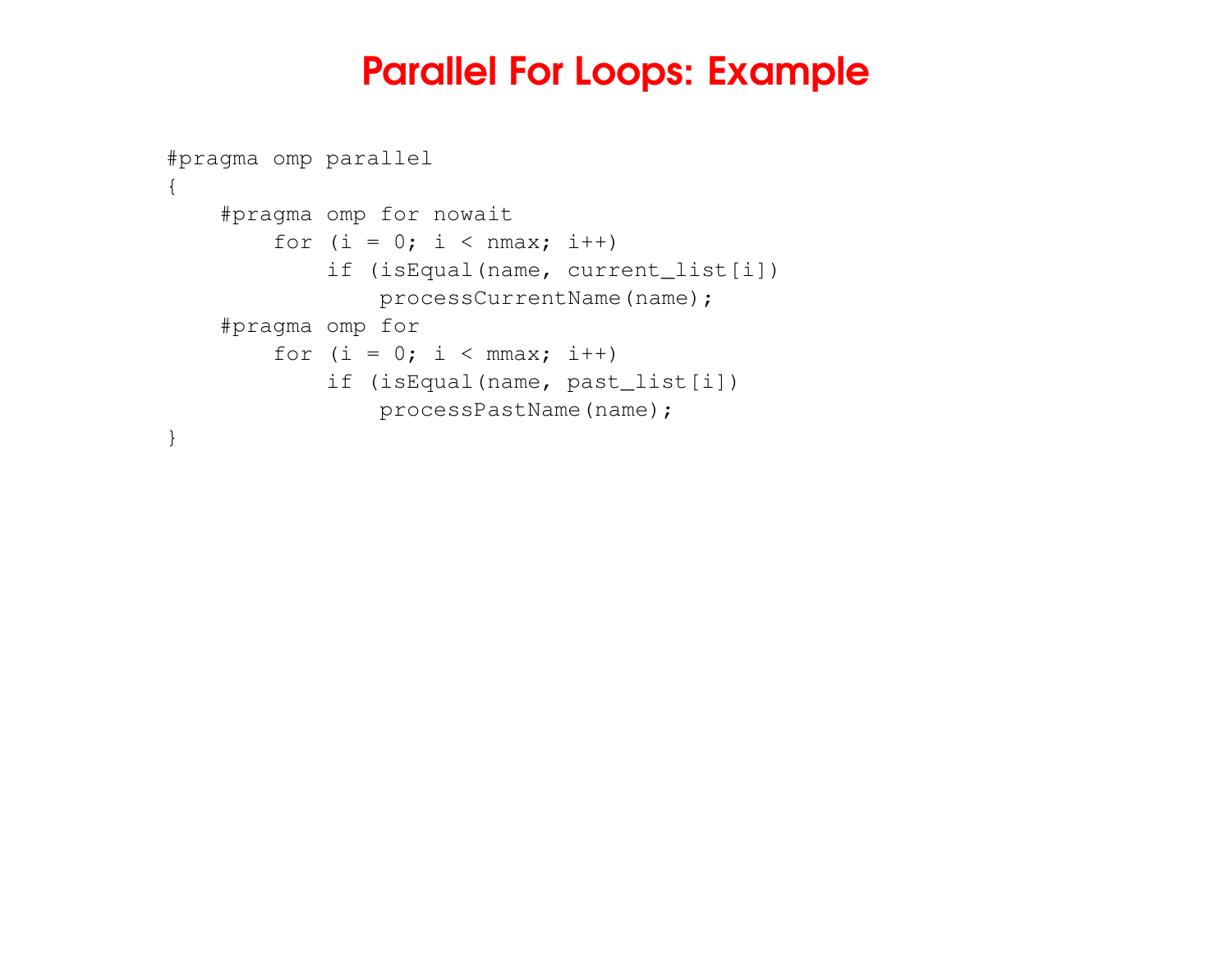# Parallel For Loops: Example

```
#pragma omp parallel
{
    #pragma omp for nowait
        for (i = 0; i < nmax; i++)
            if (isEqual(name, current_list[i])
                processCurrentName(name);
    #pragma omp for
        for (i = 0; i < mmax; i++)
            if (isEqual(name, past_list[i])
                processPastName(name);
}
```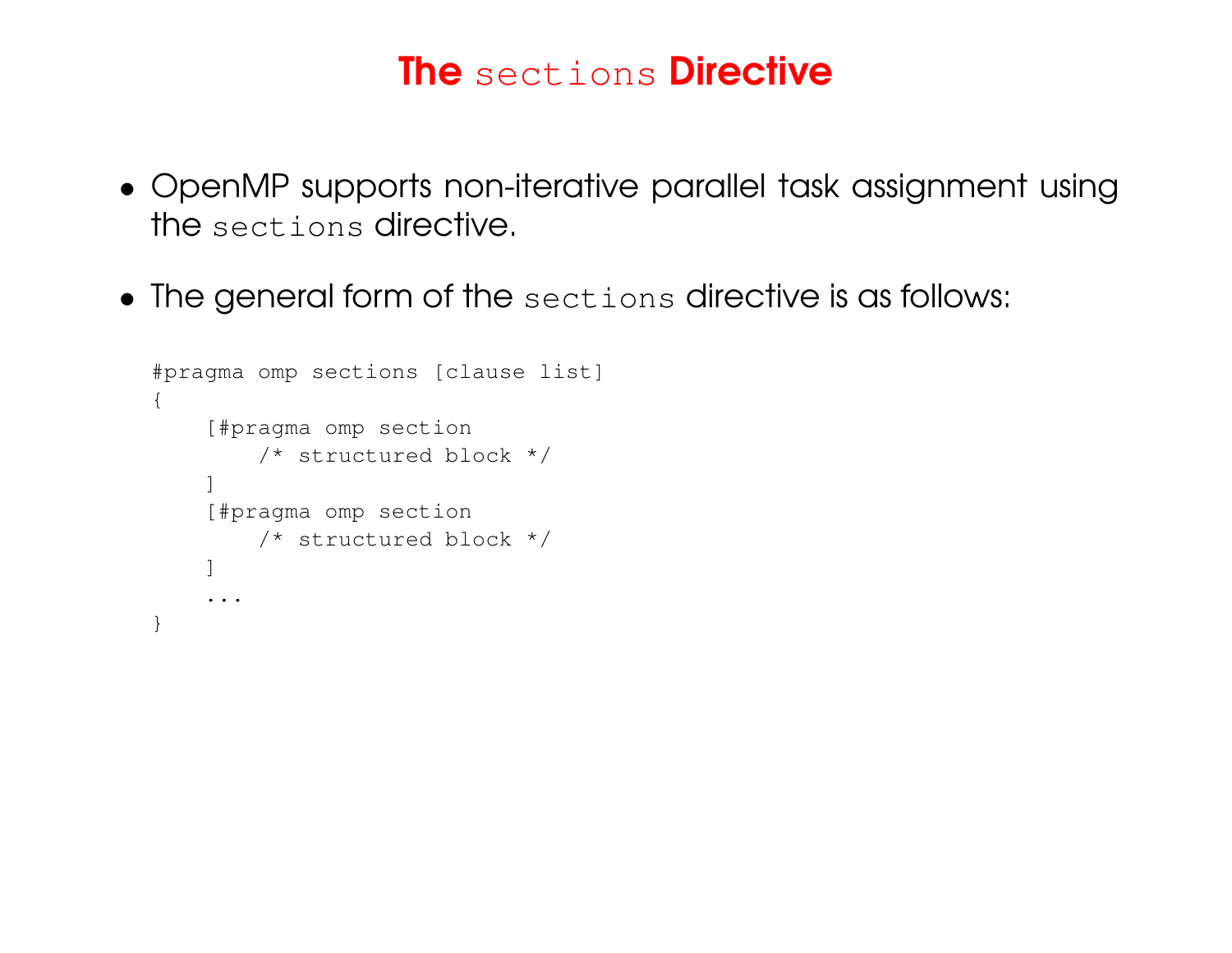# The `sections` Directive

- OpenMP supports non-iterative parallel task assignment using the `sections` directive.
- The general form of the `sections` directive is as follows:

```
#pragma omp sections [clause list]
{
    [#pragma omp section
        /* structured block */
    ]
    [#pragma omp section
        /* structured block */
    ]
    ...
}
```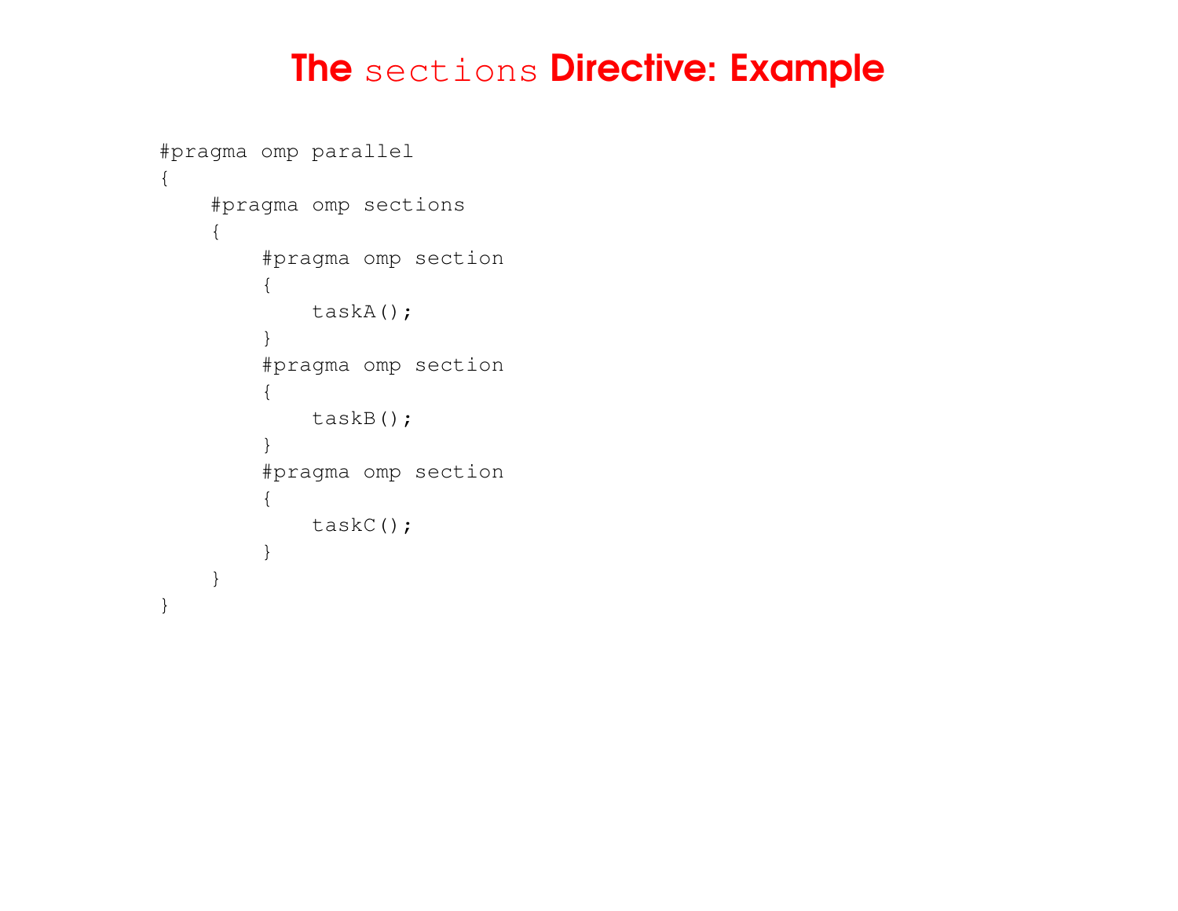# The `sections` Directive: Example

```
#pragma omp parallel
{
    #pragma omp sections
    {
        #pragma omp section
        {
            taskA();
        }
        #pragma omp section
        {
            taskB();
        }
        #pragma omp section
        {
            taskC();
        }
    }
}
```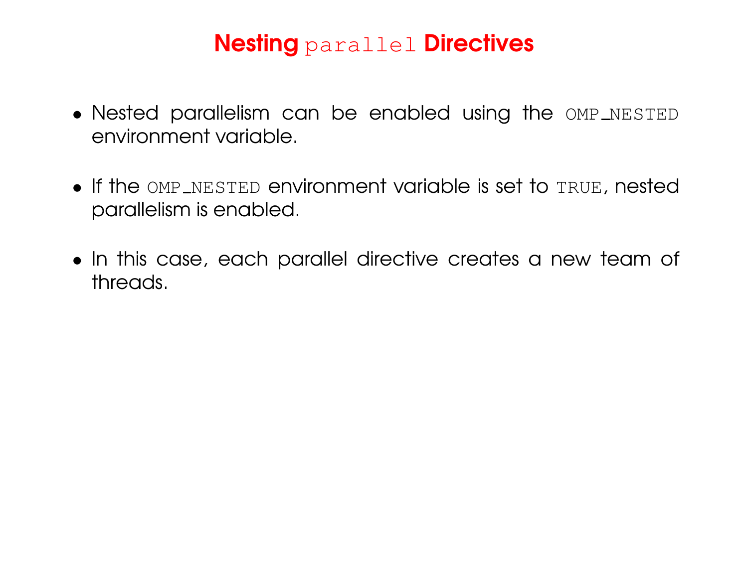# Nesting `parallel` Directives

- Nested parallelism can be enabled using the `OMP_NESTED` environment variable.

- If the `OMP_NESTED` environment variable is set to `TRUE`, nested parallelism is enabled.

- In this case, each parallel directive creates a new team of threads.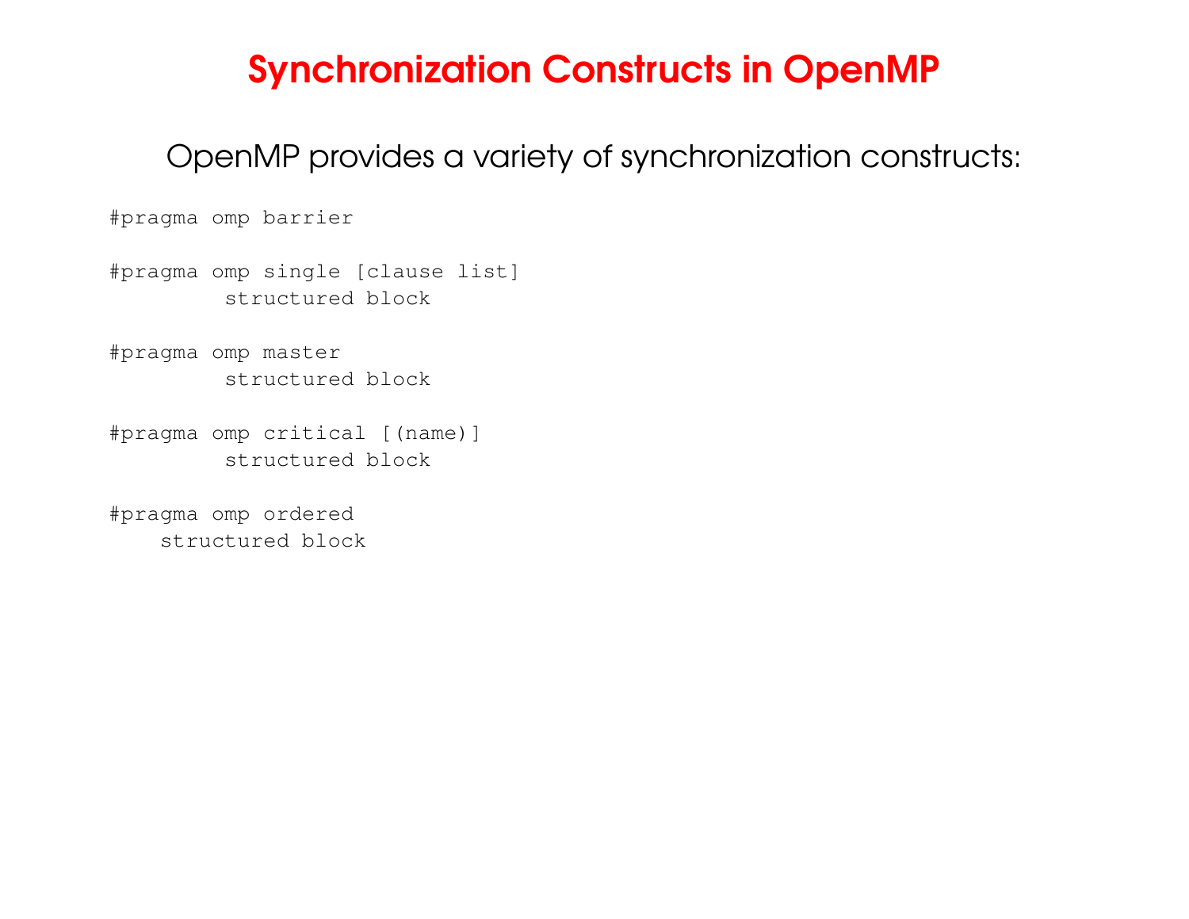# Synchronization Constructs in OpenMP

OpenMP provides a variety of synchronization constructs:

```
#pragma omp barrier

#pragma omp single [clause list]
         structured block

#pragma omp master
         structured block

#pragma omp critical [(name)]
         structured block

#pragma omp ordered
    structured block
```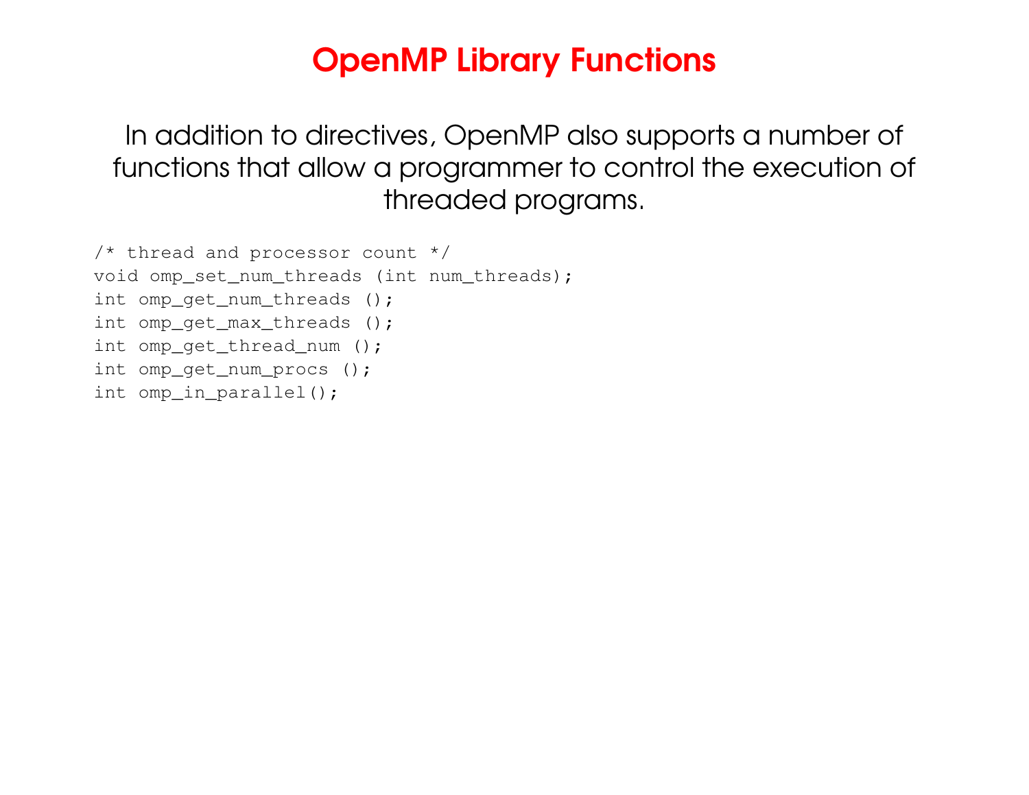# OpenMP Library Functions

In addition to directives, OpenMP also supports a number of functions that allow a programmer to control the execution of threaded programs.

```
/* thread and processor count */
void omp_set_num_threads (int num_threads);
int omp_get_num_threads ();
int omp_get_max_threads ();
int omp_get_thread_num ();
int omp_get_num_procs ();
int omp_in_parallel();
```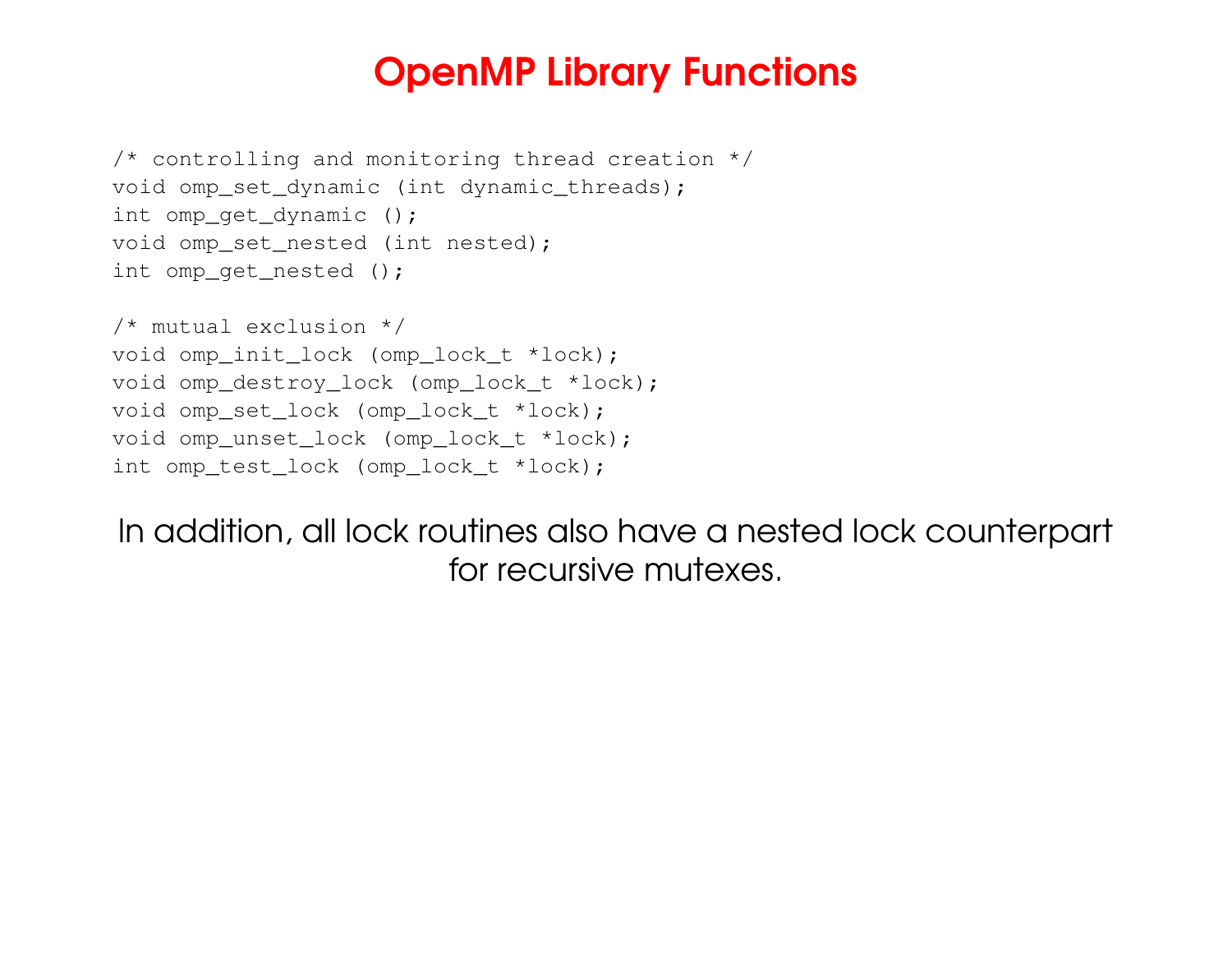# OpenMP Library Functions

```
/* controlling and monitoring thread creation */
void omp_set_dynamic (int dynamic_threads);
int omp_get_dynamic ();
void omp_set_nested (int nested);
int omp_get_nested ();

/* mutual exclusion */
void omp_init_lock (omp_lock_t *lock);
void omp_destroy_lock (omp_lock_t *lock);
void omp_set_lock (omp_lock_t *lock);
void omp_unset_lock (omp_lock_t *lock);
int omp_test_lock (omp_lock_t *lock);
```

In addition, all lock routines also have a nested lock counterpart for recursive mutexes.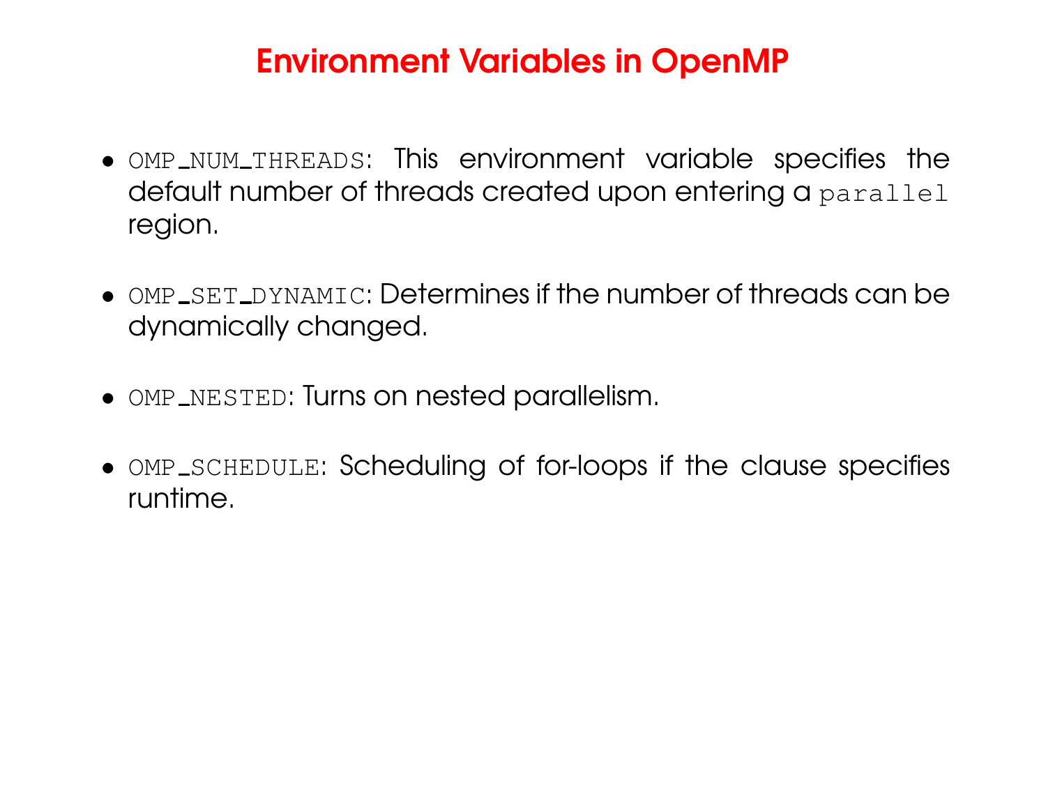# Environment Variables in OpenMP

- `OMP_NUM_THREADS`: This environment variable specifies the default number of threads created upon entering a `parallel` region.

- `OMP_SET_DYNAMIC`: Determines if the number of threads can be dynamically changed.

- `OMP_NESTED`: Turns on nested parallelism.

- `OMP_SCHEDULE`: Scheduling of for-loops if the clause specifies runtime.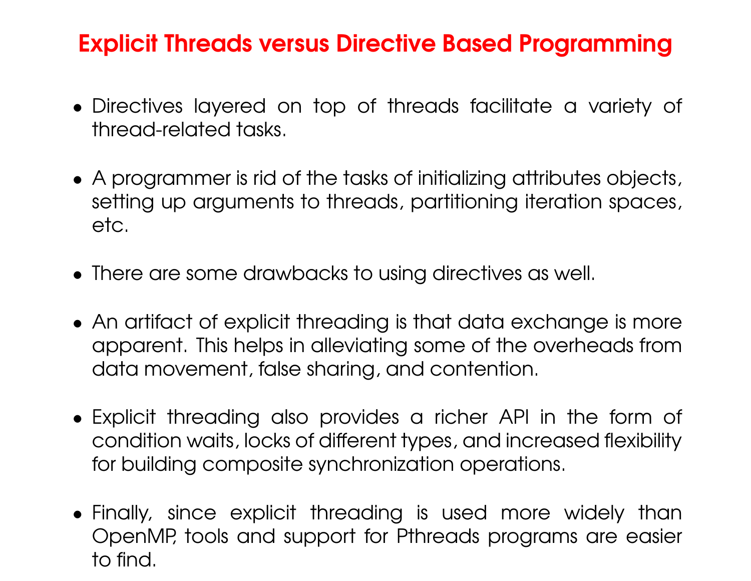# Explicit Threads versus Directive Based Programming

- Directives layered on top of threads facilitate a variety of thread-related tasks.
- A programmer is rid of the tasks of initializing attributes objects, setting up arguments to threads, partitioning iteration spaces, etc.
- There are some drawbacks to using directives as well.
- An artifact of explicit threading is that data exchange is more apparent. This helps in alleviating some of the overheads from data movement, false sharing, and contention.
- Explicit threading also provides a richer API in the form of condition waits, locks of different types, and increased flexibility for building composite synchronization operations.
- Finally, since explicit threading is used more widely than OpenMP, tools and support for Pthreads programs are easier to find.